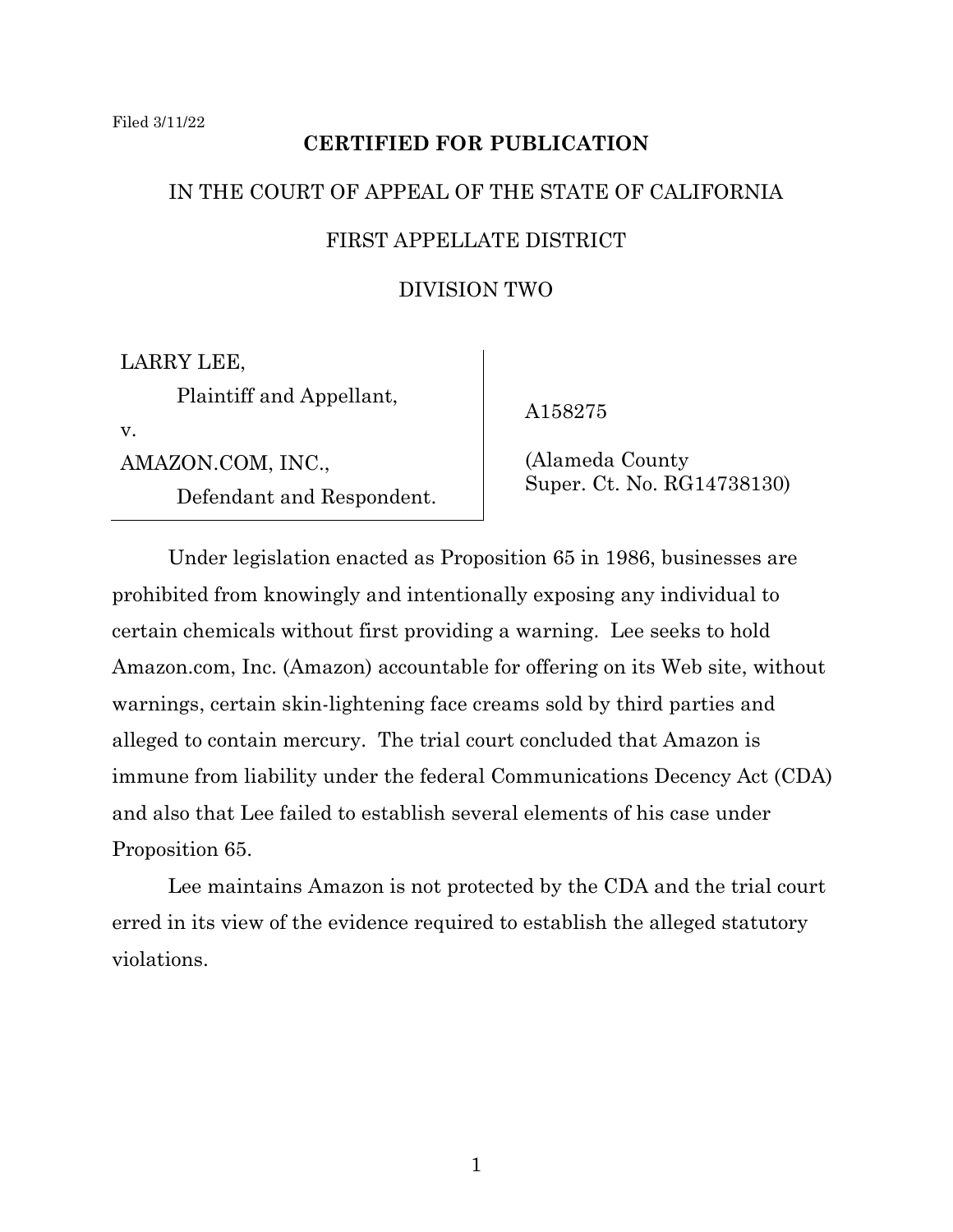Filed 3/11/22

**CERTIFIED FOR PUBLICATION**

IN THE COURT OF APPEAL OF THE STATE OF CALIFORNIA

FIRST APPELLATE DISTRICT

DIVISION TWO

| | |
|---|---|
| LARRY LEE,<br>Plaintiff and Appellant,<br>v.<br>AMAZON.COM, INC.,<br>Defendant and Respondent. | A158275<br><br>(Alameda County Super. Ct. No. RG14738130) |

Under legislation enacted as Proposition 65 in 1986, businesses are prohibited from knowingly and intentionally exposing any individual to certain chemicals without first providing a warning. Lee seeks to hold Amazon.com, Inc. (Amazon) accountable for offering on its Web site, without warnings, certain skin-lightening face creams sold by third parties and alleged to contain mercury. The trial court concluded that Amazon is immune from liability under the federal Communications Decency Act (CDA) and also that Lee failed to establish several elements of his case under Proposition 65.

Lee maintains Amazon is not protected by the CDA and the trial court erred in its view of the evidence required to establish the alleged statutory violations.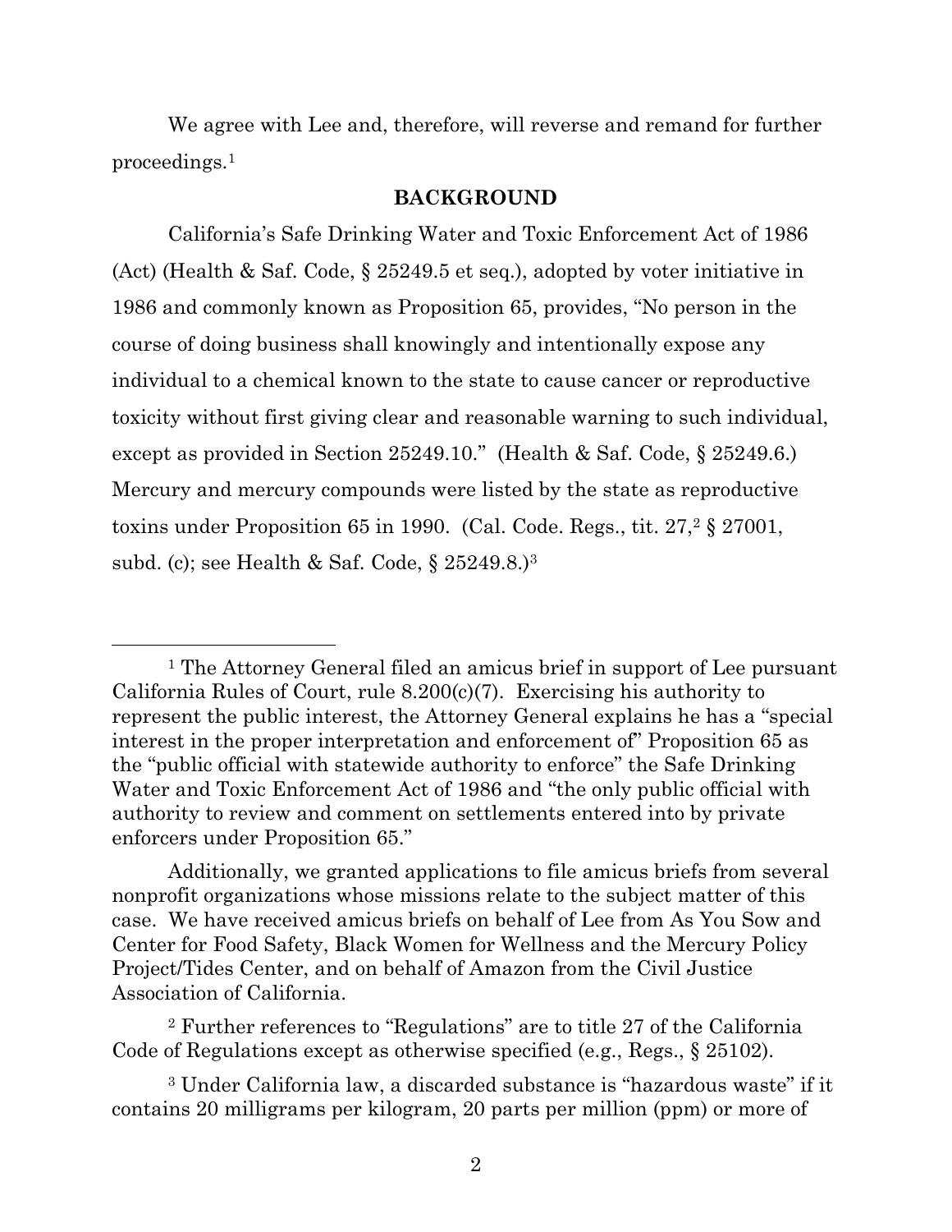We agree with Lee and, therefore, will reverse and remand for further proceedings.[1]

## BACKGROUND

California's Safe Drinking Water and Toxic Enforcement Act of 1986 (Act) (Health & Saf. Code, § 25249.5 et seq.), adopted by voter initiative in 1986 and commonly known as Proposition 65, provides, "No person in the course of doing business shall knowingly and intentionally expose any individual to a chemical known to the state to cause cancer or reproductive toxicity without first giving clear and reasonable warning to such individual, except as provided in Section 25249.10." (Health & Saf. Code, § 25249.6.) Mercury and mercury compounds were listed by the state as reproductive toxins under Proposition 65 in 1990. (Cal. Code. Regs., tit. 27,[2] § 27001, subd. (c); see Health & Saf. Code, § 25249.8.)[3]

---

[1] The Attorney General filed an amicus brief in support of Lee pursuant California Rules of Court, rule 8.200(c)(7). Exercising his authority to represent the public interest, the Attorney General explains he has a "special interest in the proper interpretation and enforcement of" Proposition 65 as the "public official with statewide authority to enforce" the Safe Drinking Water and Toxic Enforcement Act of 1986 and "the only public official with authority to review and comment on settlements entered into by private enforcers under Proposition 65."

Additionally, we granted applications to file amicus briefs from several nonprofit organizations whose missions relate to the subject matter of this case. We have received amicus briefs on behalf of Lee from As You Sow and Center for Food Safety, Black Women for Wellness and the Mercury Policy Project/Tides Center, and on behalf of Amazon from the Civil Justice Association of California.

[2] Further references to "Regulations" are to title 27 of the California Code of Regulations except as otherwise specified (e.g., Regs., § 25102).

[3] Under California law, a discarded substance is "hazardous waste" if it contains 20 milligrams per kilogram, 20 parts per million (ppm) or more of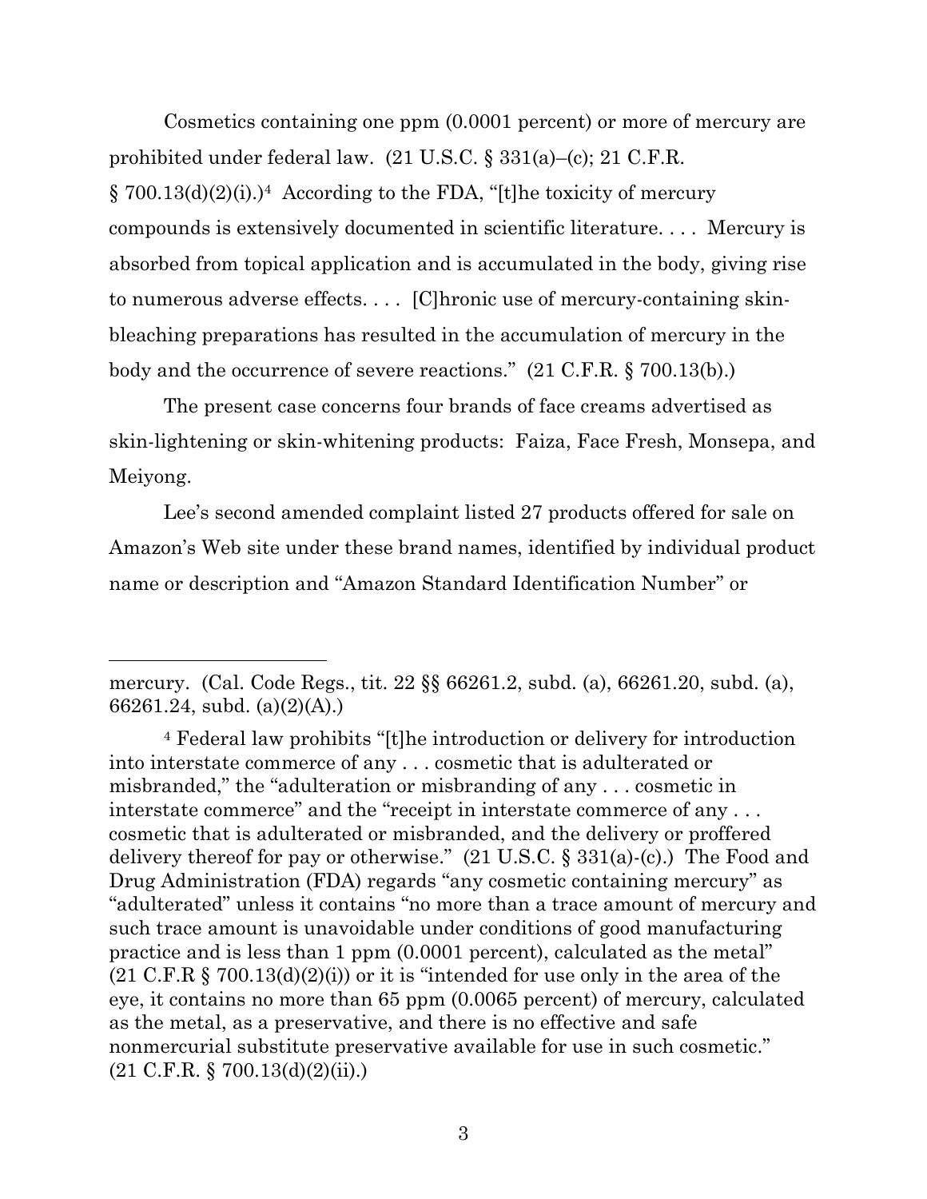Cosmetics containing one ppm (0.0001 percent) or more of mercury are prohibited under federal law. (21 U.S.C. § 331(a)–(c); 21 C.F.R. § 700.13(d)(2)(i).)[4] According to the FDA, "[t]he toxicity of mercury compounds is extensively documented in scientific literature. . . . Mercury is absorbed from topical application and is accumulated in the body, giving rise to numerous adverse effects. . . . [C]hronic use of mercury-containing skin-bleaching preparations has resulted in the accumulation of mercury in the body and the occurrence of severe reactions." (21 C.F.R. § 700.13(b).)

The present case concerns four brands of face creams advertised as skin-lightening or skin-whitening products: Faiza, Face Fresh, Monsepa, and Meiyong.

Lee's second amended complaint listed 27 products offered for sale on Amazon's Web site under these brand names, identified by individual product name or description and "Amazon Standard Identification Number" or

---

mercury. (Cal. Code Regs., tit. 22 §§ 66261.2, subd. (a), 66261.20, subd. (a), 66261.24, subd. (a)(2)(A).)

[4] Federal law prohibits "[t]he introduction or delivery for introduction into interstate commerce of any . . . cosmetic that is adulterated or misbranded," the "adulteration or misbranding of any . . . cosmetic in interstate commerce" and the "receipt in interstate commerce of any . . . cosmetic that is adulterated or misbranded, and the delivery or proffered delivery thereof for pay or otherwise." (21 U.S.C. § 331(a)-(c).) The Food and Drug Administration (FDA) regards "any cosmetic containing mercury" as "adulterated" unless it contains "no more than a trace amount of mercury and such trace amount is unavoidable under conditions of good manufacturing practice and is less than 1 ppm (0.0001 percent), calculated as the metal" (21 C.F.R § 700.13(d)(2)(i)) or it is "intended for use only in the area of the eye, it contains no more than 65 ppm (0.0065 percent) of mercury, calculated as the metal, as a preservative, and there is no effective and safe nonmercurial substitute preservative available for use in such cosmetic." (21 C.F.R. § 700.13(d)(2)(ii).)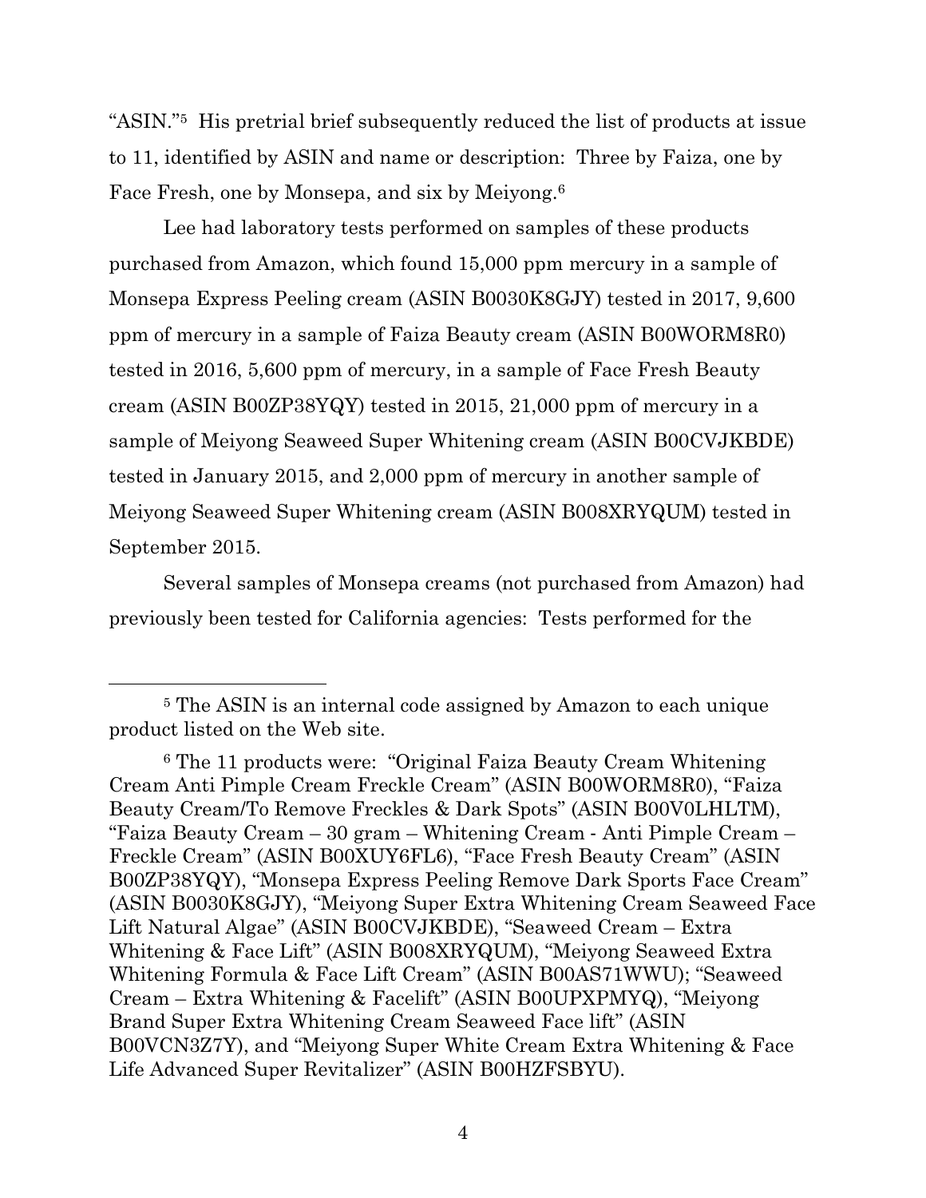"ASIN."[5] His pretrial brief subsequently reduced the list of products at issue to 11, identified by ASIN and name or description: Three by Faiza, one by Face Fresh, one by Monsepa, and six by Meiyong.[6]

Lee had laboratory tests performed on samples of these products purchased from Amazon, which found 15,000 ppm mercury in a sample of Monsepa Express Peeling cream (ASIN B0030K8GJY) tested in 2017, 9,600 ppm of mercury in a sample of Faiza Beauty cream (ASIN B00WORM8R0) tested in 2016, 5,600 ppm of mercury, in a sample of Face Fresh Beauty cream (ASIN B00ZP38YQY) tested in 2015, 21,000 ppm of mercury in a sample of Meiyong Seaweed Super Whitening cream (ASIN B00CVJKBDE) tested in January 2015, and 2,000 ppm of mercury in another sample of Meiyong Seaweed Super Whitening cream (ASIN B008XRYQUM) tested in September 2015.

Several samples of Monsepa creams (not purchased from Amazon) had previously been tested for California agencies: Tests performed for the

---

[5] The ASIN is an internal code assigned by Amazon to each unique product listed on the Web site.

[6] The 11 products were: "Original Faiza Beauty Cream Whitening Cream Anti Pimple Cream Freckle Cream" (ASIN B00WORM8R0), "Faiza Beauty Cream/To Remove Freckles & Dark Spots" (ASIN B00V0LHLTM), "Faiza Beauty Cream – 30 gram – Whitening Cream - Anti Pimple Cream – Freckle Cream" (ASIN B00XUY6FL6), "Face Fresh Beauty Cream" (ASIN B00ZP38YQY), "Monsepa Express Peeling Remove Dark Sports Face Cream" (ASIN B0030K8GJY), "Meiyong Super Extra Whitening Cream Seaweed Face Lift Natural Algae" (ASIN B00CVJKBDE), "Seaweed Cream – Extra Whitening & Face Lift" (ASIN B008XRYQUM), "Meiyong Seaweed Extra Whitening Formula & Face Lift Cream" (ASIN B00AS71WWU); "Seaweed Cream – Extra Whitening & Facelift" (ASIN B00UPXPMYQ), "Meiyong Brand Super Extra Whitening Cream Seaweed Face lift" (ASIN B00VCN3Z7Y), and "Meiyong Super White Cream Extra Whitening & Face Life Advanced Super Revitalizer" (ASIN B00HZFSBYU).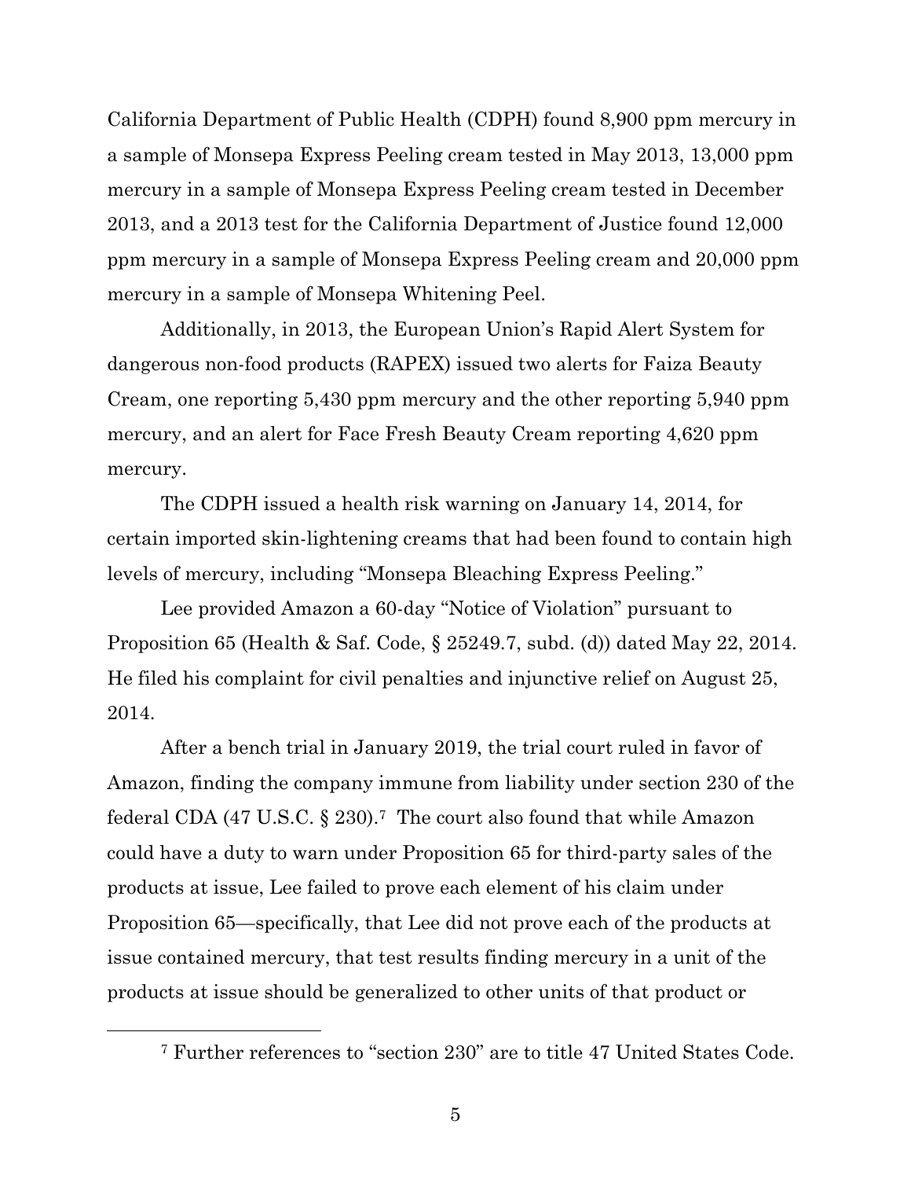California Department of Public Health (CDPH) found 8,900 ppm mercury in a sample of Monsepa Express Peeling cream tested in May 2013, 13,000 ppm mercury in a sample of Monsepa Express Peeling cream tested in December 2013, and a 2013 test for the California Department of Justice found 12,000 ppm mercury in a sample of Monsepa Express Peeling cream and 20,000 ppm mercury in a sample of Monsepa Whitening Peel.

Additionally, in 2013, the European Union's Rapid Alert System for dangerous non-food products (RAPEX) issued two alerts for Faiza Beauty Cream, one reporting 5,430 ppm mercury and the other reporting 5,940 ppm mercury, and an alert for Face Fresh Beauty Cream reporting 4,620 ppm mercury.

The CDPH issued a health risk warning on January 14, 2014, for certain imported skin-lightening creams that had been found to contain high levels of mercury, including "Monsepa Bleaching Express Peeling."

Lee provided Amazon a 60-day "Notice of Violation" pursuant to Proposition 65 (Health & Saf. Code, § 25249.7, subd. (d)) dated May 22, 2014. He filed his complaint for civil penalties and injunctive relief on August 25, 2014.

After a bench trial in January 2019, the trial court ruled in favor of Amazon, finding the company immune from liability under section 230 of the federal CDA (47 U.S.C. § 230).[7] The court also found that while Amazon could have a duty to warn under Proposition 65 for third-party sales of the products at issue, Lee failed to prove each element of his claim under Proposition 65—specifically, that Lee did not prove each of the products at issue contained mercury, that test results finding mercury in a unit of the products at issue should be generalized to other units of that product or

[7] Further references to "section 230" are to title 47 United States Code.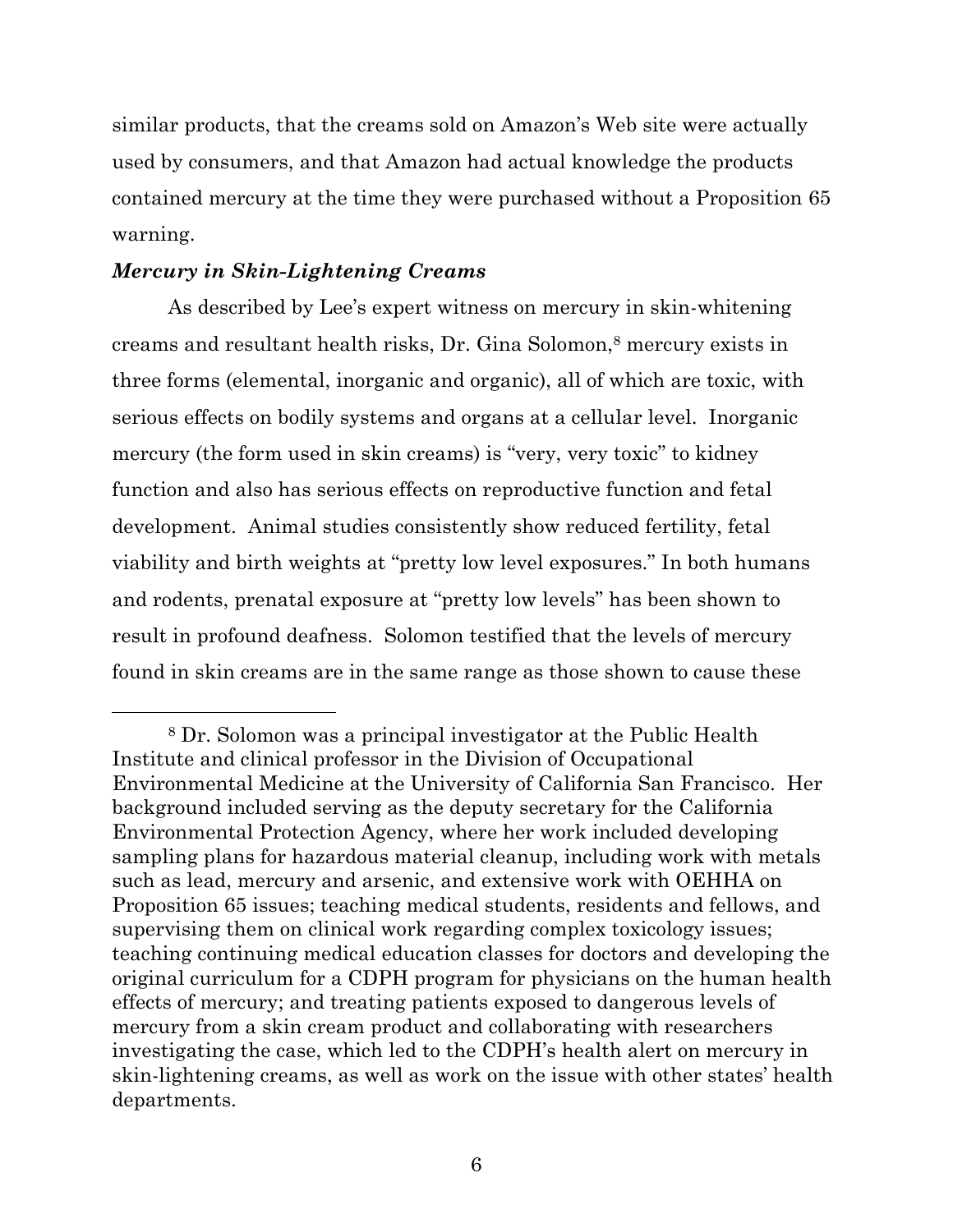similar products, that the creams sold on Amazon's Web site were actually used by consumers, and that Amazon had actual knowledge the products contained mercury at the time they were purchased without a Proposition 65 warning.

***Mercury in Skin-Lightening Creams***

As described by Lee's expert witness on mercury in skin-whitening creams and resultant health risks, Dr. Gina Solomon,[8] mercury exists in three forms (elemental, inorganic and organic), all of which are toxic, with serious effects on bodily systems and organs at a cellular level. Inorganic mercury (the form used in skin creams) is "very, very toxic" to kidney function and also has serious effects on reproductive function and fetal development. Animal studies consistently show reduced fertility, fetal viability and birth weights at "pretty low level exposures." In both humans and rodents, prenatal exposure at "pretty low levels" has been shown to result in profound deafness. Solomon testified that the levels of mercury found in skin creams are in the same range as those shown to cause these

---

[8] Dr. Solomon was a principal investigator at the Public Health Institute and clinical professor in the Division of Occupational Environmental Medicine at the University of California San Francisco. Her background included serving as the deputy secretary for the California Environmental Protection Agency, where her work included developing sampling plans for hazardous material cleanup, including work with metals such as lead, mercury and arsenic, and extensive work with OEHHA on Proposition 65 issues; teaching medical students, residents and fellows, and supervising them on clinical work regarding complex toxicology issues; teaching continuing medical education classes for doctors and developing the original curriculum for a CDPH program for physicians on the human health effects of mercury; and treating patients exposed to dangerous levels of mercury from a skin cream product and collaborating with researchers investigating the case, which led to the CDPH's health alert on mercury in skin-lightening creams, as well as work on the issue with other states' health departments.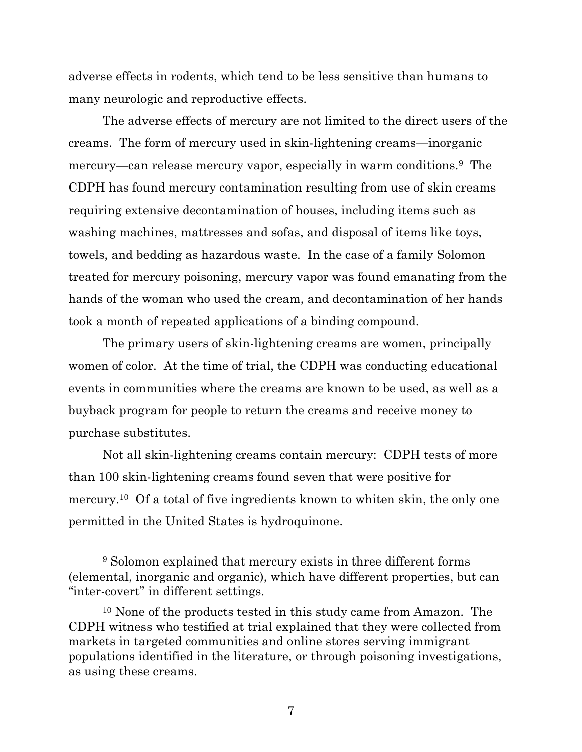adverse effects in rodents, which tend to be less sensitive than humans to many neurologic and reproductive effects.

The adverse effects of mercury are not limited to the direct users of the creams. The form of mercury used in skin-lightening creams—inorganic mercury—can release mercury vapor, especially in warm conditions.[9] The CDPH has found mercury contamination resulting from use of skin creams requiring extensive decontamination of houses, including items such as washing machines, mattresses and sofas, and disposal of items like toys, towels, and bedding as hazardous waste. In the case of a family Solomon treated for mercury poisoning, mercury vapor was found emanating from the hands of the woman who used the cream, and decontamination of her hands took a month of repeated applications of a binding compound.

The primary users of skin-lightening creams are women, principally women of color. At the time of trial, the CDPH was conducting educational events in communities where the creams are known to be used, as well as a buyback program for people to return the creams and receive money to purchase substitutes.

Not all skin-lightening creams contain mercury: CDPH tests of more than 100 skin-lightening creams found seven that were positive for mercury.[10] Of a total of five ingredients known to whiten skin, the only one permitted in the United States is hydroquinone.

---

[9] Solomon explained that mercury exists in three different forms (elemental, inorganic and organic), which have different properties, but can "inter-covert" in different settings.

[10] None of the products tested in this study came from Amazon. The CDPH witness who testified at trial explained that they were collected from markets in targeted communities and online stores serving immigrant populations identified in the literature, or through poisoning investigations, as using these creams.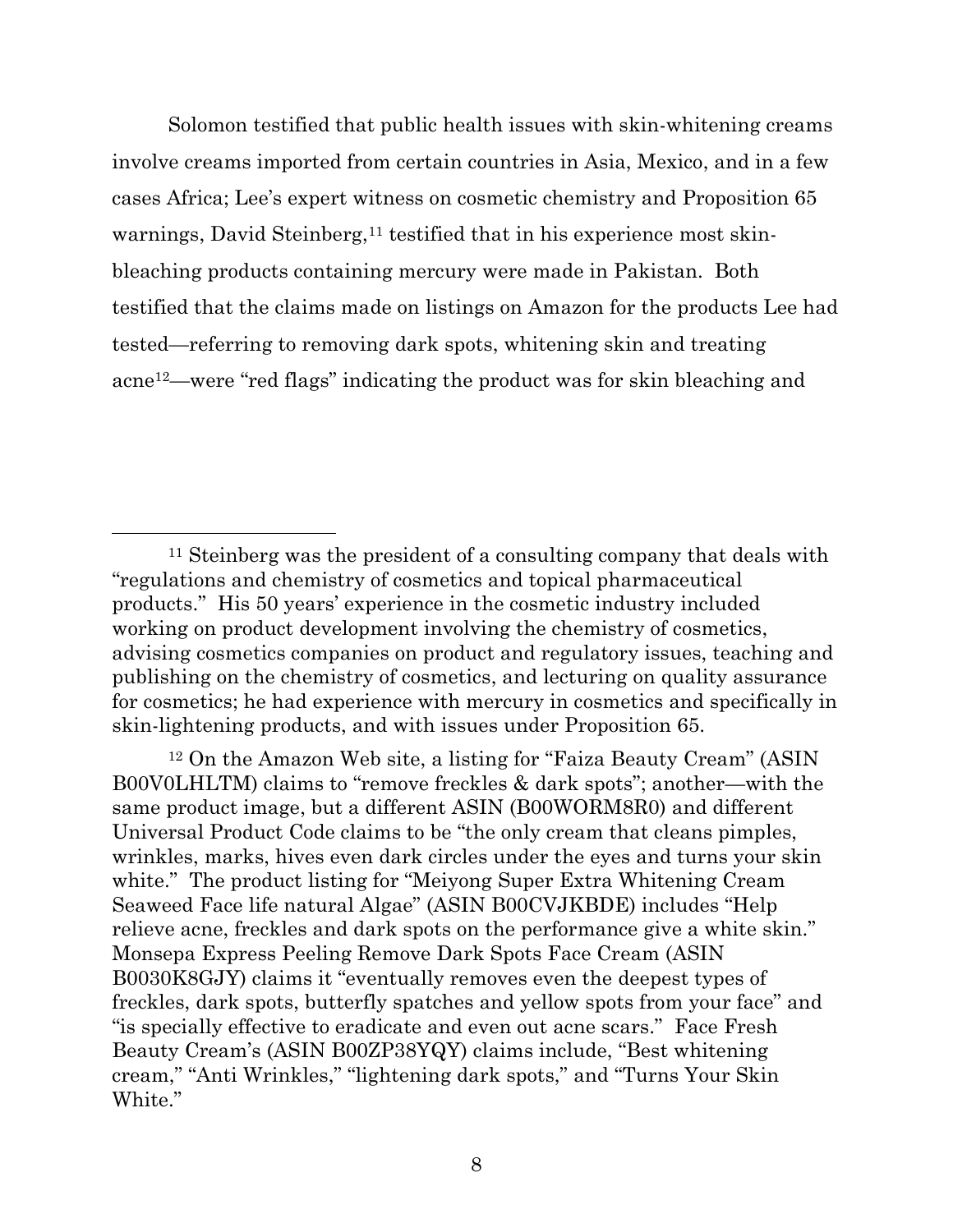Solomon testified that public health issues with skin-whitening creams involve creams imported from certain countries in Asia, Mexico, and in a few cases Africa; Lee's expert witness on cosmetic chemistry and Proposition 65 warnings, David Steinberg,[11] testified that in his experience most skin-bleaching products containing mercury were made in Pakistan. Both testified that the claims made on listings on Amazon for the products Lee had tested—referring to removing dark spots, whitening skin and treating acne[12]—were "red flags" indicating the product was for skin bleaching and

---

[11] Steinberg was the president of a consulting company that deals with "regulations and chemistry of cosmetics and topical pharmaceutical products." His 50 years' experience in the cosmetic industry included working on product development involving the chemistry of cosmetics, advising cosmetics companies on product and regulatory issues, teaching and publishing on the chemistry of cosmetics, and lecturing on quality assurance for cosmetics; he had experience with mercury in cosmetics and specifically in skin-lightening products, and with issues under Proposition 65.

[12] On the Amazon Web site, a listing for "Faiza Beauty Cream" (ASIN B00V0LHLTM) claims to "remove freckles & dark spots"; another—with the same product image, but a different ASIN (B00WORM8R0) and different Universal Product Code claims to be "the only cream that cleans pimples, wrinkles, marks, hives even dark circles under the eyes and turns your skin white." The product listing for "Meiyong Super Extra Whitening Cream Seaweed Face life natural Algae" (ASIN B00CVJKBDE) includes "Help relieve acne, freckles and dark spots on the performance give a white skin." Monsepa Express Peeling Remove Dark Spots Face Cream (ASIN B0030K8GJY) claims it "eventually removes even the deepest types of freckles, dark spots, butterfly spatches and yellow spots from your face" and "is specially effective to eradicate and even out acne scars." Face Fresh Beauty Cream's (ASIN B00ZP38YQY) claims include, "Best whitening cream," "Anti Wrinkles," "lightening dark spots," and "Turns Your Skin White."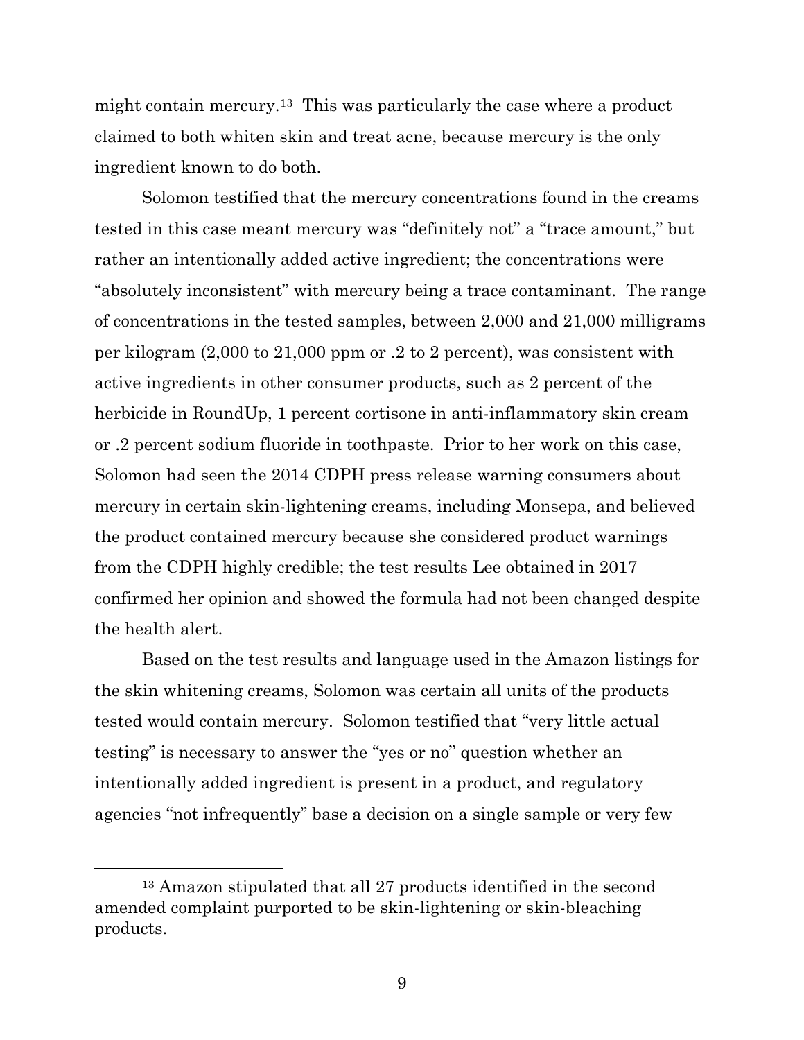might contain mercury.[13] This was particularly the case where a product claimed to both whiten skin and treat acne, because mercury is the only ingredient known to do both.

Solomon testified that the mercury concentrations found in the creams tested in this case meant mercury was "definitely not" a "trace amount," but rather an intentionally added active ingredient; the concentrations were "absolutely inconsistent" with mercury being a trace contaminant. The range of concentrations in the tested samples, between 2,000 and 21,000 milligrams per kilogram (2,000 to 21,000 ppm or .2 to 2 percent), was consistent with active ingredients in other consumer products, such as 2 percent of the herbicide in RoundUp, 1 percent cortisone in anti-inflammatory skin cream or .2 percent sodium fluoride in toothpaste. Prior to her work on this case, Solomon had seen the 2014 CDPH press release warning consumers about mercury in certain skin-lightening creams, including Monsepa, and believed the product contained mercury because she considered product warnings from the CDPH highly credible; the test results Lee obtained in 2017 confirmed her opinion and showed the formula had not been changed despite the health alert.

Based on the test results and language used in the Amazon listings for the skin whitening creams, Solomon was certain all units of the products tested would contain mercury. Solomon testified that "very little actual testing" is necessary to answer the "yes or no" question whether an intentionally added ingredient is present in a product, and regulatory agencies "not infrequently" base a decision on a single sample or very few

[13] Amazon stipulated that all 27 products identified in the second amended complaint purported to be skin-lightening or skin-bleaching products.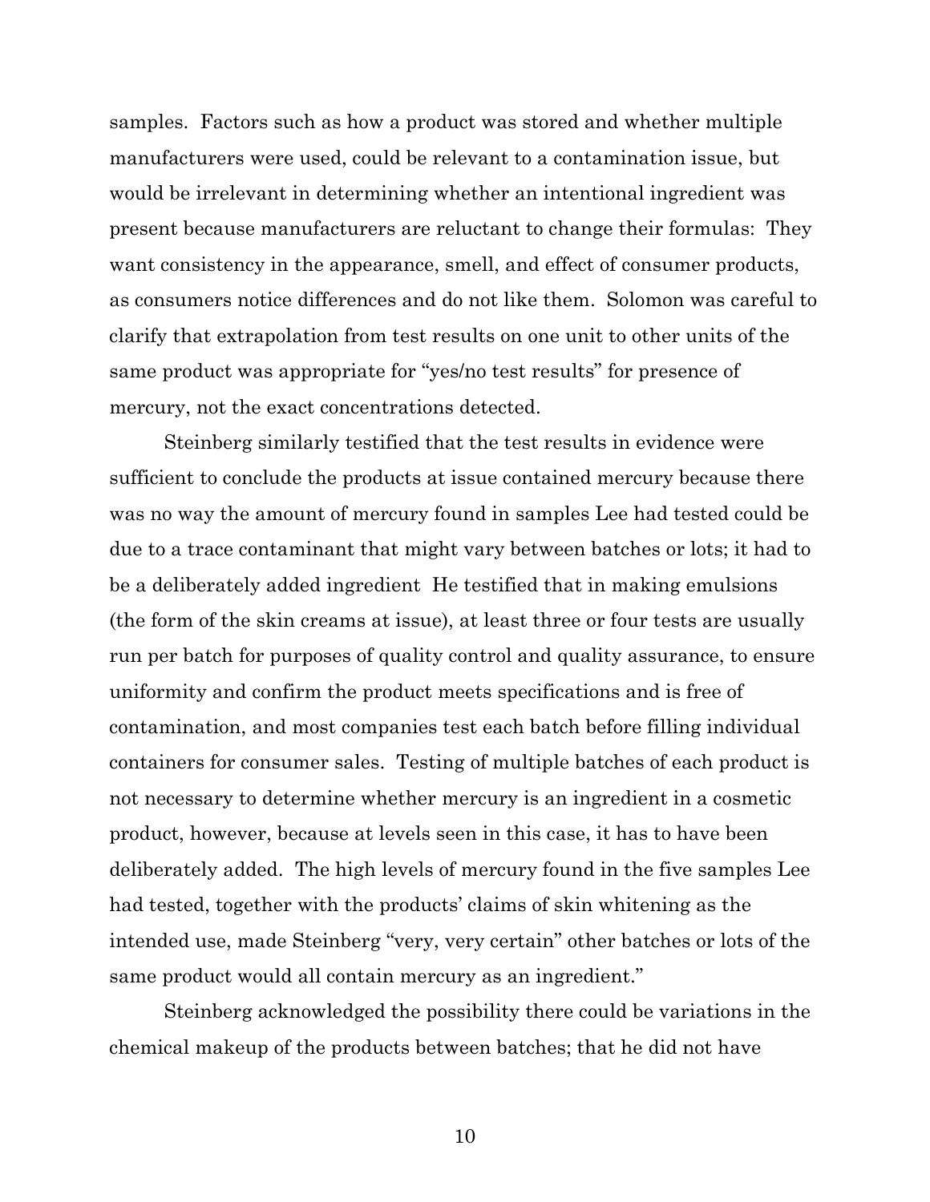samples. Factors such as how a product was stored and whether multiple manufacturers were used, could be relevant to a contamination issue, but would be irrelevant in determining whether an intentional ingredient was present because manufacturers are reluctant to change their formulas: They want consistency in the appearance, smell, and effect of consumer products, as consumers notice differences and do not like them. Solomon was careful to clarify that extrapolation from test results on one unit to other units of the same product was appropriate for "yes/no test results" for presence of mercury, not the exact concentrations detected.

Steinberg similarly testified that the test results in evidence were sufficient to conclude the products at issue contained mercury because there was no way the amount of mercury found in samples Lee had tested could be due to a trace contaminant that might vary between batches or lots; it had to be a deliberately added ingredient He testified that in making emulsions (the form of the skin creams at issue), at least three or four tests are usually run per batch for purposes of quality control and quality assurance, to ensure uniformity and confirm the product meets specifications and is free of contamination, and most companies test each batch before filling individual containers for consumer sales. Testing of multiple batches of each product is not necessary to determine whether mercury is an ingredient in a cosmetic product, however, because at levels seen in this case, it has to have been deliberately added. The high levels of mercury found in the five samples Lee had tested, together with the products' claims of skin whitening as the intended use, made Steinberg "very, very certain" other batches or lots of the same product would all contain mercury as an ingredient."

Steinberg acknowledged the possibility there could be variations in the chemical makeup of the products between batches; that he did not have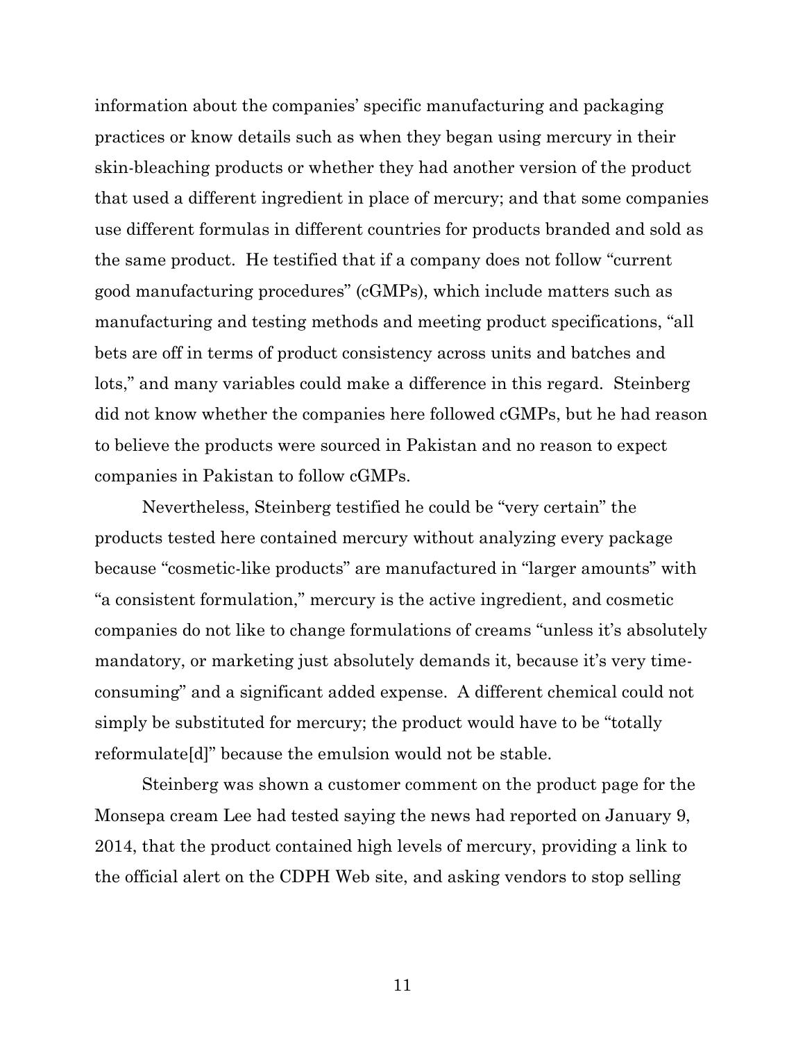information about the companies' specific manufacturing and packaging practices or know details such as when they began using mercury in their skin-bleaching products or whether they had another version of the product that used a different ingredient in place of mercury; and that some companies use different formulas in different countries for products branded and sold as the same product. He testified that if a company does not follow "current good manufacturing procedures" (cGMPs), which include matters such as manufacturing and testing methods and meeting product specifications, "all bets are off in terms of product consistency across units and batches and lots," and many variables could make a difference in this regard. Steinberg did not know whether the companies here followed cGMPs, but he had reason to believe the products were sourced in Pakistan and no reason to expect companies in Pakistan to follow cGMPs.

Nevertheless, Steinberg testified he could be "very certain" the products tested here contained mercury without analyzing every package because "cosmetic-like products" are manufactured in "larger amounts" with "a consistent formulation," mercury is the active ingredient, and cosmetic companies do not like to change formulations of creams "unless it's absolutely mandatory, or marketing just absolutely demands it, because it's very time-consuming" and a significant added expense. A different chemical could not simply be substituted for mercury; the product would have to be "totally reformulate[d]" because the emulsion would not be stable.

Steinberg was shown a customer comment on the product page for the Monsepa cream Lee had tested saying the news had reported on January 9, 2014, that the product contained high levels of mercury, providing a link to the official alert on the CDPH Web site, and asking vendors to stop selling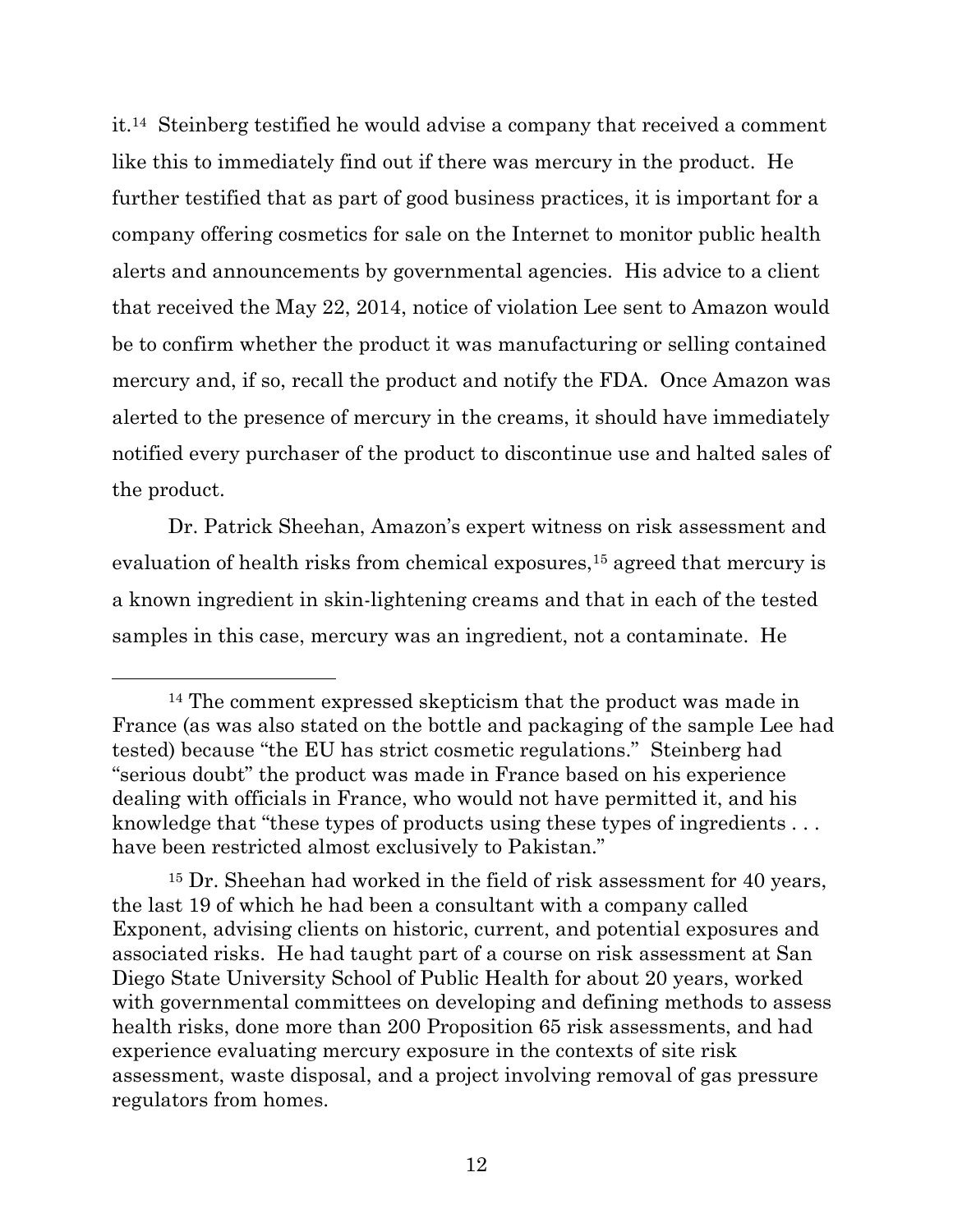it.[14] Steinberg testified he would advise a company that received a comment like this to immediately find out if there was mercury in the product. He further testified that as part of good business practices, it is important for a company offering cosmetics for sale on the Internet to monitor public health alerts and announcements by governmental agencies. His advice to a client that received the May 22, 2014, notice of violation Lee sent to Amazon would be to confirm whether the product it was manufacturing or selling contained mercury and, if so, recall the product and notify the FDA. Once Amazon was alerted to the presence of mercury in the creams, it should have immediately notified every purchaser of the product to discontinue use and halted sales of the product.

Dr. Patrick Sheehan, Amazon's expert witness on risk assessment and evaluation of health risks from chemical exposures,[15] agreed that mercury is a known ingredient in skin-lightening creams and that in each of the tested samples in this case, mercury was an ingredient, not a contaminate. He

---

[14] The comment expressed skepticism that the product was made in France (as was also stated on the bottle and packaging of the sample Lee had tested) because "the EU has strict cosmetic regulations." Steinberg had "serious doubt" the product was made in France based on his experience dealing with officials in France, who would not have permitted it, and his knowledge that "these types of products using these types of ingredients . . . have been restricted almost exclusively to Pakistan."

[15] Dr. Sheehan had worked in the field of risk assessment for 40 years, the last 19 of which he had been a consultant with a company called Exponent, advising clients on historic, current, and potential exposures and associated risks. He had taught part of a course on risk assessment at San Diego State University School of Public Health for about 20 years, worked with governmental committees on developing and defining methods to assess health risks, done more than 200 Proposition 65 risk assessments, and had experience evaluating mercury exposure in the contexts of site risk assessment, waste disposal, and a project involving removal of gas pressure regulators from homes.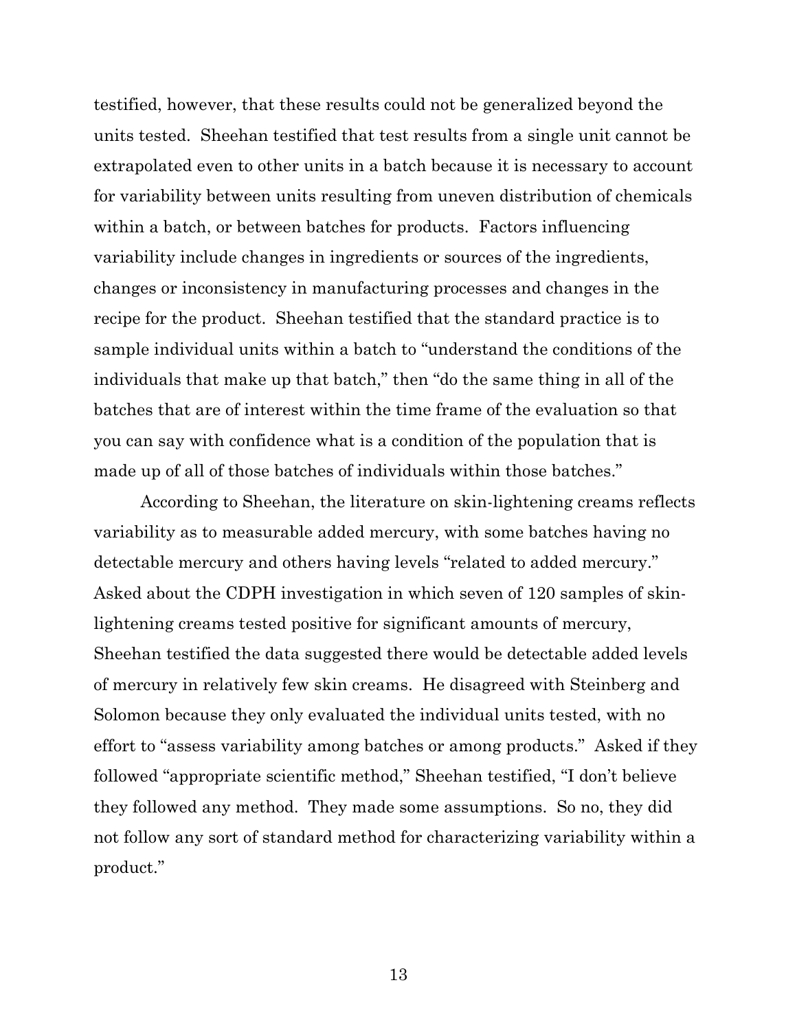testified, however, that these results could not be generalized beyond the units tested. Sheehan testified that test results from a single unit cannot be extrapolated even to other units in a batch because it is necessary to account for variability between units resulting from uneven distribution of chemicals within a batch, or between batches for products. Factors influencing variability include changes in ingredients or sources of the ingredients, changes or inconsistency in manufacturing processes and changes in the recipe for the product. Sheehan testified that the standard practice is to sample individual units within a batch to "understand the conditions of the individuals that make up that batch," then "do the same thing in all of the batches that are of interest within the time frame of the evaluation so that you can say with confidence what is a condition of the population that is made up of all of those batches of individuals within those batches."

According to Sheehan, the literature on skin-lightening creams reflects variability as to measurable added mercury, with some batches having no detectable mercury and others having levels "related to added mercury." Asked about the CDPH investigation in which seven of 120 samples of skin-lightening creams tested positive for significant amounts of mercury, Sheehan testified the data suggested there would be detectable added levels of mercury in relatively few skin creams. He disagreed with Steinberg and Solomon because they only evaluated the individual units tested, with no effort to "assess variability among batches or among products." Asked if they followed "appropriate scientific method," Sheehan testified, "I don't believe they followed any method. They made some assumptions. So no, they did not follow any sort of standard method for characterizing variability within a product."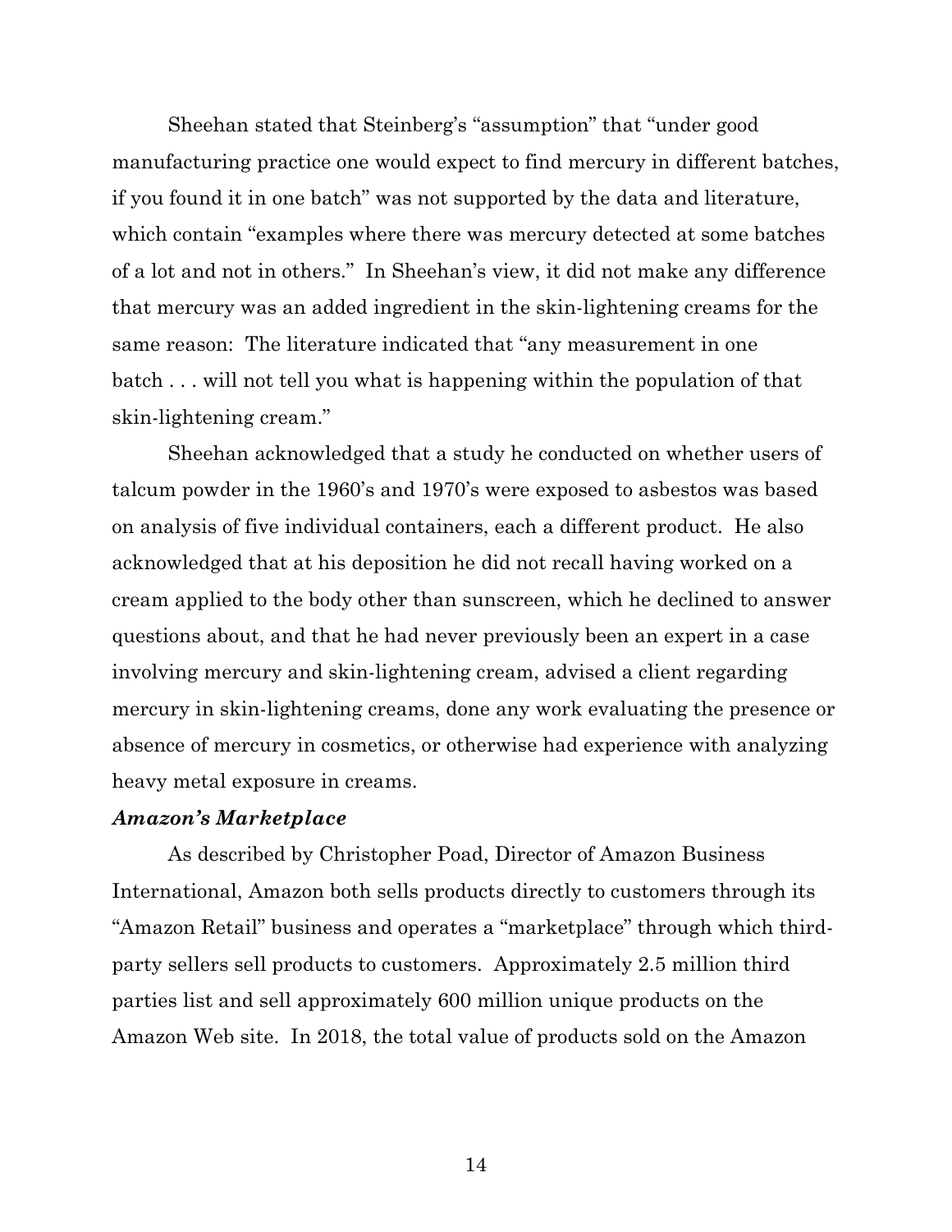Sheehan stated that Steinberg's "assumption" that "under good manufacturing practice one would expect to find mercury in different batches, if you found it in one batch" was not supported by the data and literature, which contain "examples where there was mercury detected at some batches of a lot and not in others." In Sheehan's view, it did not make any difference that mercury was an added ingredient in the skin-lightening creams for the same reason: The literature indicated that "any measurement in one batch . . . will not tell you what is happening within the population of that skin-lightening cream."

Sheehan acknowledged that a study he conducted on whether users of talcum powder in the 1960's and 1970's were exposed to asbestos was based on analysis of five individual containers, each a different product. He also acknowledged that at his deposition he did not recall having worked on a cream applied to the body other than sunscreen, which he declined to answer questions about, and that he had never previously been an expert in a case involving mercury and skin-lightening cream, advised a client regarding mercury in skin-lightening creams, done any work evaluating the presence or absence of mercury in cosmetics, or otherwise had experience with analyzing heavy metal exposure in creams.

***Amazon's Marketplace***

As described by Christopher Poad, Director of Amazon Business International, Amazon both sells products directly to customers through its "Amazon Retail" business and operates a "marketplace" through which third-party sellers sell products to customers. Approximately 2.5 million third parties list and sell approximately 600 million unique products on the Amazon Web site. In 2018, the total value of products sold on the Amazon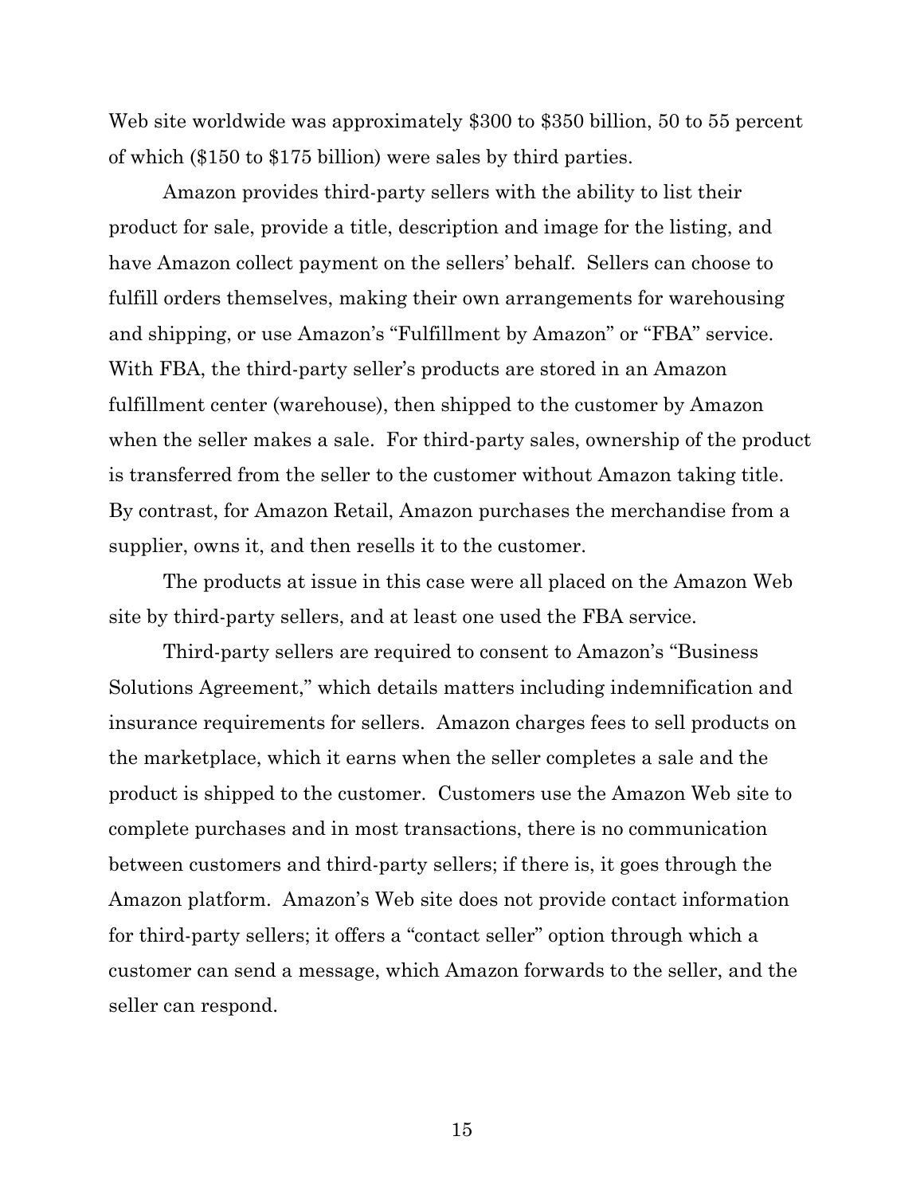Web site worldwide was approximately $300 to $350 billion, 50 to 55 percent of which ($150 to $175 billion) were sales by third parties.

Amazon provides third-party sellers with the ability to list their product for sale, provide a title, description and image for the listing, and have Amazon collect payment on the sellers' behalf. Sellers can choose to fulfill orders themselves, making their own arrangements for warehousing and shipping, or use Amazon's "Fulfillment by Amazon" or "FBA" service. With FBA, the third-party seller's products are stored in an Amazon fulfillment center (warehouse), then shipped to the customer by Amazon when the seller makes a sale. For third-party sales, ownership of the product is transferred from the seller to the customer without Amazon taking title. By contrast, for Amazon Retail, Amazon purchases the merchandise from a supplier, owns it, and then resells it to the customer.

The products at issue in this case were all placed on the Amazon Web site by third-party sellers, and at least one used the FBA service.

Third-party sellers are required to consent to Amazon's "Business Solutions Agreement," which details matters including indemnification and insurance requirements for sellers. Amazon charges fees to sell products on the marketplace, which it earns when the seller completes a sale and the product is shipped to the customer. Customers use the Amazon Web site to complete purchases and in most transactions, there is no communication between customers and third-party sellers; if there is, it goes through the Amazon platform. Amazon's Web site does not provide contact information for third-party sellers; it offers a "contact seller" option through which a customer can send a message, which Amazon forwards to the seller, and the seller can respond.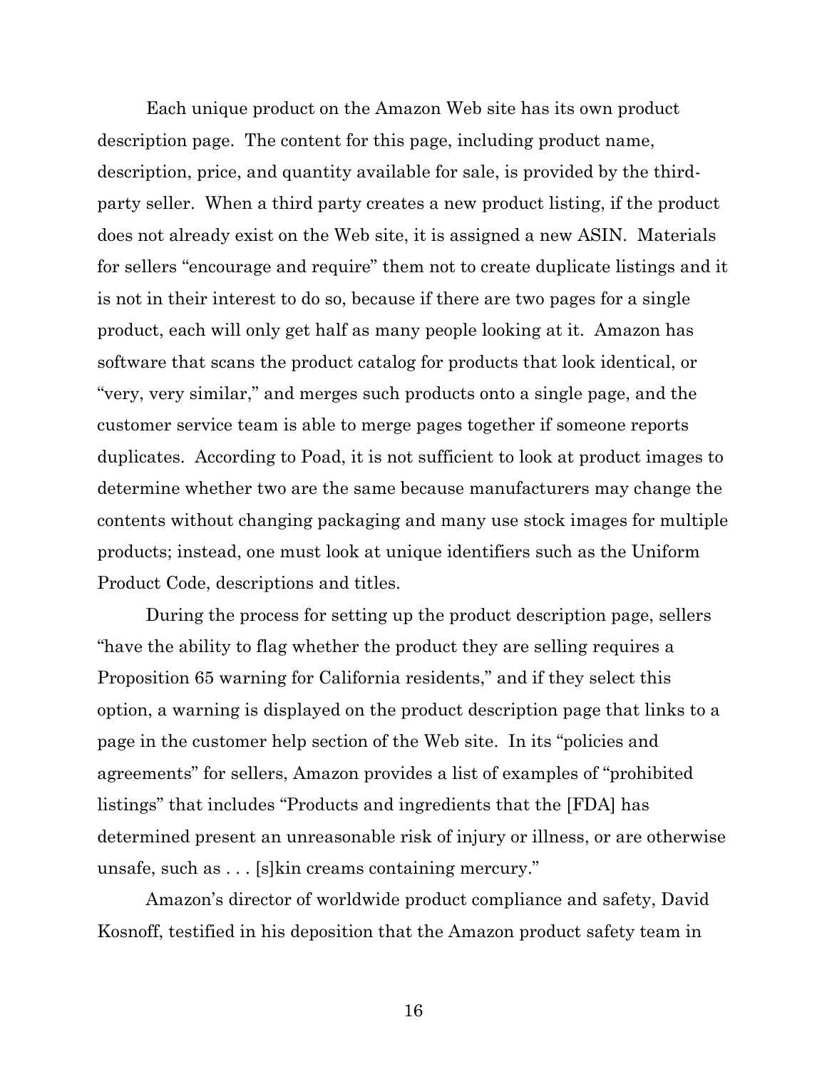Each unique product on the Amazon Web site has its own product description page. The content for this page, including product name, description, price, and quantity available for sale, is provided by the third-party seller. When a third party creates a new product listing, if the product does not already exist on the Web site, it is assigned a new ASIN. Materials for sellers "encourage and require" them not to create duplicate listings and it is not in their interest to do so, because if there are two pages for a single product, each will only get half as many people looking at it. Amazon has software that scans the product catalog for products that look identical, or "very, very similar," and merges such products onto a single page, and the customer service team is able to merge pages together if someone reports duplicates. According to Poad, it is not sufficient to look at product images to determine whether two are the same because manufacturers may change the contents without changing packaging and many use stock images for multiple products; instead, one must look at unique identifiers such as the Uniform Product Code, descriptions and titles.

During the process for setting up the product description page, sellers "have the ability to flag whether the product they are selling requires a Proposition 65 warning for California residents," and if they select this option, a warning is displayed on the product description page that links to a page in the customer help section of the Web site. In its "policies and agreements" for sellers, Amazon provides a list of examples of "prohibited listings" that includes "Products and ingredients that the [FDA] has determined present an unreasonable risk of injury or illness, or are otherwise unsafe, such as . . . [s]kin creams containing mercury."

Amazon's director of worldwide product compliance and safety, David Kosnoff, testified in his deposition that the Amazon product safety team in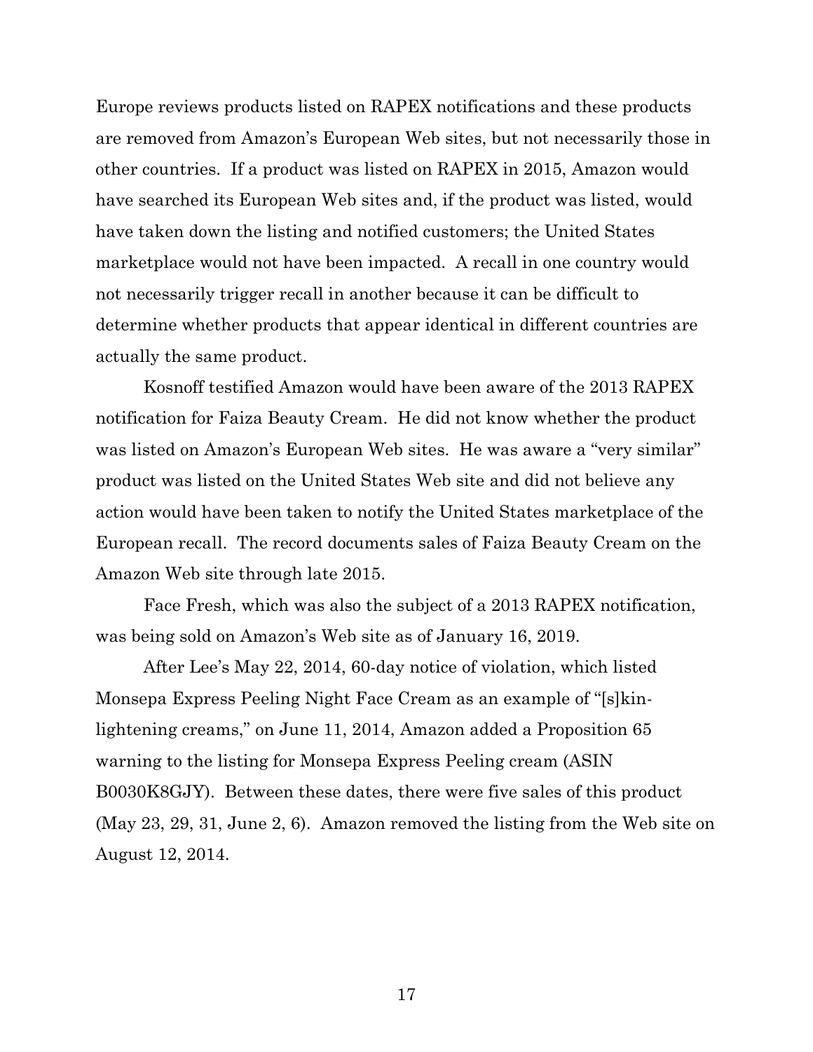Europe reviews products listed on RAPEX notifications and these products are removed from Amazon's European Web sites, but not necessarily those in other countries. If a product was listed on RAPEX in 2015, Amazon would have searched its European Web sites and, if the product was listed, would have taken down the listing and notified customers; the United States marketplace would not have been impacted. A recall in one country would not necessarily trigger recall in another because it can be difficult to determine whether products that appear identical in different countries are actually the same product.

Kosnoff testified Amazon would have been aware of the 2013 RAPEX notification for Faiza Beauty Cream. He did not know whether the product was listed on Amazon's European Web sites. He was aware a "very similar" product was listed on the United States Web site and did not believe any action would have been taken to notify the United States marketplace of the European recall. The record documents sales of Faiza Beauty Cream on the Amazon Web site through late 2015.

Face Fresh, which was also the subject of a 2013 RAPEX notification, was being sold on Amazon's Web site as of January 16, 2019.

After Lee's May 22, 2014, 60-day notice of violation, which listed Monsepa Express Peeling Night Face Cream as an example of "[s]kin-lightening creams," on June 11, 2014, Amazon added a Proposition 65 warning to the listing for Monsepa Express Peeling cream (ASIN B0030K8GJY). Between these dates, there were five sales of this product (May 23, 29, 31, June 2, 6). Amazon removed the listing from the Web site on August 12, 2014.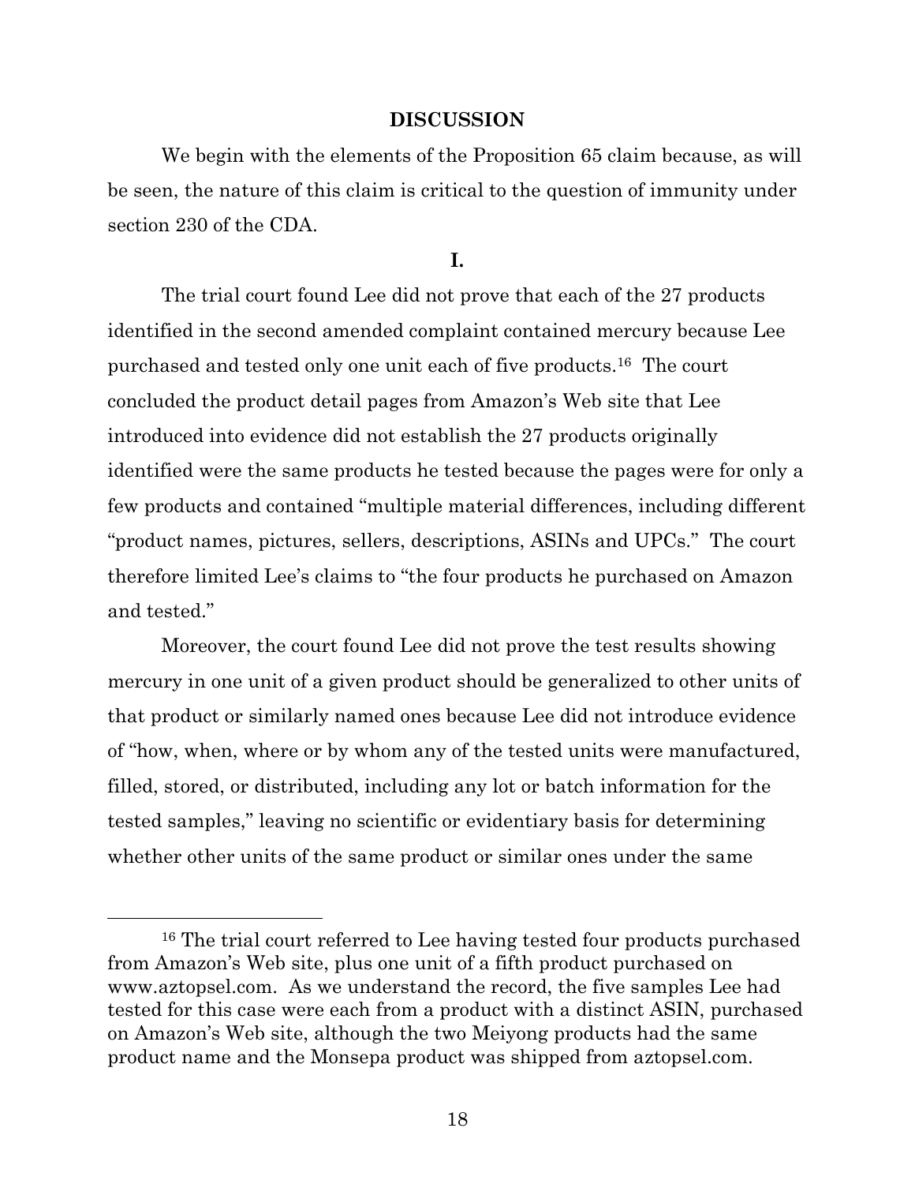## DISCUSSION

We begin with the elements of the Proposition 65 claim because, as will be seen, the nature of this claim is critical to the question of immunity under section 230 of the CDA.

### I.

The trial court found Lee did not prove that each of the 27 products identified in the second amended complaint contained mercury because Lee purchased and tested only one unit each of five products.[16] The court concluded the product detail pages from Amazon's Web site that Lee introduced into evidence did not establish the 27 products originally identified were the same products he tested because the pages were for only a few products and contained "multiple material differences, including different "product names, pictures, sellers, descriptions, ASINs and UPCs." The court therefore limited Lee's claims to "the four products he purchased on Amazon and tested."

Moreover, the court found Lee did not prove the test results showing mercury in one unit of a given product should be generalized to other units of that product or similarly named ones because Lee did not introduce evidence of "how, when, where or by whom any of the tested units were manufactured, filled, stored, or distributed, including any lot or batch information for the tested samples," leaving no scientific or evidentiary basis for determining whether other units of the same product or similar ones under the same

---

[16] The trial court referred to Lee having tested four products purchased from Amazon's Web site, plus one unit of a fifth product purchased on www.aztopsel.com. As we understand the record, the five samples Lee had tested for this case were each from a product with a distinct ASIN, purchased on Amazon's Web site, although the two Meiyong products had the same product name and the Monsepa product was shipped from aztopsel.com.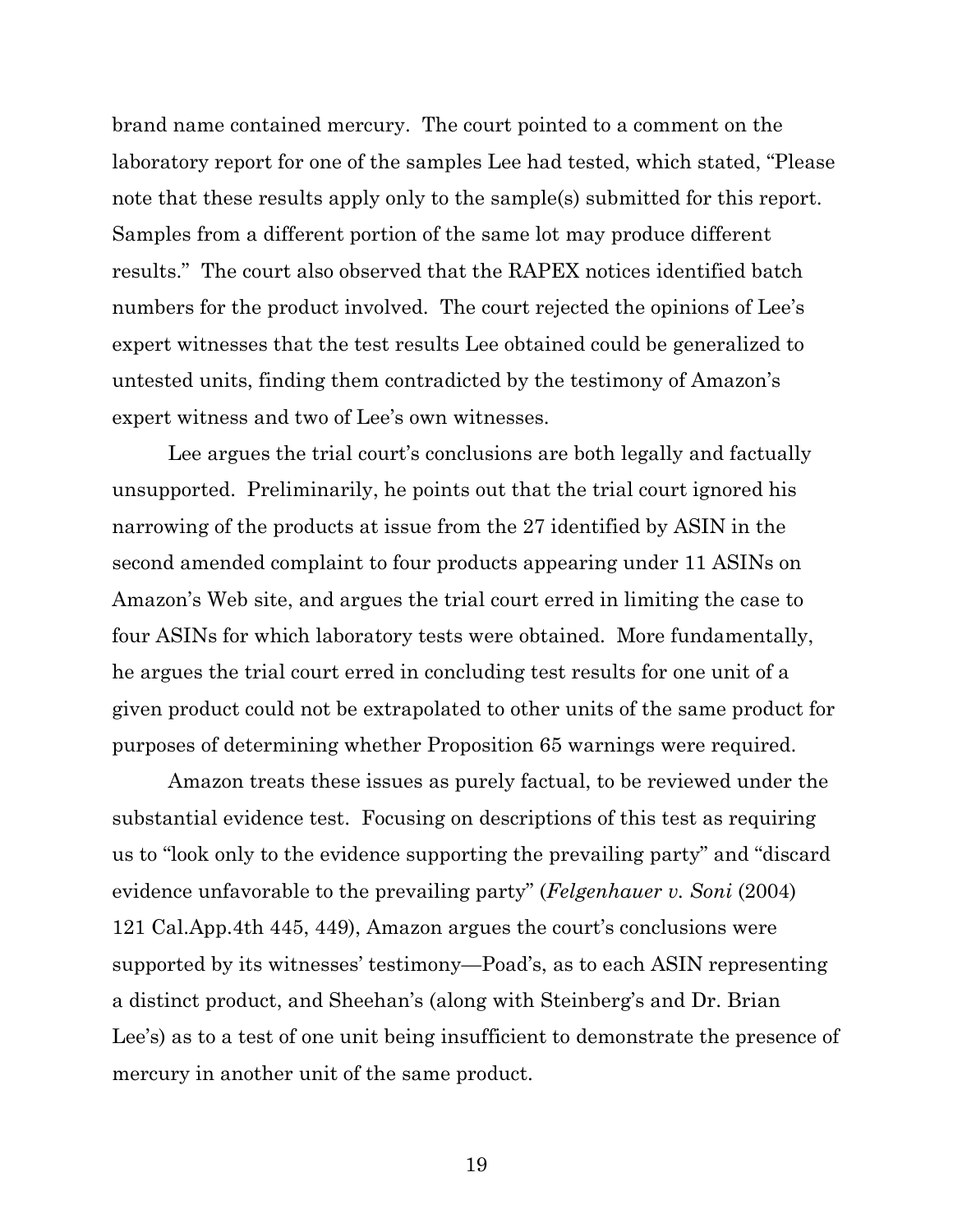brand name contained mercury. The court pointed to a comment on the laboratory report for one of the samples Lee had tested, which stated, "Please note that these results apply only to the sample(s) submitted for this report. Samples from a different portion of the same lot may produce different results." The court also observed that the RAPEX notices identified batch numbers for the product involved. The court rejected the opinions of Lee's expert witnesses that the test results Lee obtained could be generalized to untested units, finding them contradicted by the testimony of Amazon's expert witness and two of Lee's own witnesses.

Lee argues the trial court's conclusions are both legally and factually unsupported. Preliminarily, he points out that the trial court ignored his narrowing of the products at issue from the 27 identified by ASIN in the second amended complaint to four products appearing under 11 ASINs on Amazon's Web site, and argues the trial court erred in limiting the case to four ASINs for which laboratory tests were obtained. More fundamentally, he argues the trial court erred in concluding test results for one unit of a given product could not be extrapolated to other units of the same product for purposes of determining whether Proposition 65 warnings were required.

Amazon treats these issues as purely factual, to be reviewed under the substantial evidence test. Focusing on descriptions of this test as requiring us to "look only to the evidence supporting the prevailing party" and "discard evidence unfavorable to the prevailing party" (*Felgenhauer v. Soni* (2004) 121 Cal.App.4th 445, 449), Amazon argues the court's conclusions were supported by its witnesses' testimony—Poad's, as to each ASIN representing a distinct product, and Sheehan's (along with Steinberg's and Dr. Brian Lee's) as to a test of one unit being insufficient to demonstrate the presence of mercury in another unit of the same product.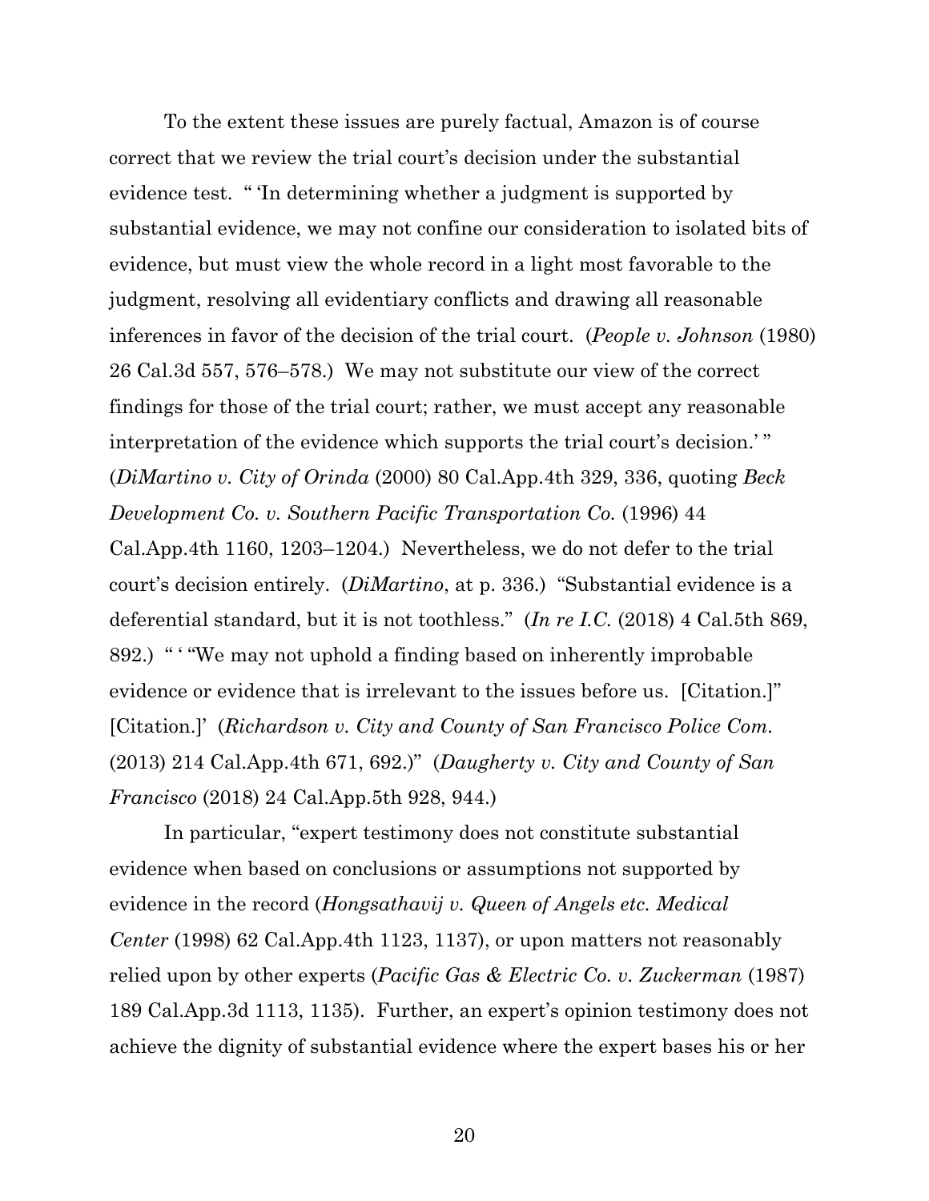To the extent these issues are purely factual, Amazon is of course correct that we review the trial court's decision under the substantial evidence test. " 'In determining whether a judgment is supported by substantial evidence, we may not confine our consideration to isolated bits of evidence, but must view the whole record in a light most favorable to the judgment, resolving all evidentiary conflicts and drawing all reasonable inferences in favor of the decision of the trial court. (*People v. Johnson* (1980) 26 Cal.3d 557, 576–578.) We may not substitute our view of the correct findings for those of the trial court; rather, we must accept any reasonable interpretation of the evidence which supports the trial court's decision.' " (*DiMartino v. City of Orinda* (2000) 80 Cal.App.4th 329, 336, quoting *Beck Development Co. v. Southern Pacific Transportation Co.* (1996) 44 Cal.App.4th 1160, 1203–1204.) Nevertheless, we do not defer to the trial court's decision entirely. (*DiMartino*, at p. 336.) "Substantial evidence is a deferential standard, but it is not toothless." (*In re I.C.* (2018) 4 Cal.5th 869, 892.) " ' "We may not uphold a finding based on inherently improbable evidence or evidence that is irrelevant to the issues before us. [Citation.]" [Citation.]' (*Richardson v. City and County of San Francisco Police Com.* (2013) 214 Cal.App.4th 671, 692.)" (*Daugherty v. City and County of San Francisco* (2018) 24 Cal.App.5th 928, 944.)

In particular, "expert testimony does not constitute substantial evidence when based on conclusions or assumptions not supported by evidence in the record (*Hongsathavij v. Queen of Angels etc. Medical Center* (1998) 62 Cal.App.4th 1123, 1137), or upon matters not reasonably relied upon by other experts (*Pacific Gas & Electric Co. v. Zuckerman* (1987) 189 Cal.App.3d 1113, 1135). Further, an expert's opinion testimony does not achieve the dignity of substantial evidence where the expert bases his or her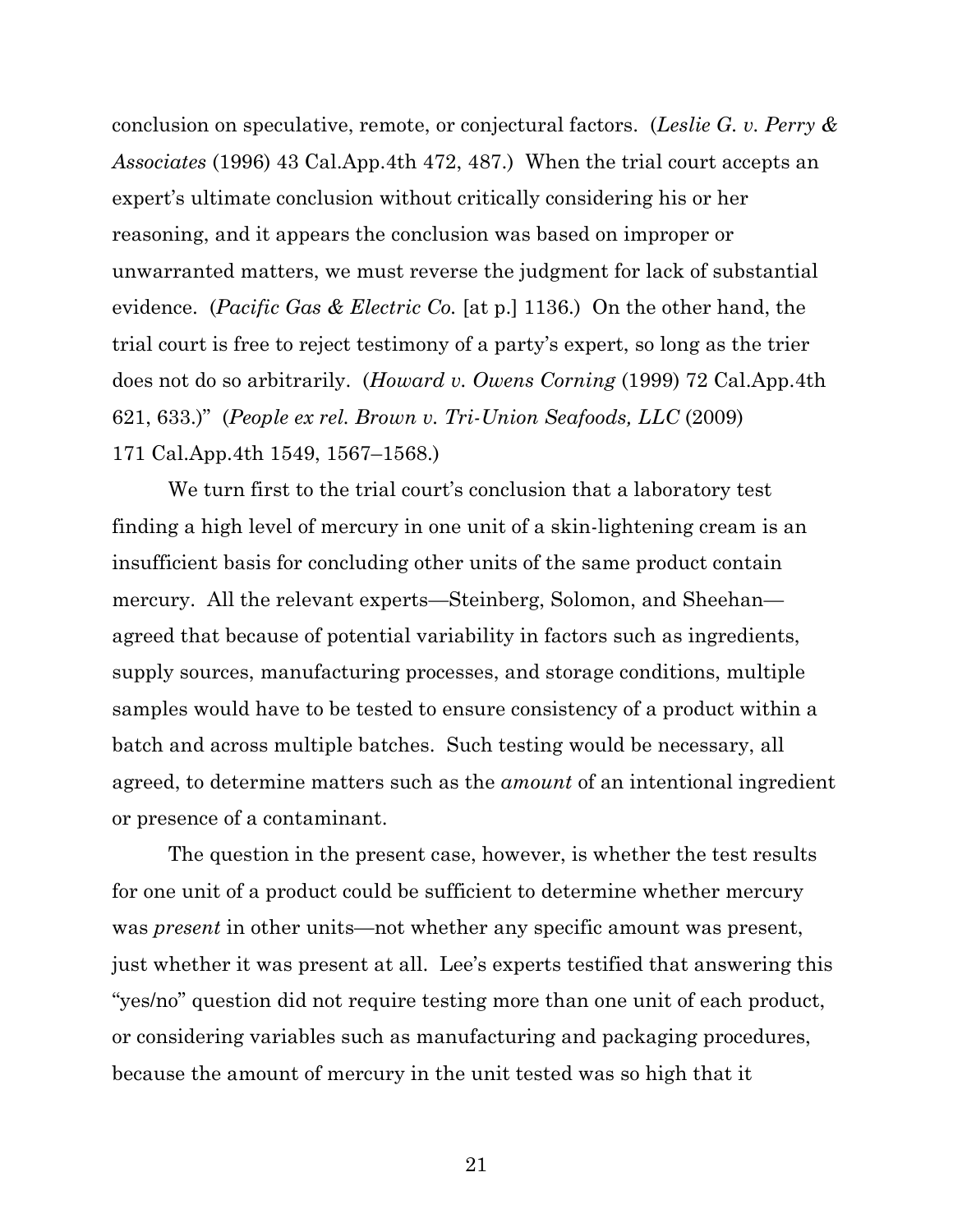conclusion on speculative, remote, or conjectural factors. (*Leslie G. v. Perry & Associates* (1996) 43 Cal.App.4th 472, 487.) When the trial court accepts an expert's ultimate conclusion without critically considering his or her reasoning, and it appears the conclusion was based on improper or unwarranted matters, we must reverse the judgment for lack of substantial evidence. (*Pacific Gas & Electric Co.* [at p.] 1136.) On the other hand, the trial court is free to reject testimony of a party's expert, so long as the trier does not do so arbitrarily. (*Howard v. Owens Corning* (1999) 72 Cal.App.4th 621, 633.)" (*People ex rel. Brown v. Tri-Union Seafoods, LLC* (2009) 171 Cal.App.4th 1549, 1567–1568.)

We turn first to the trial court's conclusion that a laboratory test finding a high level of mercury in one unit of a skin-lightening cream is an insufficient basis for concluding other units of the same product contain mercury. All the relevant experts—Steinberg, Solomon, and Sheehan—agreed that because of potential variability in factors such as ingredients, supply sources, manufacturing processes, and storage conditions, multiple samples would have to be tested to ensure consistency of a product within a batch and across multiple batches. Such testing would be necessary, all agreed, to determine matters such as the *amount* of an intentional ingredient or presence of a contaminant.

The question in the present case, however, is whether the test results for one unit of a product could be sufficient to determine whether mercury was *present* in other units—not whether any specific amount was present, just whether it was present at all. Lee's experts testified that answering this "yes/no" question did not require testing more than one unit of each product, or considering variables such as manufacturing and packaging procedures, because the amount of mercury in the unit tested was so high that it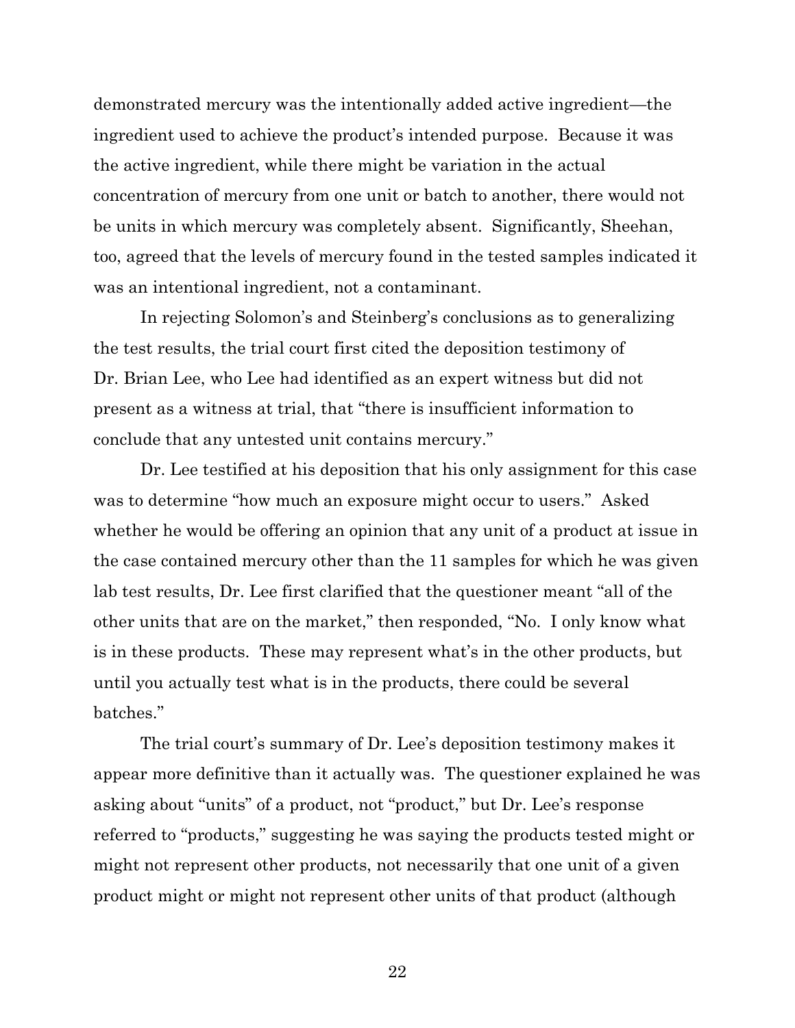demonstrated mercury was the intentionally added active ingredient—the ingredient used to achieve the product's intended purpose. Because it was the active ingredient, while there might be variation in the actual concentration of mercury from one unit or batch to another, there would not be units in which mercury was completely absent. Significantly, Sheehan, too, agreed that the levels of mercury found in the tested samples indicated it was an intentional ingredient, not a contaminant.

In rejecting Solomon's and Steinberg's conclusions as to generalizing the test results, the trial court first cited the deposition testimony of Dr. Brian Lee, who Lee had identified as an expert witness but did not present as a witness at trial, that "there is insufficient information to conclude that any untested unit contains mercury."

Dr. Lee testified at his deposition that his only assignment for this case was to determine "how much an exposure might occur to users." Asked whether he would be offering an opinion that any unit of a product at issue in the case contained mercury other than the 11 samples for which he was given lab test results, Dr. Lee first clarified that the questioner meant "all of the other units that are on the market," then responded, "No. I only know what is in these products. These may represent what's in the other products, but until you actually test what is in the products, there could be several batches."

The trial court's summary of Dr. Lee's deposition testimony makes it appear more definitive than it actually was. The questioner explained he was asking about "units" of a product, not "product," but Dr. Lee's response referred to "products," suggesting he was saying the products tested might or might not represent other products, not necessarily that one unit of a given product might or might not represent other units of that product (although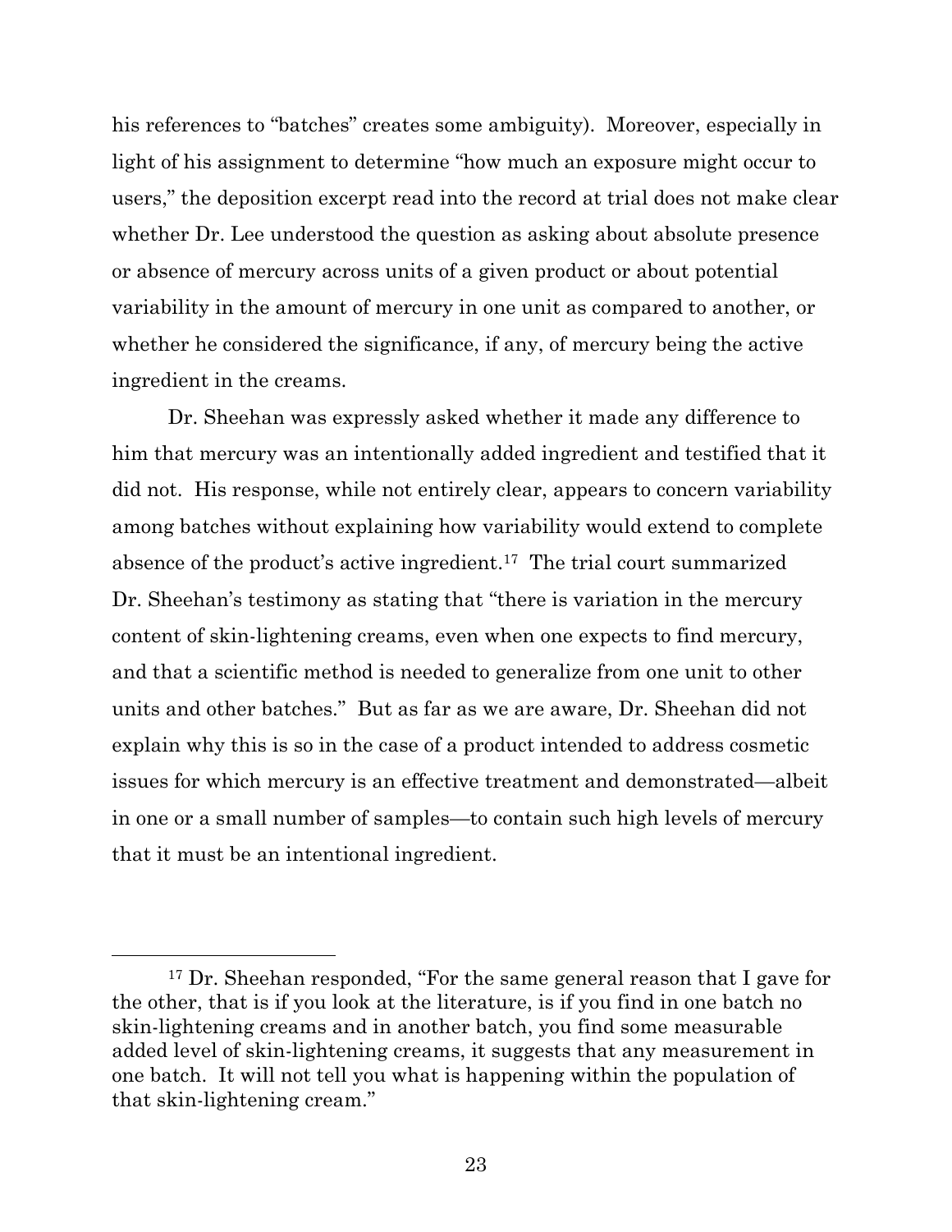his references to "batches" creates some ambiguity). Moreover, especially in light of his assignment to determine "how much an exposure might occur to users," the deposition excerpt read into the record at trial does not make clear whether Dr. Lee understood the question as asking about absolute presence or absence of mercury across units of a given product or about potential variability in the amount of mercury in one unit as compared to another, or whether he considered the significance, if any, of mercury being the active ingredient in the creams.

Dr. Sheehan was expressly asked whether it made any difference to him that mercury was an intentionally added ingredient and testified that it did not. His response, while not entirely clear, appears to concern variability among batches without explaining how variability would extend to complete absence of the product's active ingredient.[17] The trial court summarized Dr. Sheehan's testimony as stating that "there is variation in the mercury content of skin-lightening creams, even when one expects to find mercury, and that a scientific method is needed to generalize from one unit to other units and other batches." But as far as we are aware, Dr. Sheehan did not explain why this is so in the case of a product intended to address cosmetic issues for which mercury is an effective treatment and demonstrated—albeit in one or a small number of samples—to contain such high levels of mercury that it must be an intentional ingredient.

---

[17] Dr. Sheehan responded, "For the same general reason that I gave for the other, that is if you look at the literature, is if you find in one batch no skin-lightening creams and in another batch, you find some measurable added level of skin-lightening creams, it suggests that any measurement in one batch. It will not tell you what is happening within the population of that skin-lightening cream."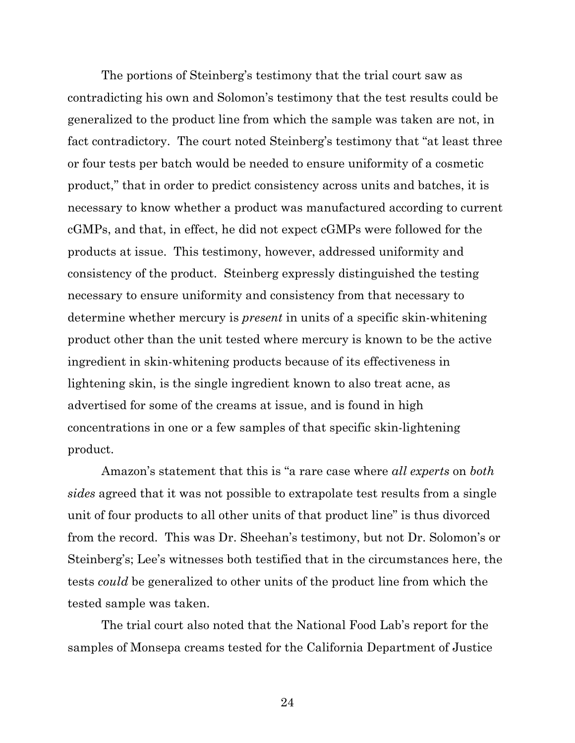The portions of Steinberg's testimony that the trial court saw as contradicting his own and Solomon's testimony that the test results could be generalized to the product line from which the sample was taken are not, in fact contradictory. The court noted Steinberg's testimony that "at least three or four tests per batch would be needed to ensure uniformity of a cosmetic product," that in order to predict consistency across units and batches, it is necessary to know whether a product was manufactured according to current cGMPs, and that, in effect, he did not expect cGMPs were followed for the products at issue. This testimony, however, addressed uniformity and consistency of the product. Steinberg expressly distinguished the testing necessary to ensure uniformity and consistency from that necessary to determine whether mercury is *present* in units of a specific skin-whitening product other than the unit tested where mercury is known to be the active ingredient in skin-whitening products because of its effectiveness in lightening skin, is the single ingredient known to also treat acne, as advertised for some of the creams at issue, and is found in high concentrations in one or a few samples of that specific skin-lightening product.

Amazon's statement that this is "a rare case where *all experts* on *both sides* agreed that it was not possible to extrapolate test results from a single unit of four products to all other units of that product line" is thus divorced from the record. This was Dr. Sheehan's testimony, but not Dr. Solomon's or Steinberg's; Lee's witnesses both testified that in the circumstances here, the tests *could* be generalized to other units of the product line from which the tested sample was taken.

The trial court also noted that the National Food Lab's report for the samples of Monsepa creams tested for the California Department of Justice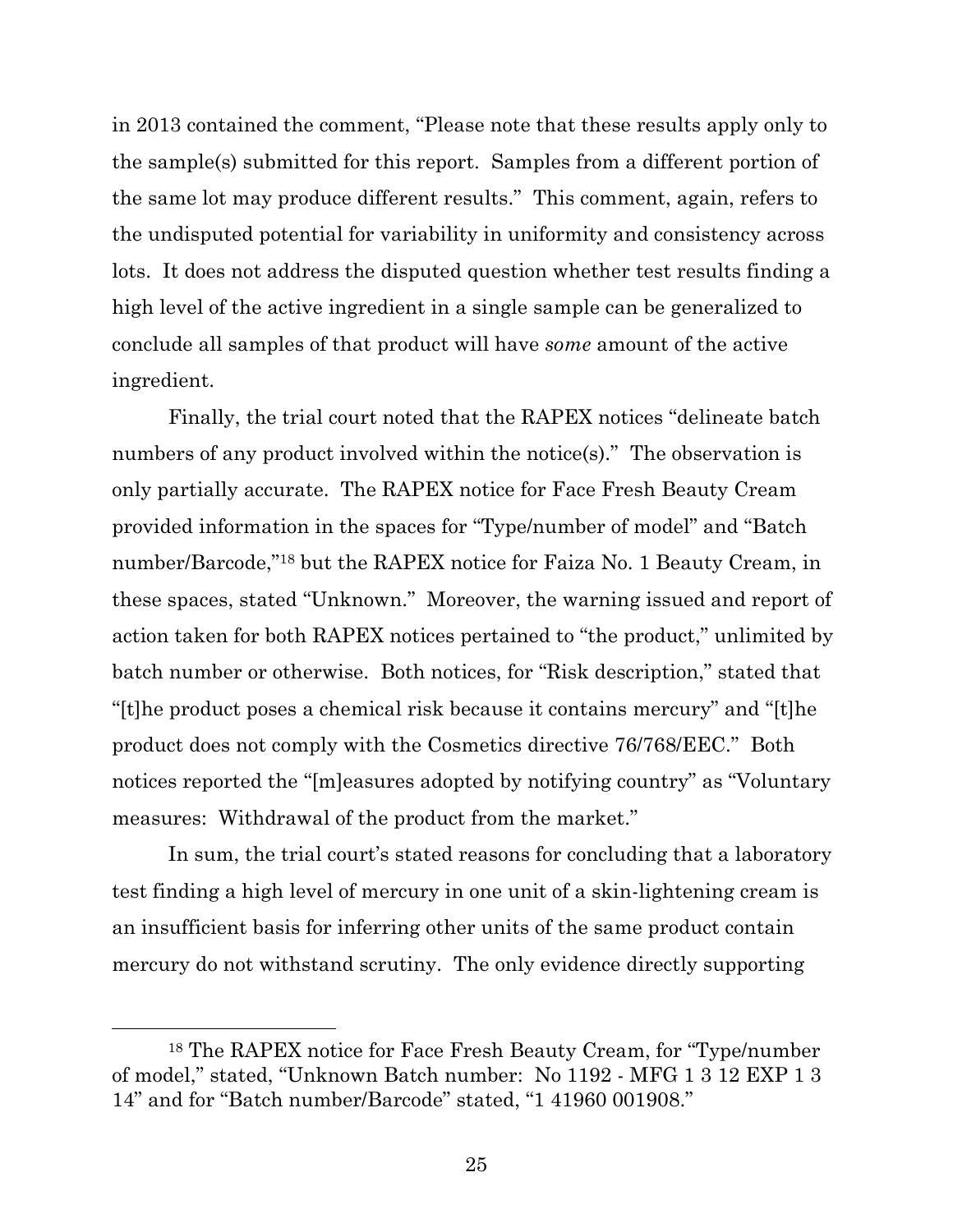in 2013 contained the comment, "Please note that these results apply only to the sample(s) submitted for this report. Samples from a different portion of the same lot may produce different results." This comment, again, refers to the undisputed potential for variability in uniformity and consistency across lots. It does not address the disputed question whether test results finding a high level of the active ingredient in a single sample can be generalized to conclude all samples of that product will have *some* amount of the active ingredient.

Finally, the trial court noted that the RAPEX notices "delineate batch numbers of any product involved within the notice(s)." The observation is only partially accurate. The RAPEX notice for Face Fresh Beauty Cream provided information in the spaces for "Type/number of model" and "Batch number/Barcode,"[18] but the RAPEX notice for Faiza No. 1 Beauty Cream, in these spaces, stated "Unknown." Moreover, the warning issued and report of action taken for both RAPEX notices pertained to "the product," unlimited by batch number or otherwise. Both notices, for "Risk description," stated that "[t]he product poses a chemical risk because it contains mercury" and "[t]he product does not comply with the Cosmetics directive 76/768/EEC." Both notices reported the "[m]easures adopted by notifying country" as "Voluntary measures: Withdrawal of the product from the market."

In sum, the trial court's stated reasons for concluding that a laboratory test finding a high level of mercury in one unit of a skin-lightening cream is an insufficient basis for inferring other units of the same product contain mercury do not withstand scrutiny. The only evidence directly supporting

---

[18] The RAPEX notice for Face Fresh Beauty Cream, for "Type/number of model," stated, "Unknown Batch number: No 1192 - MFG 1 3 12 EXP 1 3 14" and for "Batch number/Barcode" stated, "1 41960 001908."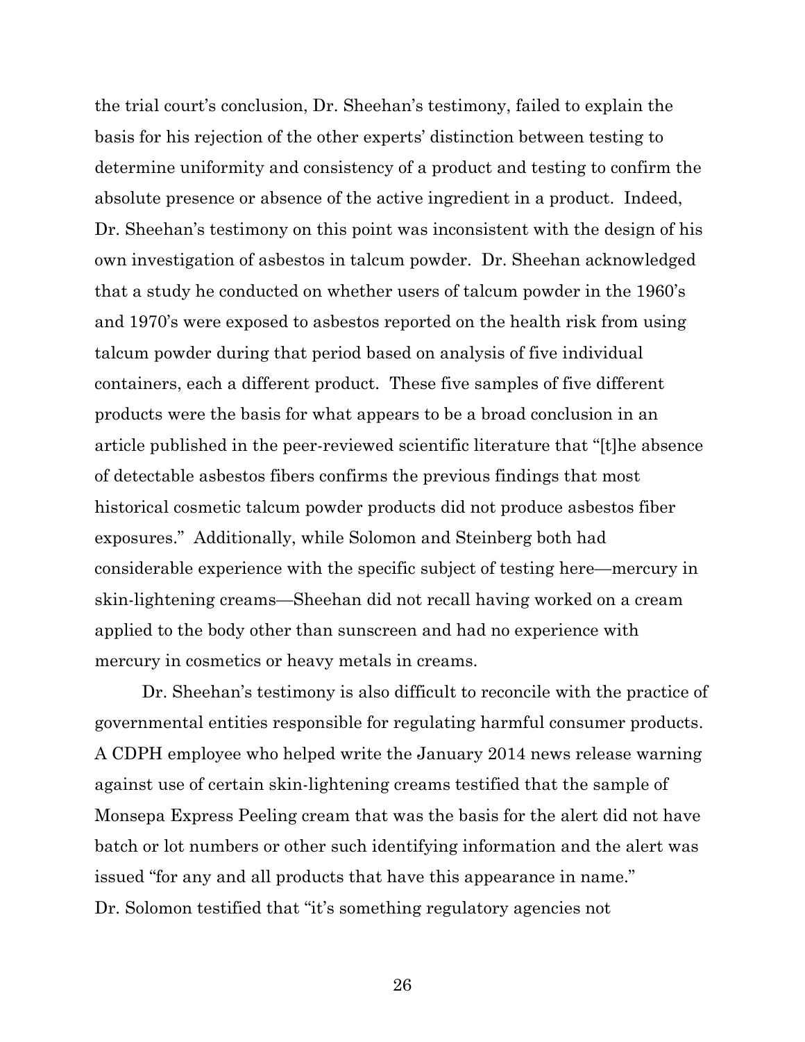the trial court's conclusion, Dr. Sheehan's testimony, failed to explain the basis for his rejection of the other experts' distinction between testing to determine uniformity and consistency of a product and testing to confirm the absolute presence or absence of the active ingredient in a product. Indeed, Dr. Sheehan's testimony on this point was inconsistent with the design of his own investigation of asbestos in talcum powder. Dr. Sheehan acknowledged that a study he conducted on whether users of talcum powder in the 1960's and 1970's were exposed to asbestos reported on the health risk from using talcum powder during that period based on analysis of five individual containers, each a different product. These five samples of five different products were the basis for what appears to be a broad conclusion in an article published in the peer-reviewed scientific literature that "[t]he absence of detectable asbestos fibers confirms the previous findings that most historical cosmetic talcum powder products did not produce asbestos fiber exposures." Additionally, while Solomon and Steinberg both had considerable experience with the specific subject of testing here—mercury in skin-lightening creams—Sheehan did not recall having worked on a cream applied to the body other than sunscreen and had no experience with mercury in cosmetics or heavy metals in creams.

Dr. Sheehan's testimony is also difficult to reconcile with the practice of governmental entities responsible for regulating harmful consumer products. A CDPH employee who helped write the January 2014 news release warning against use of certain skin-lightening creams testified that the sample of Monsepa Express Peeling cream that was the basis for the alert did not have batch or lot numbers or other such identifying information and the alert was issued "for any and all products that have this appearance in name." Dr. Solomon testified that "it's something regulatory agencies not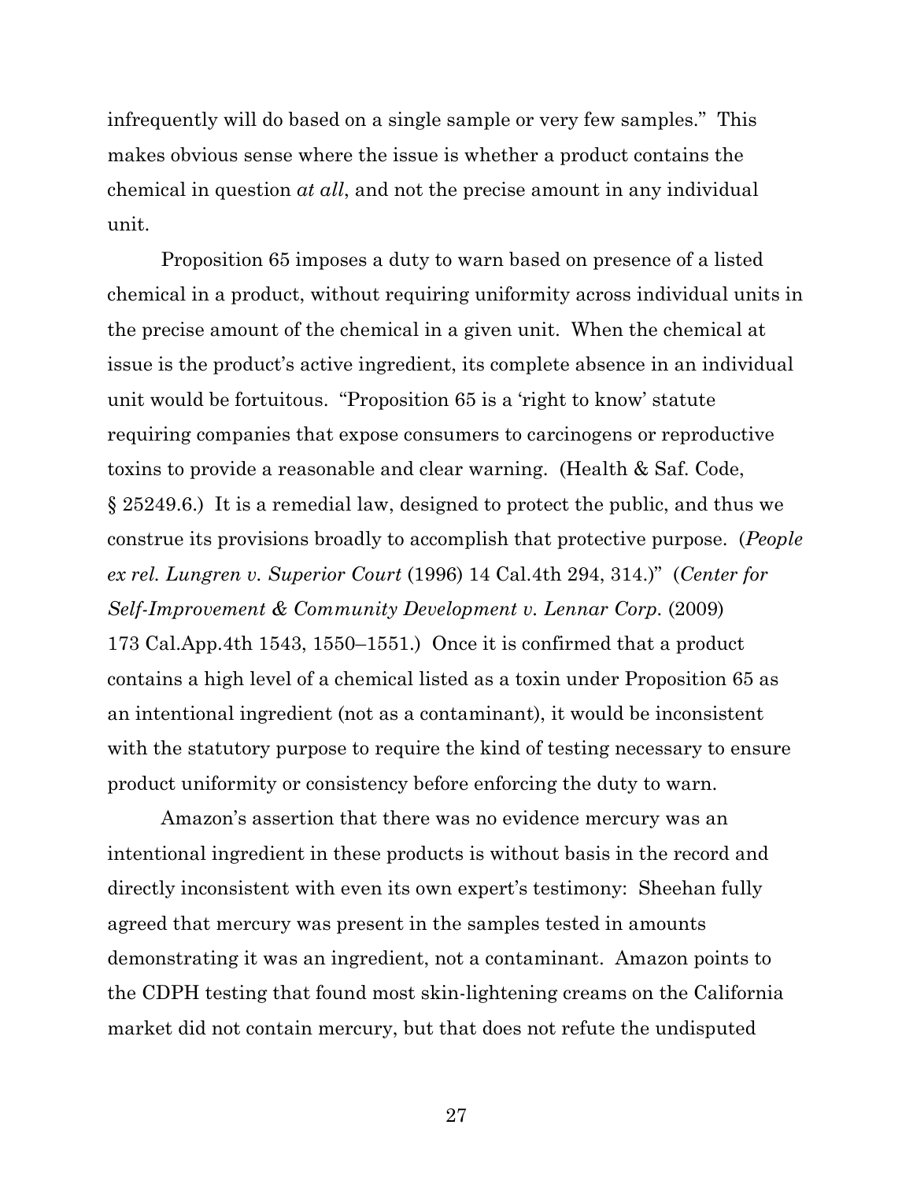infrequently will do based on a single sample or very few samples." This makes obvious sense where the issue is whether a product contains the chemical in question *at all*, and not the precise amount in any individual unit.

Proposition 65 imposes a duty to warn based on presence of a listed chemical in a product, without requiring uniformity across individual units in the precise amount of the chemical in a given unit. When the chemical at issue is the product's active ingredient, its complete absence in an individual unit would be fortuitous. "Proposition 65 is a 'right to know' statute requiring companies that expose consumers to carcinogens or reproductive toxins to provide a reasonable and clear warning. (Health & Saf. Code, § 25249.6.) It is a remedial law, designed to protect the public, and thus we construe its provisions broadly to accomplish that protective purpose. (*People ex rel. Lungren v. Superior Court* (1996) 14 Cal.4th 294, 314.)" (*Center for Self-Improvement & Community Development v. Lennar Corp.* (2009) 173 Cal.App.4th 1543, 1550–1551.) Once it is confirmed that a product contains a high level of a chemical listed as a toxin under Proposition 65 as an intentional ingredient (not as a contaminant), it would be inconsistent with the statutory purpose to require the kind of testing necessary to ensure product uniformity or consistency before enforcing the duty to warn.

Amazon's assertion that there was no evidence mercury was an intentional ingredient in these products is without basis in the record and directly inconsistent with even its own expert's testimony: Sheehan fully agreed that mercury was present in the samples tested in amounts demonstrating it was an ingredient, not a contaminant. Amazon points to the CDPH testing that found most skin-lightening creams on the California market did not contain mercury, but that does not refute the undisputed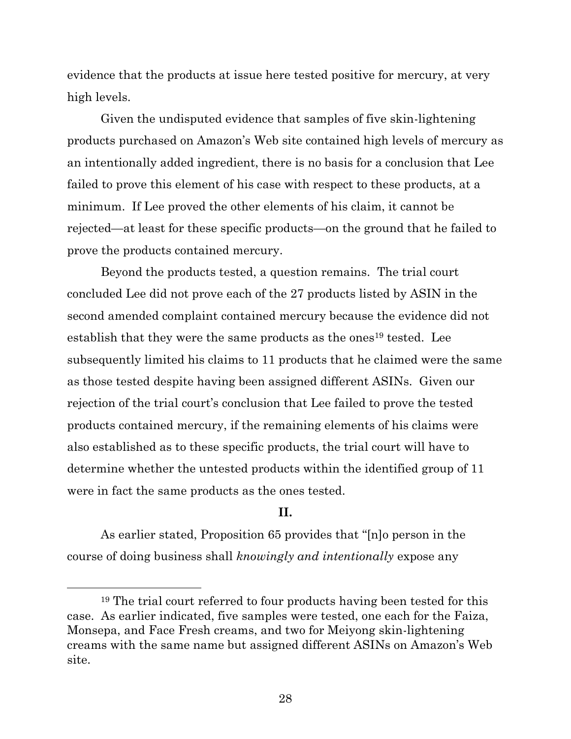evidence that the products at issue here tested positive for mercury, at very high levels.

Given the undisputed evidence that samples of five skin-lightening products purchased on Amazon's Web site contained high levels of mercury as an intentionally added ingredient, there is no basis for a conclusion that Lee failed to prove this element of his case with respect to these products, at a minimum. If Lee proved the other elements of his claim, it cannot be rejected—at least for these specific products—on the ground that he failed to prove the products contained mercury.

Beyond the products tested, a question remains. The trial court concluded Lee did not prove each of the 27 products listed by ASIN in the second amended complaint contained mercury because the evidence did not establish that they were the same products as the ones[19] tested. Lee subsequently limited his claims to 11 products that he claimed were the same as those tested despite having been assigned different ASINs. Given our rejection of the trial court's conclusion that Lee failed to prove the tested products contained mercury, if the remaining elements of his claims were also established as to these specific products, the trial court will have to determine whether the untested products within the identified group of 11 were in fact the same products as the ones tested.

**II.**

As earlier stated, Proposition 65 provides that "[n]o person in the course of doing business shall *knowingly and intentionally* expose any

---

[19] The trial court referred to four products having been tested for this case. As earlier indicated, five samples were tested, one each for the Faiza, Monsepa, and Face Fresh creams, and two for Meiyong skin-lightening creams with the same name but assigned different ASINs on Amazon's Web site.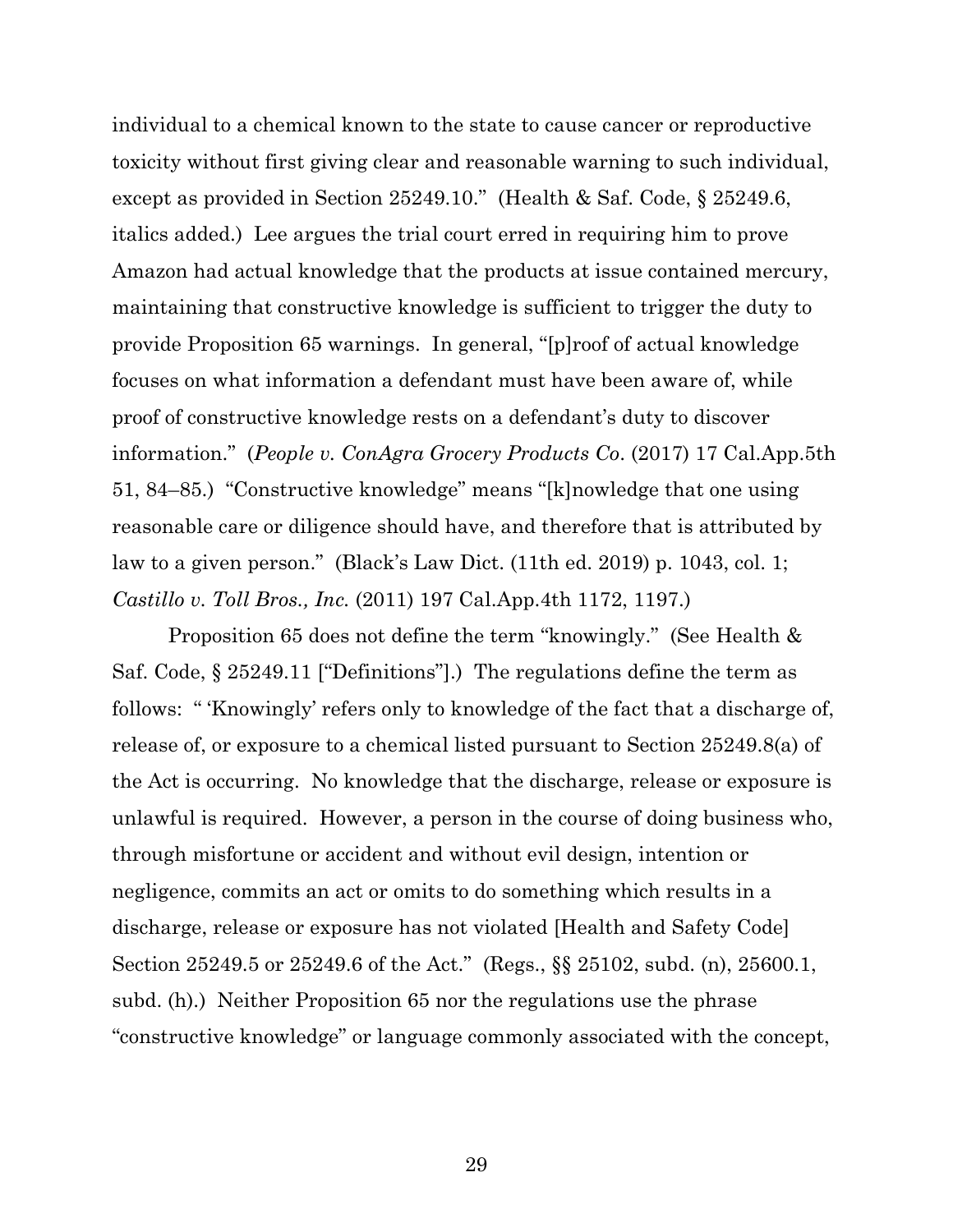individual to a chemical known to the state to cause cancer or reproductive toxicity without first giving clear and reasonable warning to such individual, except as provided in Section 25249.10." (Health & Saf. Code, § 25249.6, italics added.) Lee argues the trial court erred in requiring him to prove Amazon had actual knowledge that the products at issue contained mercury, maintaining that constructive knowledge is sufficient to trigger the duty to provide Proposition 65 warnings. In general, "[p]roof of actual knowledge focuses on what information a defendant must have been aware of, while proof of constructive knowledge rests on a defendant's duty to discover information." (*People v. ConAgra Grocery Products Co*. (2017) 17 Cal.App.5th 51, 84–85.) "Constructive knowledge" means "[k]nowledge that one using reasonable care or diligence should have, and therefore that is attributed by law to a given person." (Black's Law Dict. (11th ed. 2019) p. 1043, col. 1; *Castillo v. Toll Bros., Inc.* (2011) 197 Cal.App.4th 1172, 1197.)

Proposition 65 does not define the term "knowingly." (See Health & Saf. Code, § 25249.11 ["Definitions"].) The regulations define the term as follows: " 'Knowingly' refers only to knowledge of the fact that a discharge of, release of, or exposure to a chemical listed pursuant to Section 25249.8(a) of the Act is occurring. No knowledge that the discharge, release or exposure is unlawful is required. However, a person in the course of doing business who, through misfortune or accident and without evil design, intention or negligence, commits an act or omits to do something which results in a discharge, release or exposure has not violated [Health and Safety Code] Section 25249.5 or 25249.6 of the Act." (Regs., §§ 25102, subd. (n), 25600.1, subd. (h).) Neither Proposition 65 nor the regulations use the phrase "constructive knowledge" or language commonly associated with the concept,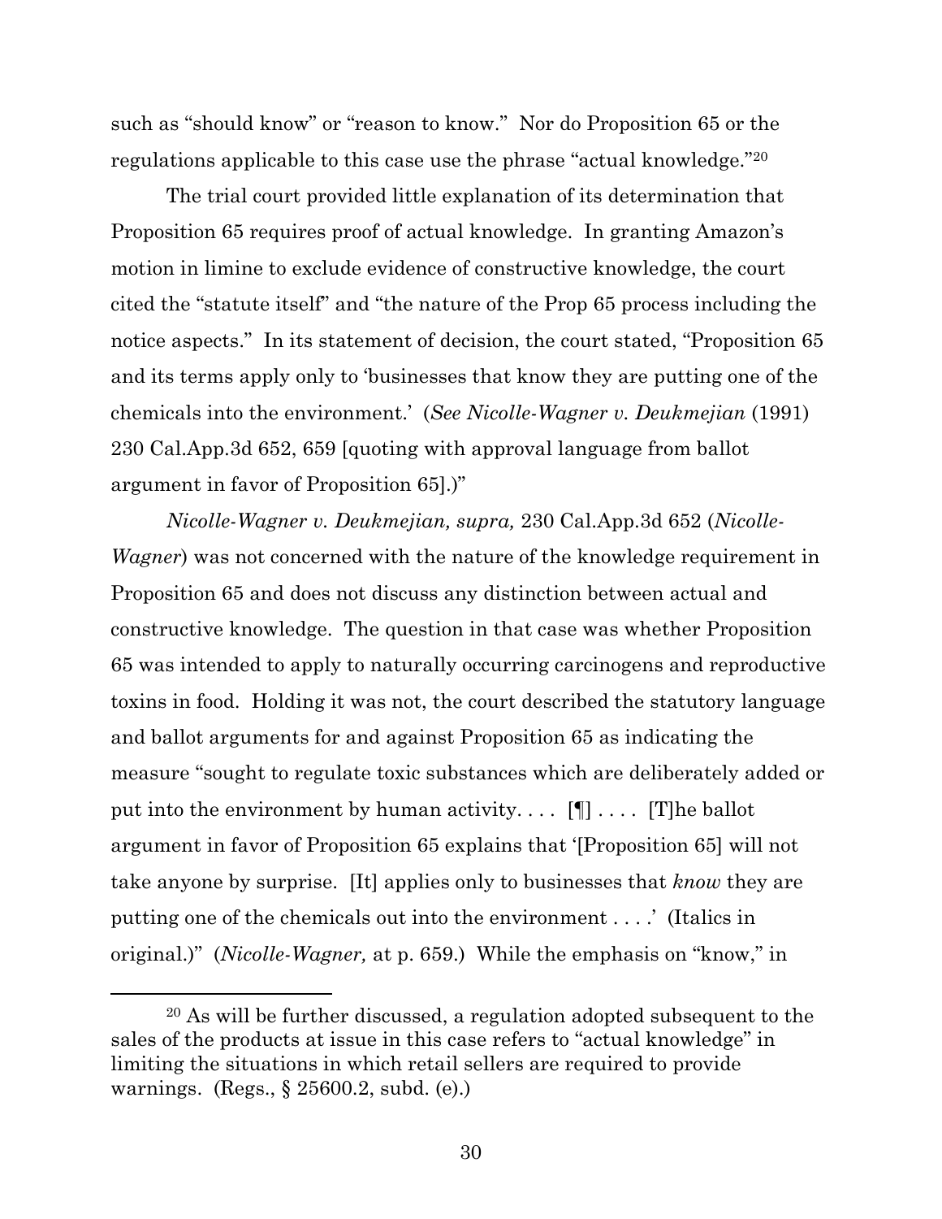such as "should know" or "reason to know." Nor do Proposition 65 or the regulations applicable to this case use the phrase "actual knowledge."[20]

The trial court provided little explanation of its determination that Proposition 65 requires proof of actual knowledge. In granting Amazon's motion in limine to exclude evidence of constructive knowledge, the court cited the "statute itself" and "the nature of the Prop 65 process including the notice aspects." In its statement of decision, the court stated, "Proposition 65 and its terms apply only to 'businesses that know they are putting one of the chemicals into the environment.' (*See Nicolle-Wagner v. Deukmejian* (1991) 230 Cal.App.3d 652, 659 [quoting with approval language from ballot argument in favor of Proposition 65].)"

*Nicolle-Wagner v. Deukmejian, supra,* 230 Cal.App.3d 652 (*Nicolle-Wagner*) was not concerned with the nature of the knowledge requirement in Proposition 65 and does not discuss any distinction between actual and constructive knowledge. The question in that case was whether Proposition 65 was intended to apply to naturally occurring carcinogens and reproductive toxins in food. Holding it was not, the court described the statutory language and ballot arguments for and against Proposition 65 as indicating the measure "sought to regulate toxic substances which are deliberately added or put into the environment by human activity. . . . [¶] . . . . [T]he ballot argument in favor of Proposition 65 explains that '[Proposition 65] will not take anyone by surprise. [It] applies only to businesses that *know* they are putting one of the chemicals out into the environment . . . .' (Italics in original.)" (*Nicolle-Wagner,* at p. 659.) While the emphasis on "know," in

[20] As will be further discussed, a regulation adopted subsequent to the sales of the products at issue in this case refers to "actual knowledge" in limiting the situations in which retail sellers are required to provide warnings. (Regs., § 25600.2, subd. (e).)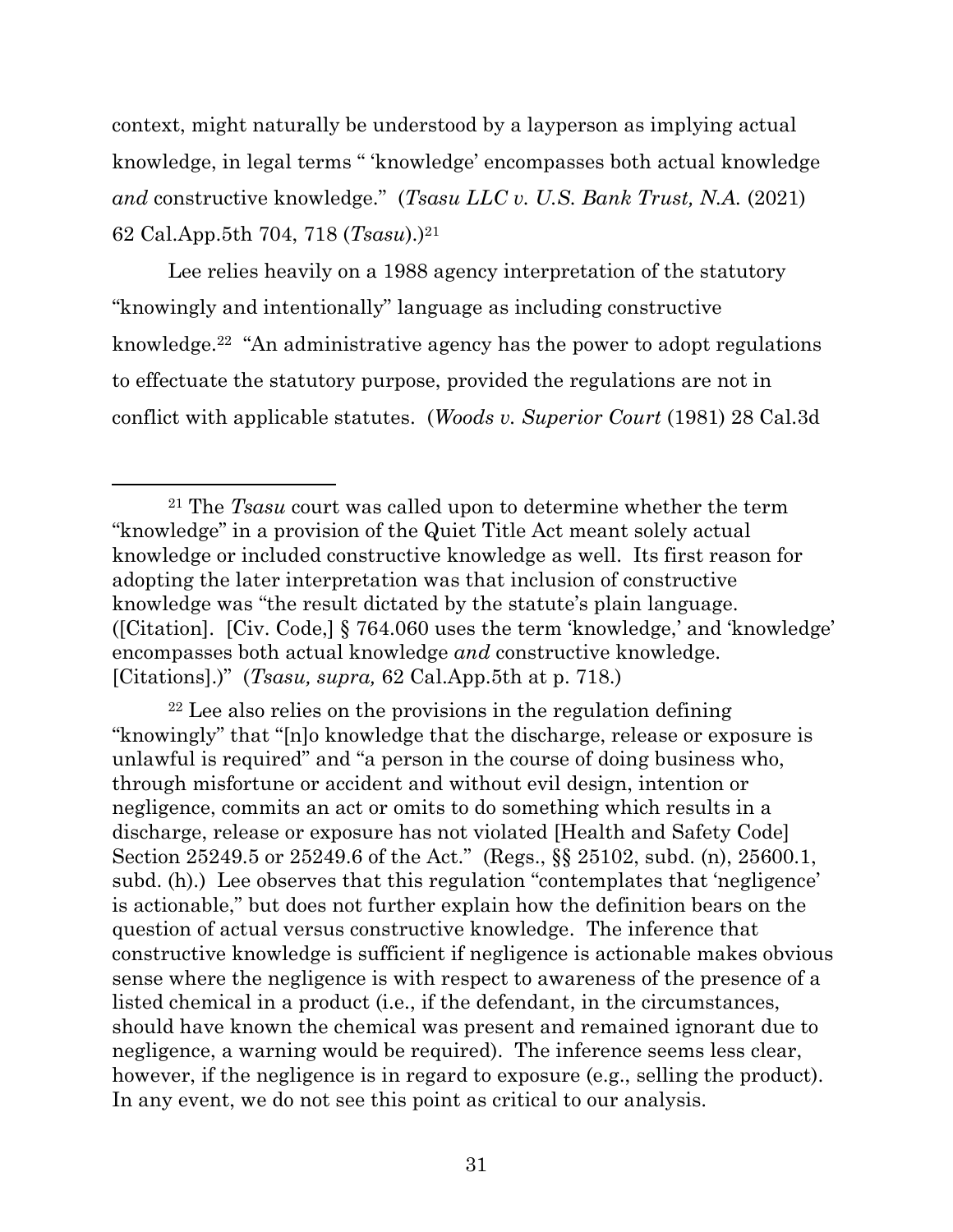context, might naturally be understood by a layperson as implying actual knowledge, in legal terms " 'knowledge' encompasses both actual knowledge *and* constructive knowledge." (*Tsasu LLC v. U.S. Bank Trust, N.A.* (2021) 62 Cal.App.5th 704, 718 (*Tsasu*).)[21]

Lee relies heavily on a 1988 agency interpretation of the statutory "knowingly and intentionally" language as including constructive knowledge.[22] "An administrative agency has the power to adopt regulations to effectuate the statutory purpose, provided the regulations are not in conflict with applicable statutes. (*Woods v. Superior Court* (1981) 28 Cal.3d

---

[21] The *Tsasu* court was called upon to determine whether the term "knowledge" in a provision of the Quiet Title Act meant solely actual knowledge or included constructive knowledge as well. Its first reason for adopting the later interpretation was that inclusion of constructive knowledge was "the result dictated by the statute's plain language. ([Citation]. [Civ. Code,] § 764.060 uses the term 'knowledge,' and 'knowledge' encompasses both actual knowledge *and* constructive knowledge. [Citations].)" (*Tsasu, supra,* 62 Cal.App.5th at p. 718.)

[22] Lee also relies on the provisions in the regulation defining "knowingly" that "[n]o knowledge that the discharge, release or exposure is unlawful is required" and "a person in the course of doing business who, through misfortune or accident and without evil design, intention or negligence, commits an act or omits to do something which results in a discharge, release or exposure has not violated [Health and Safety Code] Section 25249.5 or 25249.6 of the Act." (Regs., §§ 25102, subd. (n), 25600.1, subd. (h).) Lee observes that this regulation "contemplates that 'negligence' is actionable," but does not further explain how the definition bears on the question of actual versus constructive knowledge. The inference that constructive knowledge is sufficient if negligence is actionable makes obvious sense where the negligence is with respect to awareness of the presence of a listed chemical in a product (i.e., if the defendant, in the circumstances, should have known the chemical was present and remained ignorant due to negligence, a warning would be required). The inference seems less clear, however, if the negligence is in regard to exposure (e.g., selling the product). In any event, we do not see this point as critical to our analysis.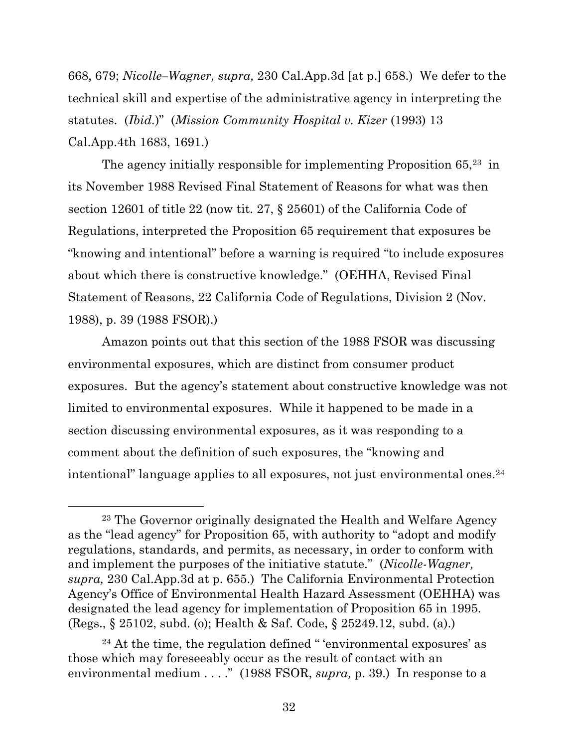668, 679; *Nicolle–Wagner, supra,* 230 Cal.App.3d [at p.] 658.) We defer to the technical skill and expertise of the administrative agency in interpreting the statutes. (*Ibid.*)" (*Mission Community Hospital v. Kizer* (1993) 13 Cal.App.4th 1683, 1691.)

The agency initially responsible for implementing Proposition 65,[23] in its November 1988 Revised Final Statement of Reasons for what was then section 12601 of title 22 (now tit. 27, § 25601) of the California Code of Regulations, interpreted the Proposition 65 requirement that exposures be "knowing and intentional" before a warning is required "to include exposures about which there is constructive knowledge." (OEHHA, Revised Final Statement of Reasons, 22 California Code of Regulations, Division 2 (Nov. 1988), p. 39 (1988 FSOR).)

Amazon points out that this section of the 1988 FSOR was discussing environmental exposures, which are distinct from consumer product exposures. But the agency's statement about constructive knowledge was not limited to environmental exposures. While it happened to be made in a section discussing environmental exposures, as it was responding to a comment about the definition of such exposures, the "knowing and intentional" language applies to all exposures, not just environmental ones.[24]

---

[23] The Governor originally designated the Health and Welfare Agency as the "lead agency" for Proposition 65, with authority to "adopt and modify regulations, standards, and permits, as necessary, in order to conform with and implement the purposes of the initiative statute." (*Nicolle-Wagner, supra,* 230 Cal.App.3d at p. 655.) The California Environmental Protection Agency's Office of Environmental Health Hazard Assessment (OEHHA) was designated the lead agency for implementation of Proposition 65 in 1995. (Regs., § 25102, subd. (o); Health & Saf. Code, § 25249.12, subd. (a).)

[24] At the time, the regulation defined " 'environmental exposures' as those which may foreseeably occur as the result of contact with an environmental medium . . . ." (1988 FSOR, *supra,* p. 39.) In response to a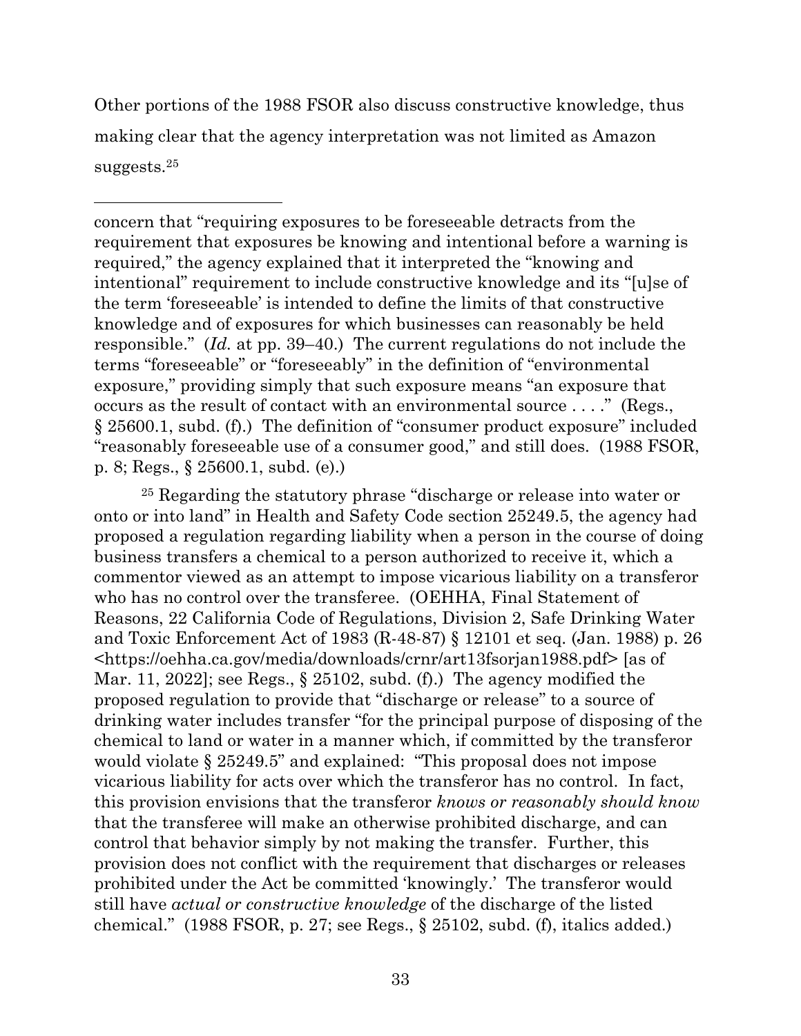Other portions of the 1988 FSOR also discuss constructive knowledge, thus making clear that the agency interpretation was not limited as Amazon suggests.[25]

---

concern that "requiring exposures to be foreseeable detracts from the requirement that exposures be knowing and intentional before a warning is required," the agency explained that it interpreted the "knowing and intentional" requirement to include constructive knowledge and its "[u]se of the term 'foreseeable' is intended to define the limits of that constructive knowledge and of exposures for which businesses can reasonably be held responsible." (*Id.* at pp. 39–40.) The current regulations do not include the terms "foreseeable" or "foreseeably" in the definition of "environmental exposure," providing simply that such exposure means "an exposure that occurs as the result of contact with an environmental source . . . ." (Regs., § 25600.1, subd. (f).) The definition of "consumer product exposure" included "reasonably foreseeable use of a consumer good," and still does. (1988 FSOR, p. 8; Regs., § 25600.1, subd. (e).)

[25] Regarding the statutory phrase "discharge or release into water or onto or into land" in Health and Safety Code section 25249.5, the agency had proposed a regulation regarding liability when a person in the course of doing business transfers a chemical to a person authorized to receive it, which a commentor viewed as an attempt to impose vicarious liability on a transferor who has no control over the transferee. (OEHHA, Final Statement of Reasons, 22 California Code of Regulations, Division 2, Safe Drinking Water and Toxic Enforcement Act of 1983 (R-48-87) § 12101 et seq. (Jan. 1988) p. 26 <https://oehha.ca.gov/media/downloads/crnr/art13fsorjan1988.pdf> [as of Mar. 11, 2022]; see Regs., § 25102, subd. (f).) The agency modified the proposed regulation to provide that "discharge or release" to a source of drinking water includes transfer "for the principal purpose of disposing of the chemical to land or water in a manner which, if committed by the transferor would violate § 25249.5" and explained: "This proposal does not impose vicarious liability for acts over which the transferor has no control. In fact, this provision envisions that the transferor *knows or reasonably should know* that the transferee will make an otherwise prohibited discharge, and can control that behavior simply by not making the transfer. Further, this provision does not conflict with the requirement that discharges or releases prohibited under the Act be committed 'knowingly.' The transferor would still have *actual or constructive knowledge* of the discharge of the listed chemical." (1988 FSOR, p. 27; see Regs., § 25102, subd. (f), italics added.)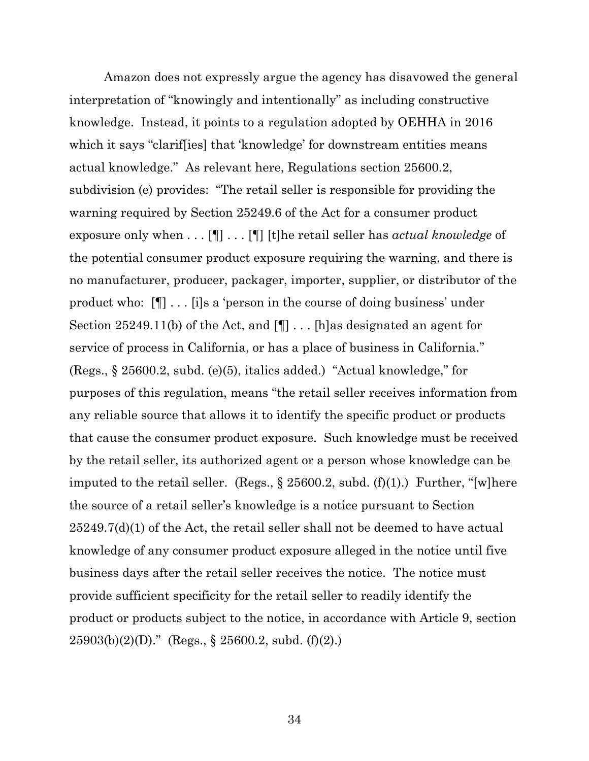Amazon does not expressly argue the agency has disavowed the general interpretation of "knowingly and intentionally" as including constructive knowledge. Instead, it points to a regulation adopted by OEHHA in 2016 which it says "clarif[ies] that 'knowledge' for downstream entities means actual knowledge." As relevant here, Regulations section 25600.2, subdivision (e) provides: "The retail seller is responsible for providing the warning required by Section 25249.6 of the Act for a consumer product exposure only when . . . [¶] . . . [¶] [t]he retail seller has *actual knowledge* of the potential consumer product exposure requiring the warning, and there is no manufacturer, producer, packager, importer, supplier, or distributor of the product who: [¶] . . . [i]s a 'person in the course of doing business' under Section 25249.11(b) of the Act, and [¶] . . . [h]as designated an agent for service of process in California, or has a place of business in California." (Regs., § 25600.2, subd. (e)(5), italics added.) "Actual knowledge," for purposes of this regulation, means "the retail seller receives information from any reliable source that allows it to identify the specific product or products that cause the consumer product exposure. Such knowledge must be received by the retail seller, its authorized agent or a person whose knowledge can be imputed to the retail seller. (Regs., § 25600.2, subd. (f)(1).) Further, "[w]here the source of a retail seller's knowledge is a notice pursuant to Section 25249.7(d)(1) of the Act, the retail seller shall not be deemed to have actual knowledge of any consumer product exposure alleged in the notice until five business days after the retail seller receives the notice. The notice must provide sufficient specificity for the retail seller to readily identify the product or products subject to the notice, in accordance with Article 9, section 25903(b)(2)(D)." (Regs., § 25600.2, subd. (f)(2).)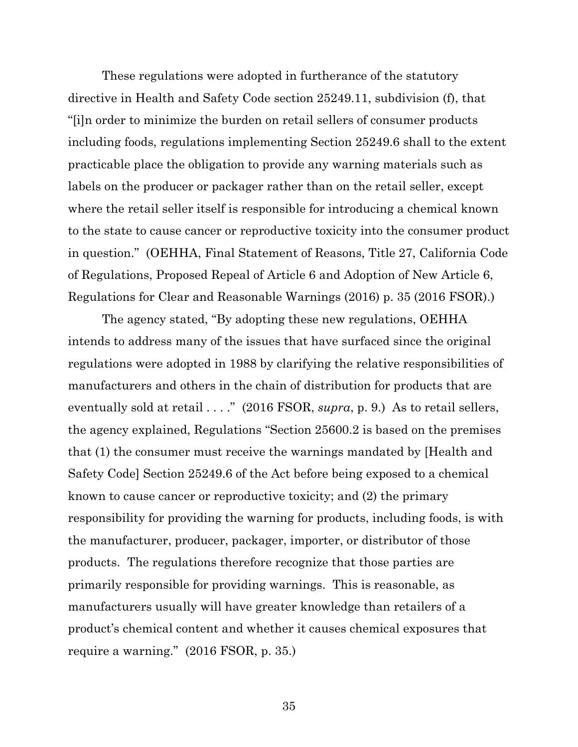These regulations were adopted in furtherance of the statutory directive in Health and Safety Code section 25249.11, subdivision (f), that "[i]n order to minimize the burden on retail sellers of consumer products including foods, regulations implementing Section 25249.6 shall to the extent practicable place the obligation to provide any warning materials such as labels on the producer or packager rather than on the retail seller, except where the retail seller itself is responsible for introducing a chemical known to the state to cause cancer or reproductive toxicity into the consumer product in question." (OEHHA, Final Statement of Reasons, Title 27, California Code of Regulations, Proposed Repeal of Article 6 and Adoption of New Article 6, Regulations for Clear and Reasonable Warnings (2016) p. 35 (2016 FSOR).)

The agency stated, "By adopting these new regulations, OEHHA intends to address many of the issues that have surfaced since the original regulations were adopted in 1988 by clarifying the relative responsibilities of manufacturers and others in the chain of distribution for products that are eventually sold at retail . . . ." (2016 FSOR, *supra*, p. 9.) As to retail sellers, the agency explained, Regulations "Section 25600.2 is based on the premises that (1) the consumer must receive the warnings mandated by [Health and Safety Code] Section 25249.6 of the Act before being exposed to a chemical known to cause cancer or reproductive toxicity; and (2) the primary responsibility for providing the warning for products, including foods, is with the manufacturer, producer, packager, importer, or distributor of those products. The regulations therefore recognize that those parties are primarily responsible for providing warnings. This is reasonable, as manufacturers usually will have greater knowledge than retailers of a product's chemical content and whether it causes chemical exposures that require a warning." (2016 FSOR, p. 35.)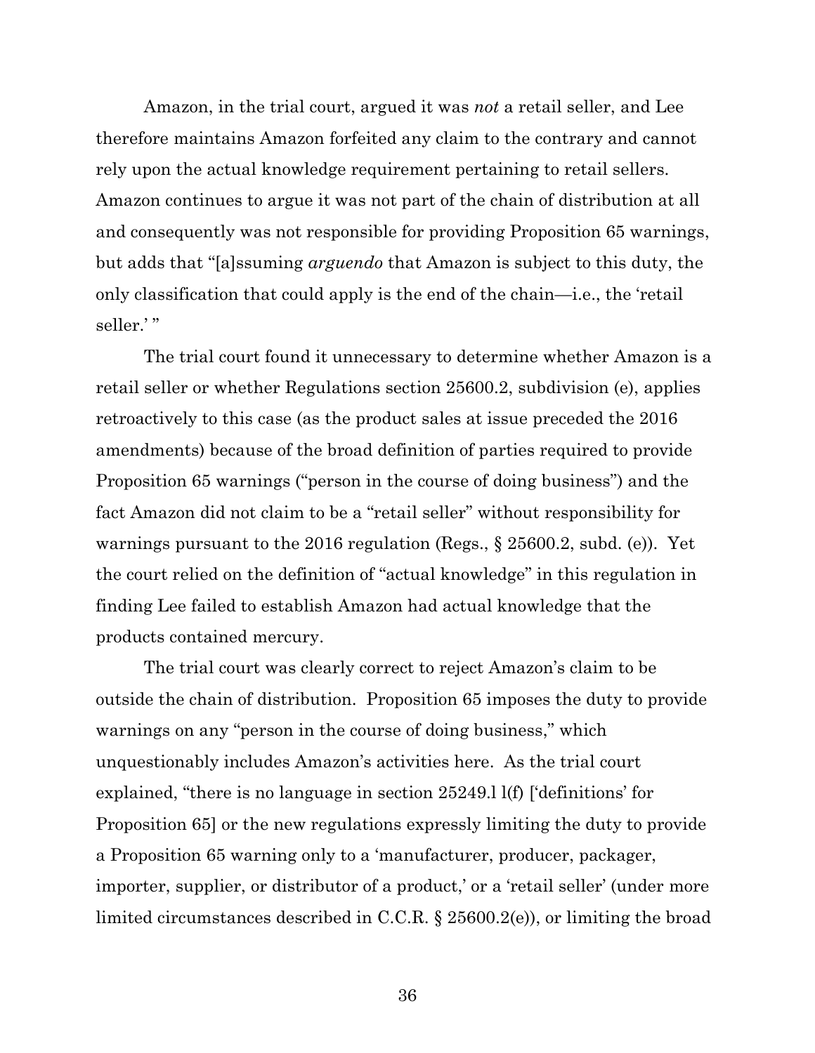Amazon, in the trial court, argued it was *not* a retail seller, and Lee therefore maintains Amazon forfeited any claim to the contrary and cannot rely upon the actual knowledge requirement pertaining to retail sellers. Amazon continues to argue it was not part of the chain of distribution at all and consequently was not responsible for providing Proposition 65 warnings, but adds that "[a]ssuming *arguendo* that Amazon is subject to this duty, the only classification that could apply is the end of the chain—i.e., the 'retail seller.' "

The trial court found it unnecessary to determine whether Amazon is a retail seller or whether Regulations section 25600.2, subdivision (e), applies retroactively to this case (as the product sales at issue preceded the 2016 amendments) because of the broad definition of parties required to provide Proposition 65 warnings ("person in the course of doing business") and the fact Amazon did not claim to be a "retail seller" without responsibility for warnings pursuant to the 2016 regulation (Regs., § 25600.2, subd. (e)). Yet the court relied on the definition of "actual knowledge" in this regulation in finding Lee failed to establish Amazon had actual knowledge that the products contained mercury.

The trial court was clearly correct to reject Amazon's claim to be outside the chain of distribution. Proposition 65 imposes the duty to provide warnings on any "person in the course of doing business," which unquestionably includes Amazon's activities here. As the trial court explained, "there is no language in section 25249.l l(f) ['definitions' for Proposition 65] or the new regulations expressly limiting the duty to provide a Proposition 65 warning only to a 'manufacturer, producer, packager, importer, supplier, or distributor of a product,' or a 'retail seller' (under more limited circumstances described in C.C.R. § 25600.2(e)), or limiting the broad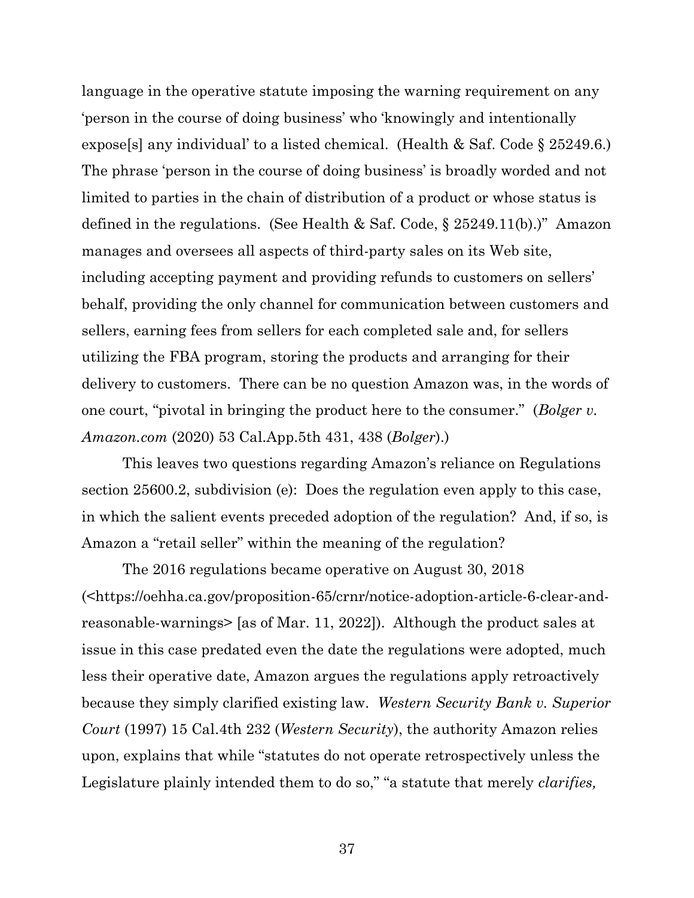language in the operative statute imposing the warning requirement on any 'person in the course of doing business' who 'knowingly and intentionally expose[s] any individual' to a listed chemical. (Health & Saf. Code § 25249.6.) The phrase 'person in the course of doing business' is broadly worded and not limited to parties in the chain of distribution of a product or whose status is defined in the regulations. (See Health & Saf. Code, § 25249.11(b).)" Amazon manages and oversees all aspects of third-party sales on its Web site, including accepting payment and providing refunds to customers on sellers' behalf, providing the only channel for communication between customers and sellers, earning fees from sellers for each completed sale and, for sellers utilizing the FBA program, storing the products and arranging for their delivery to customers. There can be no question Amazon was, in the words of one court, "pivotal in bringing the product here to the consumer." (*Bolger v. Amazon.com* (2020) 53 Cal.App.5th 431, 438 (*Bolger*).)

This leaves two questions regarding Amazon's reliance on Regulations section 25600.2, subdivision (e): Does the regulation even apply to this case, in which the salient events preceded adoption of the regulation? And, if so, is Amazon a "retail seller" within the meaning of the regulation?

The 2016 regulations became operative on August 30, 2018 (<https://oehha.ca.gov/proposition-65/crnr/notice-adoption-article-6-clear-and-reasonable-warnings> [as of Mar. 11, 2022]). Although the product sales at issue in this case predated even the date the regulations were adopted, much less their operative date, Amazon argues the regulations apply retroactively because they simply clarified existing law. *Western Security Bank v. Superior Court* (1997) 15 Cal.4th 232 (*Western Security*), the authority Amazon relies upon, explains that while "statutes do not operate retrospectively unless the Legislature plainly intended them to do so," "a statute that merely *clarifies,*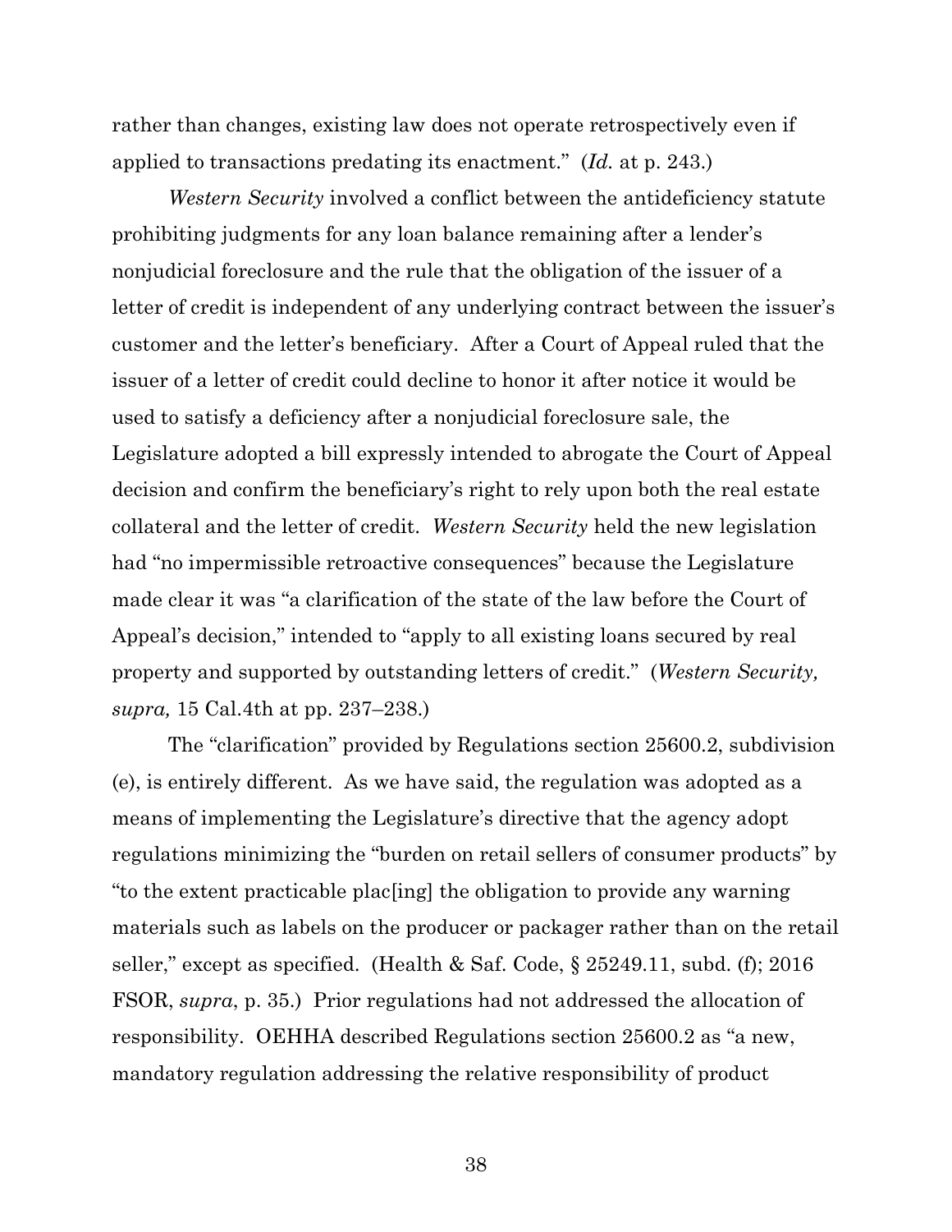rather than changes, existing law does not operate retrospectively even if applied to transactions predating its enactment." (*Id.* at p. 243.)

*Western Security* involved a conflict between the antideficiency statute prohibiting judgments for any loan balance remaining after a lender's nonjudicial foreclosure and the rule that the obligation of the issuer of a letter of credit is independent of any underlying contract between the issuer's customer and the letter's beneficiary. After a Court of Appeal ruled that the issuer of a letter of credit could decline to honor it after notice it would be used to satisfy a deficiency after a nonjudicial foreclosure sale, the Legislature adopted a bill expressly intended to abrogate the Court of Appeal decision and confirm the beneficiary's right to rely upon both the real estate collateral and the letter of credit. *Western Security* held the new legislation had "no impermissible retroactive consequences" because the Legislature made clear it was "a clarification of the state of the law before the Court of Appeal's decision," intended to "apply to all existing loans secured by real property and supported by outstanding letters of credit." (*Western Security, supra,* 15 Cal.4th at pp. 237–238.)

The "clarification" provided by Regulations section 25600.2, subdivision (e), is entirely different. As we have said, the regulation was adopted as a means of implementing the Legislature's directive that the agency adopt regulations minimizing the "burden on retail sellers of consumer products" by "to the extent practicable plac[ing] the obligation to provide any warning materials such as labels on the producer or packager rather than on the retail seller," except as specified. (Health & Saf. Code, § 25249.11, subd. (f); 2016 FSOR, *supra*, p. 35.) Prior regulations had not addressed the allocation of responsibility. OEHHA described Regulations section 25600.2 as "a new, mandatory regulation addressing the relative responsibility of product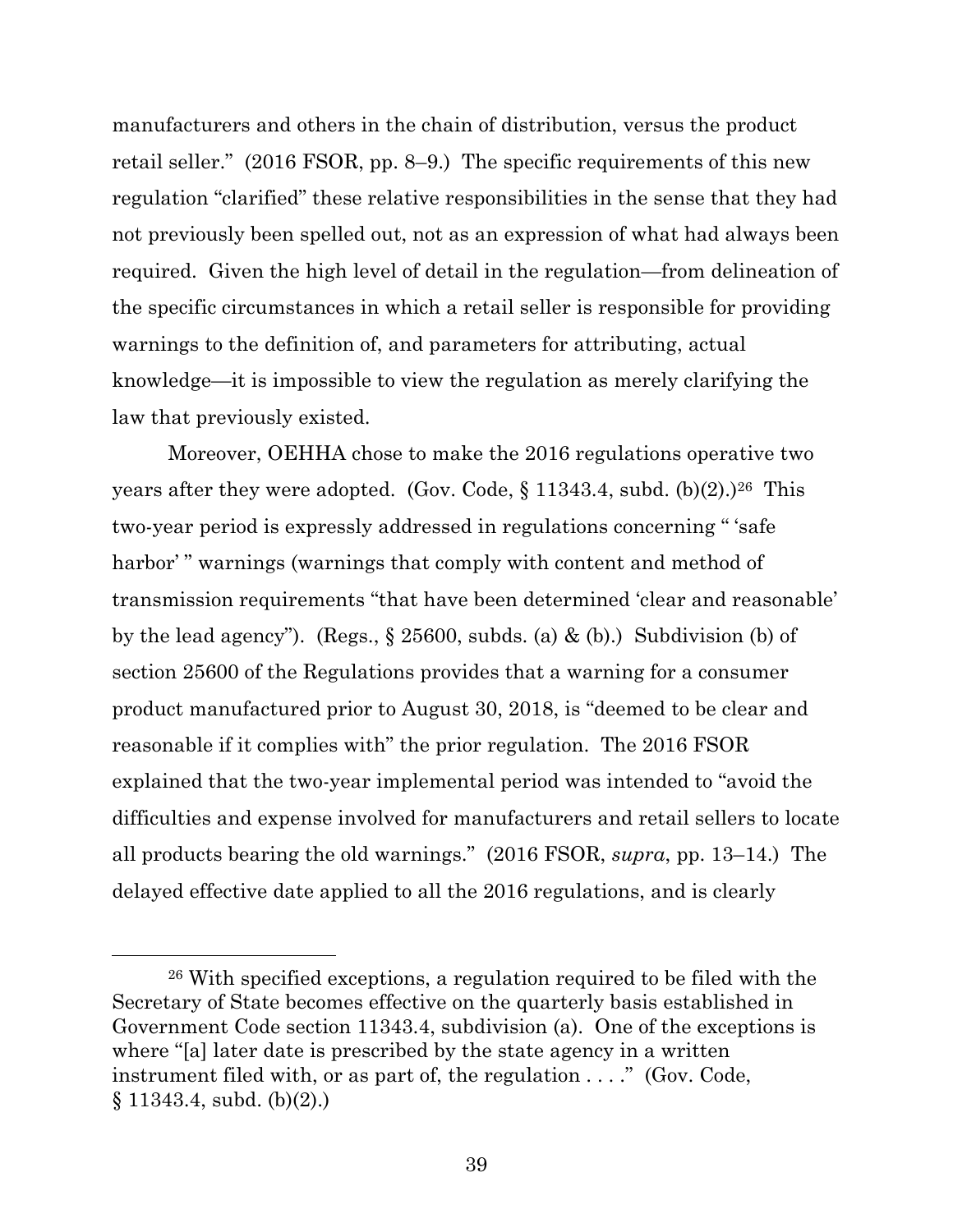manufacturers and others in the chain of distribution, versus the product retail seller." (2016 FSOR, pp. 8–9.) The specific requirements of this new regulation "clarified" these relative responsibilities in the sense that they had not previously been spelled out, not as an expression of what had always been required. Given the high level of detail in the regulation—from delineation of the specific circumstances in which a retail seller is responsible for providing warnings to the definition of, and parameters for attributing, actual knowledge—it is impossible to view the regulation as merely clarifying the law that previously existed.

Moreover, OEHHA chose to make the 2016 regulations operative two years after they were adopted. (Gov. Code, § 11343.4, subd. (b)(2).)[26] This two-year period is expressly addressed in regulations concerning " 'safe harbor' " warnings (warnings that comply with content and method of transmission requirements "that have been determined 'clear and reasonable' by the lead agency"). (Regs., § 25600, subds. (a) & (b).) Subdivision (b) of section 25600 of the Regulations provides that a warning for a consumer product manufactured prior to August 30, 2018, is "deemed to be clear and reasonable if it complies with" the prior regulation. The 2016 FSOR explained that the two-year implemental period was intended to "avoid the difficulties and expense involved for manufacturers and retail sellers to locate all products bearing the old warnings." (2016 FSOR, *supra*, pp. 13–14.) The delayed effective date applied to all the 2016 regulations, and is clearly

---

[26] With specified exceptions, a regulation required to be filed with the Secretary of State becomes effective on the quarterly basis established in Government Code section 11343.4, subdivision (a). One of the exceptions is where "[a] later date is prescribed by the state agency in a written instrument filed with, or as part of, the regulation . . . ." (Gov. Code, § 11343.4, subd. (b)(2).)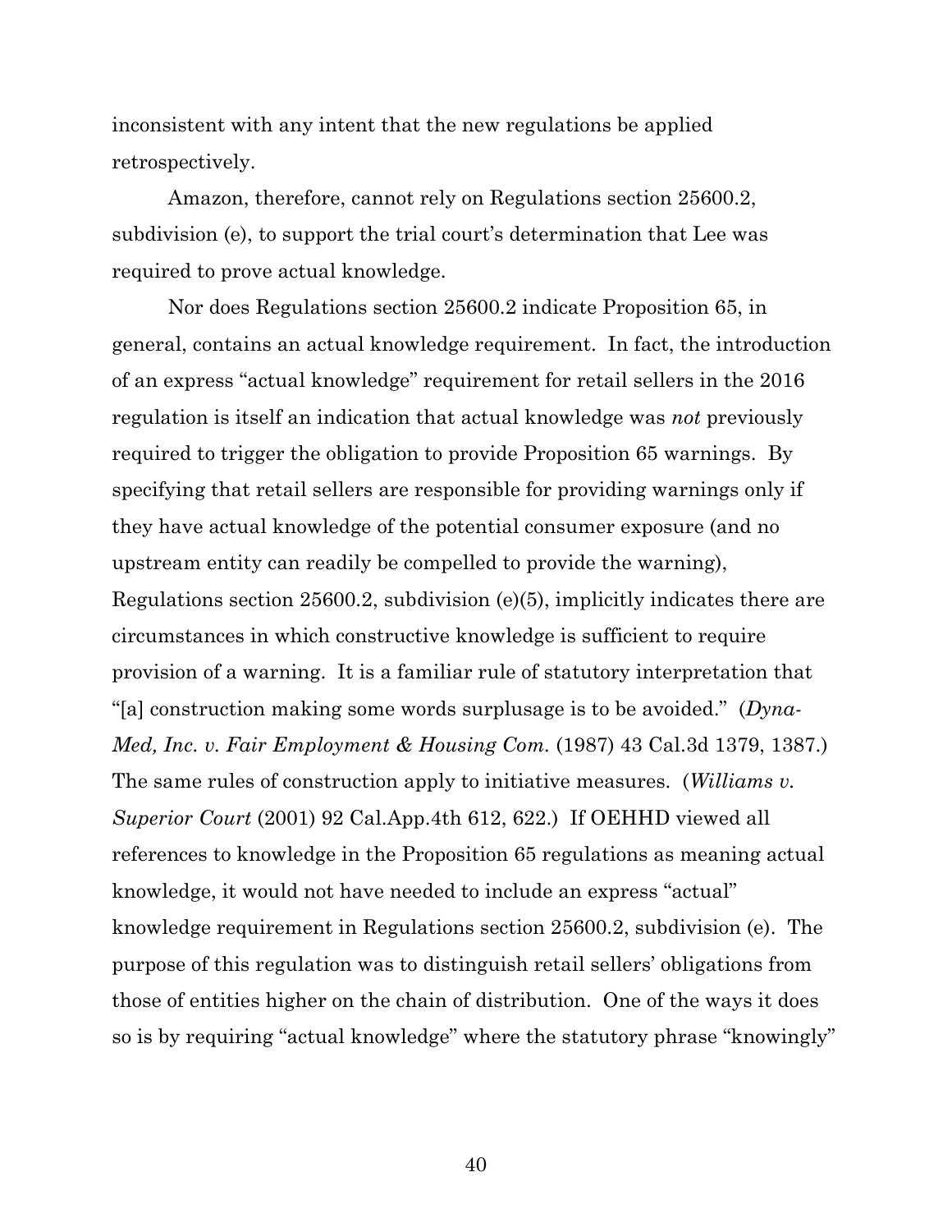inconsistent with any intent that the new regulations be applied retrospectively.

Amazon, therefore, cannot rely on Regulations section 25600.2, subdivision (e), to support the trial court's determination that Lee was required to prove actual knowledge.

Nor does Regulations section 25600.2 indicate Proposition 65, in general, contains an actual knowledge requirement. In fact, the introduction of an express "actual knowledge" requirement for retail sellers in the 2016 regulation is itself an indication that actual knowledge was *not* previously required to trigger the obligation to provide Proposition 65 warnings. By specifying that retail sellers are responsible for providing warnings only if they have actual knowledge of the potential consumer exposure (and no upstream entity can readily be compelled to provide the warning), Regulations section 25600.2, subdivision (e)(5), implicitly indicates there are circumstances in which constructive knowledge is sufficient to require provision of a warning. It is a familiar rule of statutory interpretation that "[a] construction making some words surplusage is to be avoided." (*Dyna-Med, Inc. v. Fair Employment & Housing Com.* (1987) 43 Cal.3d 1379, 1387.) The same rules of construction apply to initiative measures. (*Williams v. Superior Court* (2001) 92 Cal.App.4th 612, 622.) If OEHHD viewed all references to knowledge in the Proposition 65 regulations as meaning actual knowledge, it would not have needed to include an express "actual" knowledge requirement in Regulations section 25600.2, subdivision (e). The purpose of this regulation was to distinguish retail sellers' obligations from those of entities higher on the chain of distribution. One of the ways it does so is by requiring "actual knowledge" where the statutory phrase "knowingly"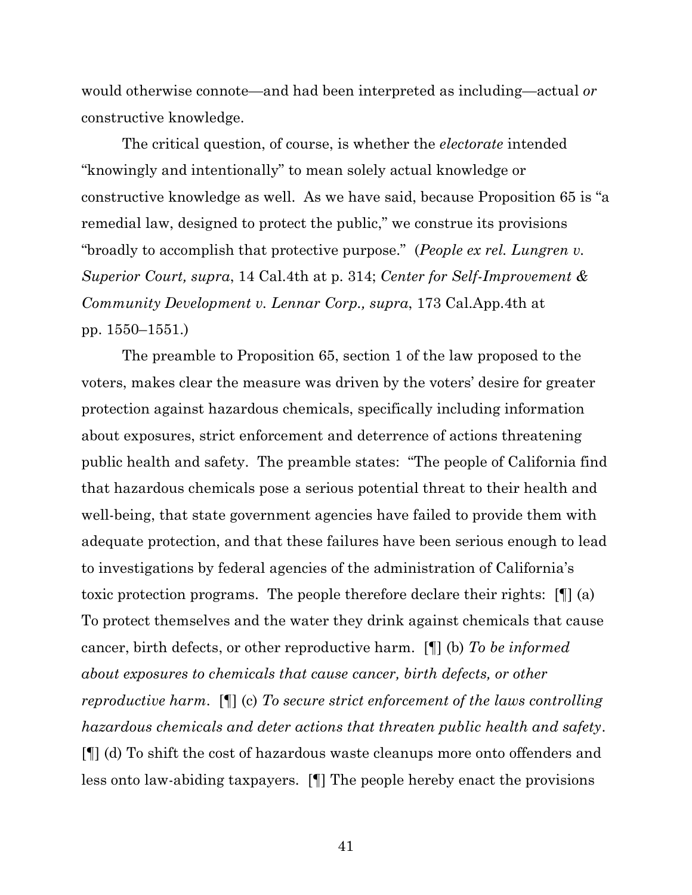would otherwise connote—and had been interpreted as including—actual *or* constructive knowledge.

The critical question, of course, is whether the *electorate* intended "knowingly and intentionally" to mean solely actual knowledge or constructive knowledge as well. As we have said, because Proposition 65 is "a remedial law, designed to protect the public," we construe its provisions "broadly to accomplish that protective purpose." (*People ex rel. Lungren v. Superior Court, supra*, 14 Cal.4th at p. 314; *Center for Self-Improvement & Community Development v. Lennar Corp., supra*, 173 Cal.App.4th at pp. 1550–1551.)

The preamble to Proposition 65, section 1 of the law proposed to the voters, makes clear the measure was driven by the voters' desire for greater protection against hazardous chemicals, specifically including information about exposures, strict enforcement and deterrence of actions threatening public health and safety. The preamble states: "The people of California find that hazardous chemicals pose a serious potential threat to their health and well-being, that state government agencies have failed to provide them with adequate protection, and that these failures have been serious enough to lead to investigations by federal agencies of the administration of California's toxic protection programs. The people therefore declare their rights: [¶] (a) To protect themselves and the water they drink against chemicals that cause cancer, birth defects, or other reproductive harm. [¶] (b) *To be informed about exposures to chemicals that cause cancer, birth defects, or other reproductive harm*. [¶] (c) *To secure strict enforcement of the laws controlling hazardous chemicals and deter actions that threaten public health and safety*. [¶] (d) To shift the cost of hazardous waste cleanups more onto offenders and less onto law-abiding taxpayers. [¶] The people hereby enact the provisions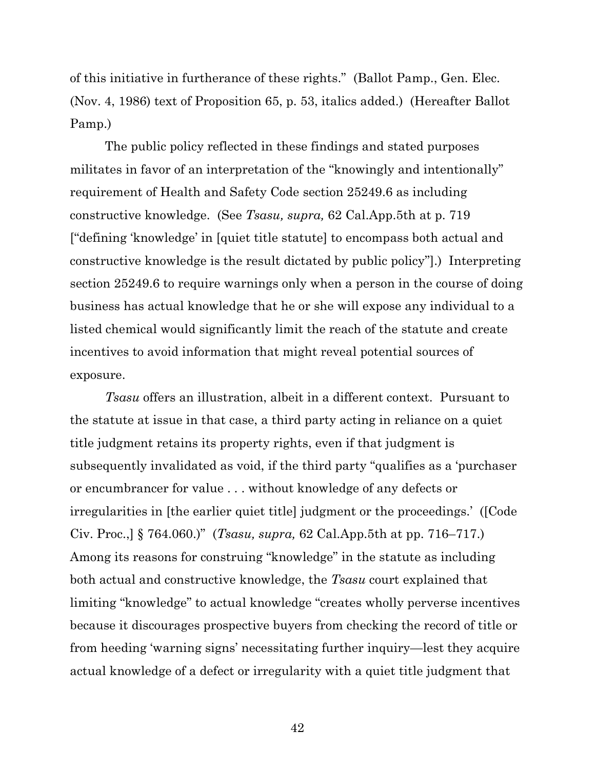of this initiative in furtherance of these rights." (Ballot Pamp., Gen. Elec. (Nov. 4, 1986) text of Proposition 65, p. 53, italics added.) (Hereafter Ballot Pamp.)

The public policy reflected in these findings and stated purposes militates in favor of an interpretation of the "knowingly and intentionally" requirement of Health and Safety Code section 25249.6 as including constructive knowledge. (See *Tsasu, supra,* 62 Cal.App.5th at p. 719 ["defining 'knowledge' in [quiet title statute] to encompass both actual and constructive knowledge is the result dictated by public policy"].) Interpreting section 25249.6 to require warnings only when a person in the course of doing business has actual knowledge that he or she will expose any individual to a listed chemical would significantly limit the reach of the statute and create incentives to avoid information that might reveal potential sources of exposure.

*Tsasu* offers an illustration, albeit in a different context. Pursuant to the statute at issue in that case, a third party acting in reliance on a quiet title judgment retains its property rights, even if that judgment is subsequently invalidated as void, if the third party "qualifies as a 'purchaser or encumbrancer for value . . . without knowledge of any defects or irregularities in [the earlier quiet title] judgment or the proceedings.' ([Code Civ. Proc.,] § 764.060.)" (*Tsasu, supra,* 62 Cal.App.5th at pp. 716–717.) Among its reasons for construing "knowledge" in the statute as including both actual and constructive knowledge, the *Tsasu* court explained that limiting "knowledge" to actual knowledge "creates wholly perverse incentives because it discourages prospective buyers from checking the record of title or from heeding 'warning signs' necessitating further inquiry—lest they acquire actual knowledge of a defect or irregularity with a quiet title judgment that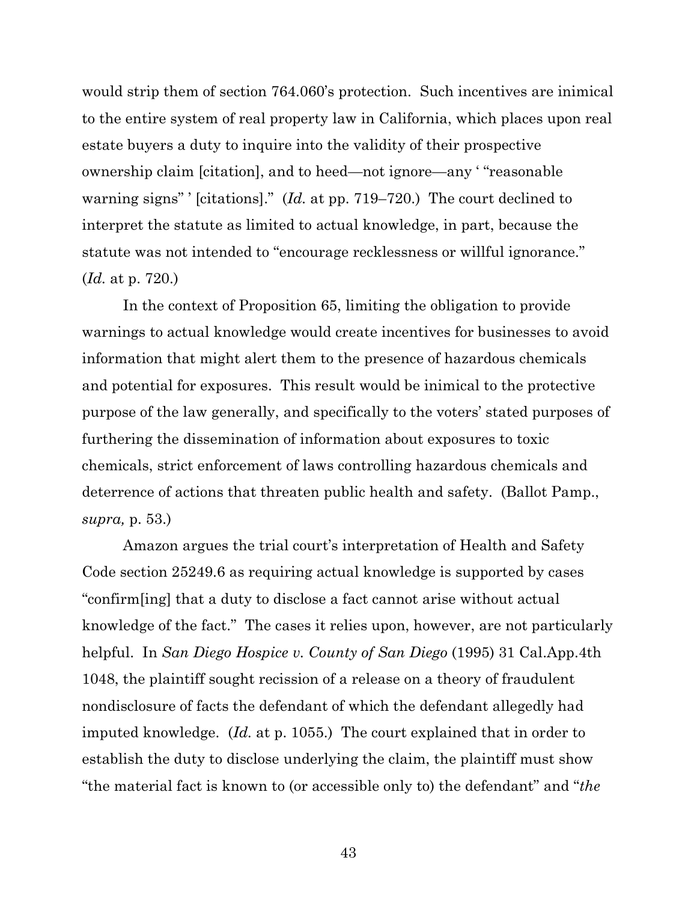would strip them of section 764.060's protection. Such incentives are inimical to the entire system of real property law in California, which places upon real estate buyers a duty to inquire into the validity of their prospective ownership claim [citation], and to heed—not ignore—any ' "reasonable warning signs" ' [citations]." (*Id.* at pp. 719–720.) The court declined to interpret the statute as limited to actual knowledge, in part, because the statute was not intended to "encourage recklessness or willful ignorance." (*Id.* at p. 720.)

In the context of Proposition 65, limiting the obligation to provide warnings to actual knowledge would create incentives for businesses to avoid information that might alert them to the presence of hazardous chemicals and potential for exposures. This result would be inimical to the protective purpose of the law generally, and specifically to the voters' stated purposes of furthering the dissemination of information about exposures to toxic chemicals, strict enforcement of laws controlling hazardous chemicals and deterrence of actions that threaten public health and safety. (Ballot Pamp., *supra,* p. 53.)

Amazon argues the trial court's interpretation of Health and Safety Code section 25249.6 as requiring actual knowledge is supported by cases "confirm[ing] that a duty to disclose a fact cannot arise without actual knowledge of the fact." The cases it relies upon, however, are not particularly helpful. In *San Diego Hospice v. County of San Diego* (1995) 31 Cal.App.4th 1048, the plaintiff sought recission of a release on a theory of fraudulent nondisclosure of facts the defendant of which the defendant allegedly had imputed knowledge. (*Id.* at p. 1055.) The court explained that in order to establish the duty to disclose underlying the claim, the plaintiff must show "the material fact is known to (or accessible only to) the defendant" and "*the*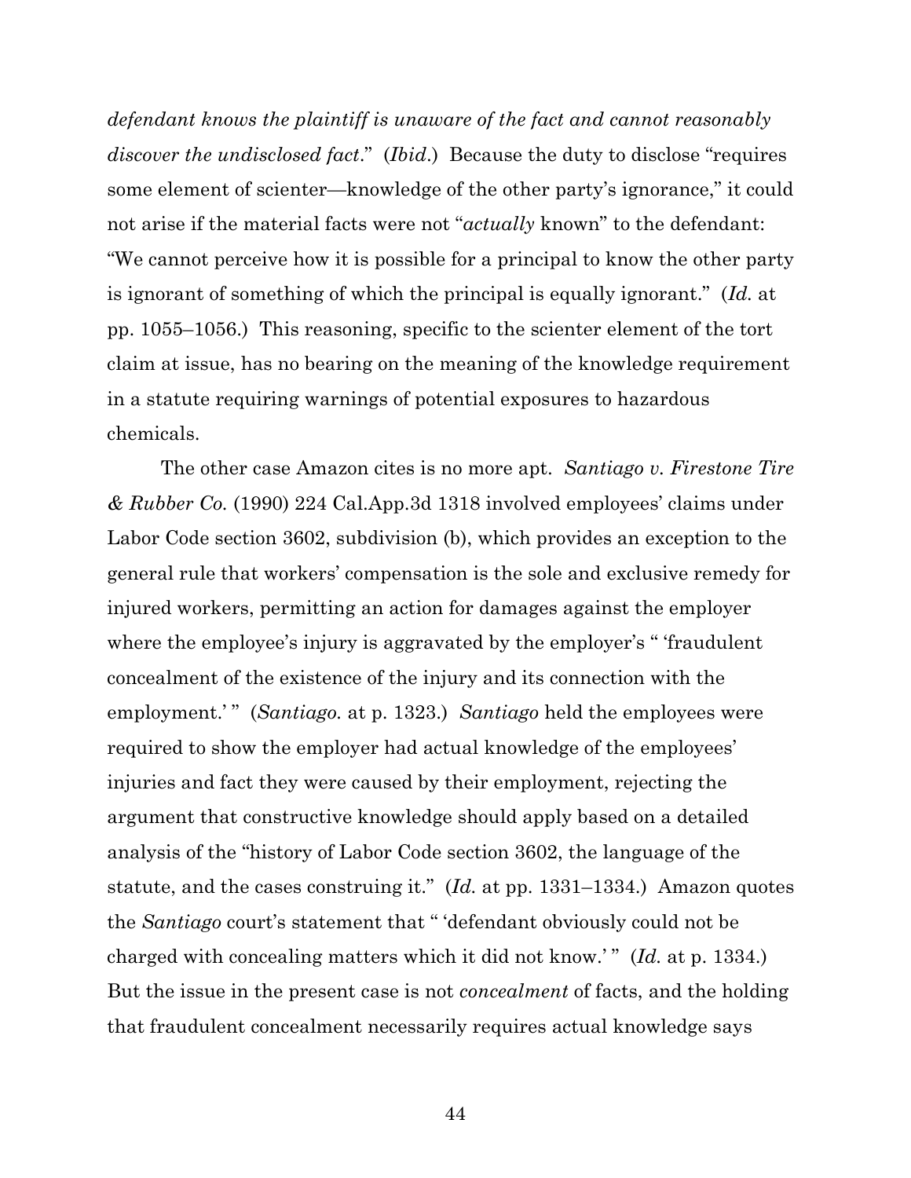*defendant knows the plaintiff is unaware of the fact and cannot reasonably discover the undisclosed fact*." (*Ibid*.) Because the duty to disclose "requires some element of scienter—knowledge of the other party's ignorance," it could not arise if the material facts were not "*actually* known" to the defendant: "We cannot perceive how it is possible for a principal to know the other party is ignorant of something of which the principal is equally ignorant." (*Id.* at pp. 1055–1056.) This reasoning, specific to the scienter element of the tort claim at issue, has no bearing on the meaning of the knowledge requirement in a statute requiring warnings of potential exposures to hazardous chemicals.

The other case Amazon cites is no more apt. *Santiago v. Firestone Tire & Rubber Co.* (1990) 224 Cal.App.3d 1318 involved employees' claims under Labor Code section 3602, subdivision (b), which provides an exception to the general rule that workers' compensation is the sole and exclusive remedy for injured workers, permitting an action for damages against the employer where the employee's injury is aggravated by the employer's " 'fraudulent concealment of the existence of the injury and its connection with the employment.' " (*Santiago.* at p. 1323.) *Santiago* held the employees were required to show the employer had actual knowledge of the employees' injuries and fact they were caused by their employment, rejecting the argument that constructive knowledge should apply based on a detailed analysis of the "history of Labor Code section 3602, the language of the statute, and the cases construing it." (*Id.* at pp. 1331–1334.) Amazon quotes the *Santiago* court's statement that " 'defendant obviously could not be charged with concealing matters which it did not know.' " (*Id.* at p. 1334.) But the issue in the present case is not *concealment* of facts, and the holding that fraudulent concealment necessarily requires actual knowledge says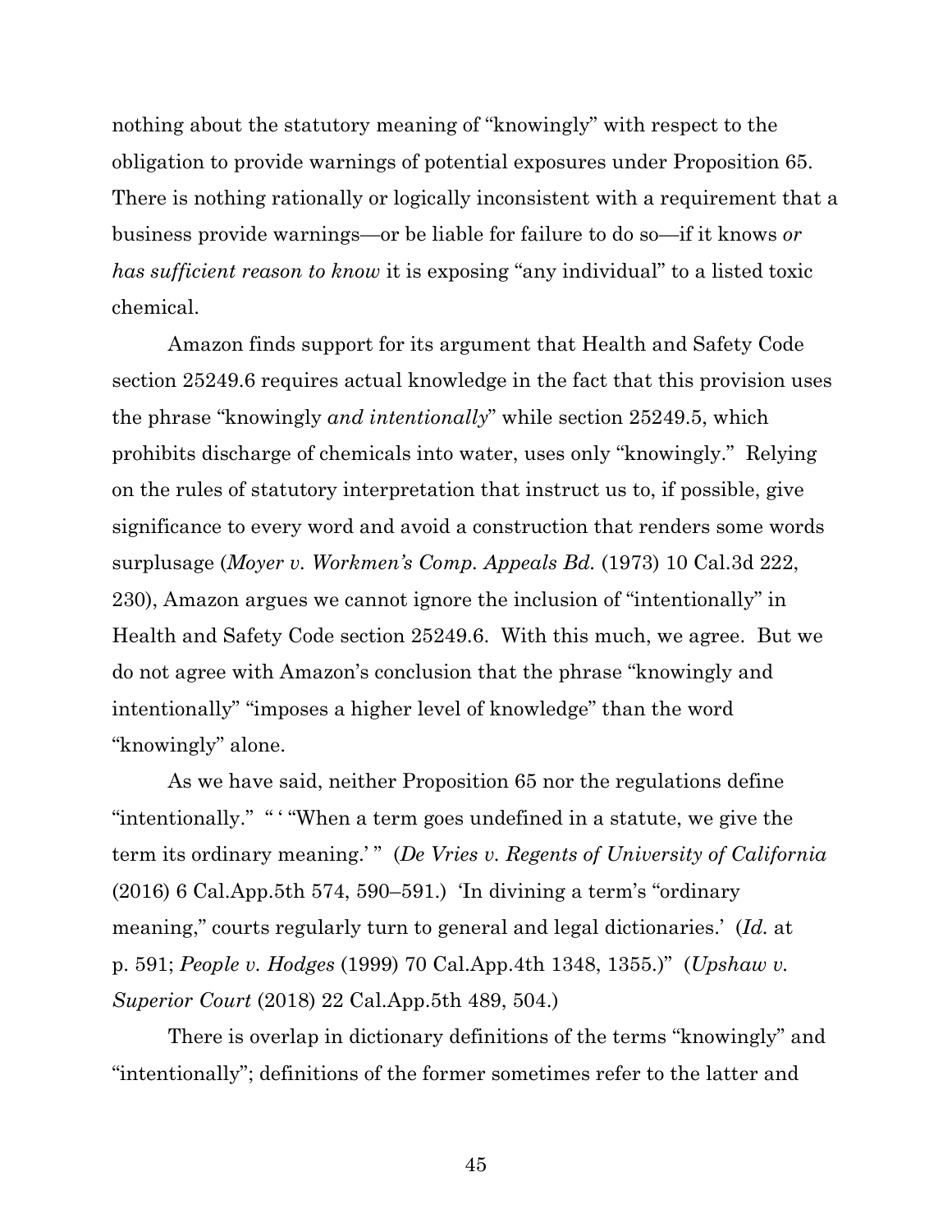nothing about the statutory meaning of "knowingly" with respect to the obligation to provide warnings of potential exposures under Proposition 65. There is nothing rationally or logically inconsistent with a requirement that a business provide warnings—or be liable for failure to do so—if it knows *or has sufficient reason to know* it is exposing "any individual" to a listed toxic chemical.

Amazon finds support for its argument that Health and Safety Code section 25249.6 requires actual knowledge in the fact that this provision uses the phrase "knowingly *and intentionally*" while section 25249.5, which prohibits discharge of chemicals into water, uses only "knowingly." Relying on the rules of statutory interpretation that instruct us to, if possible, give significance to every word and avoid a construction that renders some words surplusage (*Moyer v. Workmen's Comp. Appeals Bd.* (1973) 10 Cal.3d 222, 230), Amazon argues we cannot ignore the inclusion of "intentionally" in Health and Safety Code section 25249.6. With this much, we agree. But we do not agree with Amazon's conclusion that the phrase "knowingly and intentionally" "imposes a higher level of knowledge" than the word "knowingly" alone.

As we have said, neither Proposition 65 nor the regulations define "intentionally." " ' "When a term goes undefined in a statute, we give the term its ordinary meaning.' " (*De Vries v. Regents of University of California* (2016) 6 Cal.App.5th 574, 590–591.) 'In divining a term's "ordinary meaning," courts regularly turn to general and legal dictionaries.' (*Id.* at p. 591; *People v. Hodges* (1999) 70 Cal.App.4th 1348, 1355.)" (*Upshaw v. Superior Court* (2018) 22 Cal.App.5th 489, 504.)

There is overlap in dictionary definitions of the terms "knowingly" and "intentionally"; definitions of the former sometimes refer to the latter and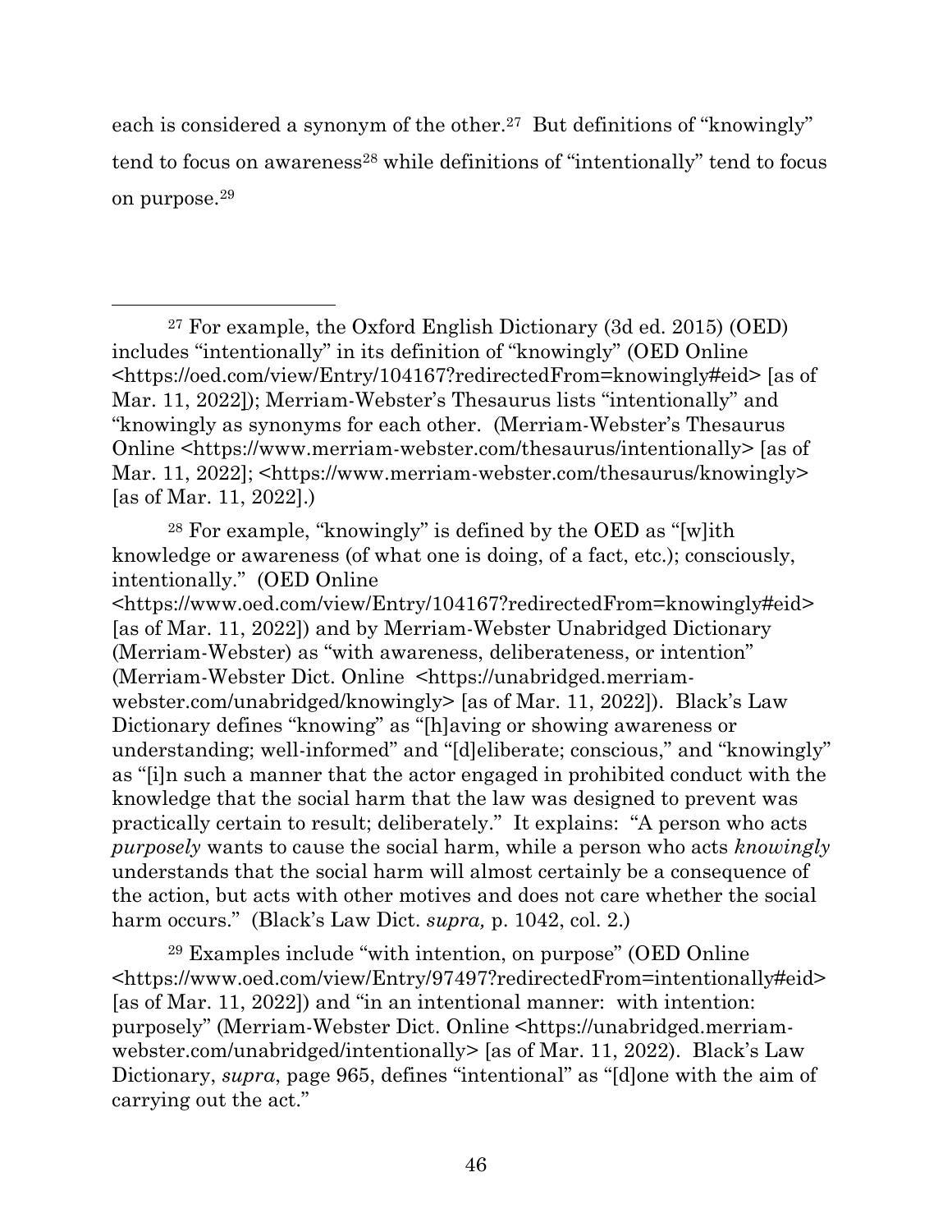each is considered a synonym of the other.[27] But definitions of "knowingly" tend to focus on awareness[28] while definitions of "intentionally" tend to focus on purpose.[29]

---

[27] For example, the Oxford English Dictionary (3d ed. 2015) (OED) includes "intentionally" in its definition of "knowingly" (OED Online <https://oed.com/view/Entry/104167?redirectedFrom=knowingly#eid> [as of Mar. 11, 2022]); Merriam-Webster's Thesaurus lists "intentionally" and "knowingly as synonyms for each other. (Merriam-Webster's Thesaurus Online <https://www.merriam-webster.com/thesaurus/intentionally> [as of Mar. 11, 2022]; <https://www.merriam-webster.com/thesaurus/knowingly> [as of Mar. 11, 2022].)

[28] For example, "knowingly" is defined by the OED as "[w]ith knowledge or awareness (of what one is doing, of a fact, etc.); consciously, intentionally." (OED Online <https://www.oed.com/view/Entry/104167?redirectedFrom=knowingly#eid> [as of Mar. 11, 2022]) and by Merriam-Webster Unabridged Dictionary (Merriam-Webster) as "with awareness, deliberateness, or intention" (Merriam-Webster Dict. Online <https://unabridged.merriam-webster.com/unabridged/knowingly> [as of Mar. 11, 2022]). Black's Law Dictionary defines "knowing" as "[h]aving or showing awareness or understanding; well-informed" and "[d]eliberate; conscious," and "knowingly" as "[i]n such a manner that the actor engaged in prohibited conduct with the knowledge that the social harm that the law was designed to prevent was practically certain to result; deliberately." It explains: "A person who acts *purposely* wants to cause the social harm, while a person who acts *knowingly* understands that the social harm will almost certainly be a consequence of the action, but acts with other motives and does not care whether the social harm occurs." (Black's Law Dict. *supra,* p. 1042, col. 2.)

[29] Examples include "with intention, on purpose" (OED Online <https://www.oed.com/view/Entry/97497?redirectedFrom=intentionally#eid> [as of Mar. 11, 2022]) and "in an intentional manner: with intention: purposely" (Merriam-Webster Dict. Online <https://unabridged.merriam-webster.com/unabridged/intentionally> [as of Mar. 11, 2022). Black's Law Dictionary, *supra*, page 965, defines "intentional" as "[d]one with the aim of carrying out the act."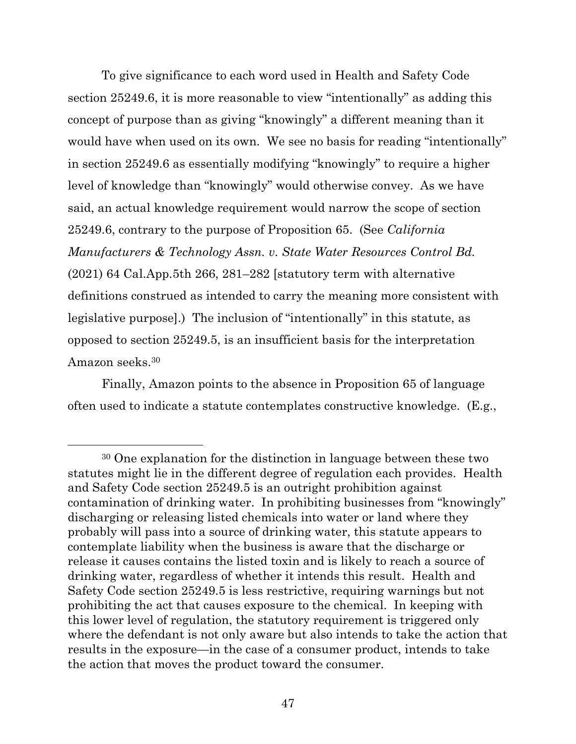To give significance to each word used in Health and Safety Code section 25249.6, it is more reasonable to view "intentionally" as adding this concept of purpose than as giving "knowingly" a different meaning than it would have when used on its own. We see no basis for reading "intentionally" in section 25249.6 as essentially modifying "knowingly" to require a higher level of knowledge than "knowingly" would otherwise convey. As we have said, an actual knowledge requirement would narrow the scope of section 25249.6, contrary to the purpose of Proposition 65. (See *California Manufacturers & Technology Assn. v. State Water Resources Control Bd.* (2021) 64 Cal.App.5th 266, 281–282 [statutory term with alternative definitions construed as intended to carry the meaning more consistent with legislative purpose].) The inclusion of "intentionally" in this statute, as opposed to section 25249.5, is an insufficient basis for the interpretation Amazon seeks.[30]

Finally, Amazon points to the absence in Proposition 65 of language often used to indicate a statute contemplates constructive knowledge. (E.g.,

---

[30] One explanation for the distinction in language between these two statutes might lie in the different degree of regulation each provides. Health and Safety Code section 25249.5 is an outright prohibition against contamination of drinking water. In prohibiting businesses from "knowingly" discharging or releasing listed chemicals into water or land where they probably will pass into a source of drinking water, this statute appears to contemplate liability when the business is aware that the discharge or release it causes contains the listed toxin and is likely to reach a source of drinking water, regardless of whether it intends this result. Health and Safety Code section 25249.5 is less restrictive, requiring warnings but not prohibiting the act that causes exposure to the chemical. In keeping with this lower level of regulation, the statutory requirement is triggered only where the defendant is not only aware but also intends to take the action that results in the exposure—in the case of a consumer product, intends to take the action that moves the product toward the consumer.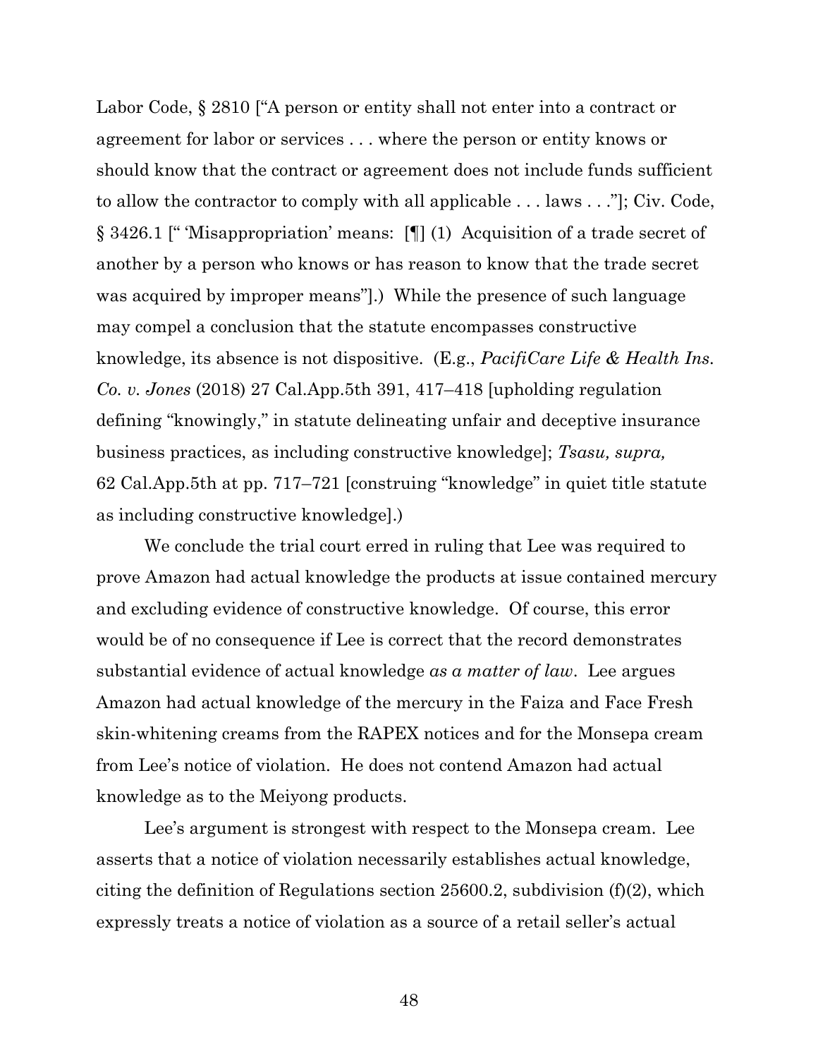Labor Code, § 2810 ["A person or entity shall not enter into a contract or agreement for labor or services . . . where the person or entity knows or should know that the contract or agreement does not include funds sufficient to allow the contractor to comply with all applicable . . . laws . . ."]; Civ. Code, § 3426.1 [" 'Misappropriation' means: [¶] (1) Acquisition of a trade secret of another by a person who knows or has reason to know that the trade secret was acquired by improper means"].) While the presence of such language may compel a conclusion that the statute encompasses constructive knowledge, its absence is not dispositive. (E.g., *PacifiCare Life & Health Ins. Co. v. Jones* (2018) 27 Cal.App.5th 391, 417–418 [upholding regulation defining "knowingly," in statute delineating unfair and deceptive insurance business practices, as including constructive knowledge]; *Tsasu, supra,* 62 Cal.App.5th at pp. 717–721 [construing "knowledge" in quiet title statute as including constructive knowledge].)

We conclude the trial court erred in ruling that Lee was required to prove Amazon had actual knowledge the products at issue contained mercury and excluding evidence of constructive knowledge. Of course, this error would be of no consequence if Lee is correct that the record demonstrates substantial evidence of actual knowledge *as a matter of law*. Lee argues Amazon had actual knowledge of the mercury in the Faiza and Face Fresh skin-whitening creams from the RAPEX notices and for the Monsepa cream from Lee's notice of violation. He does not contend Amazon had actual knowledge as to the Meiyong products.

Lee's argument is strongest with respect to the Monsepa cream. Lee asserts that a notice of violation necessarily establishes actual knowledge, citing the definition of Regulations section 25600.2, subdivision (f)(2), which expressly treats a notice of violation as a source of a retail seller's actual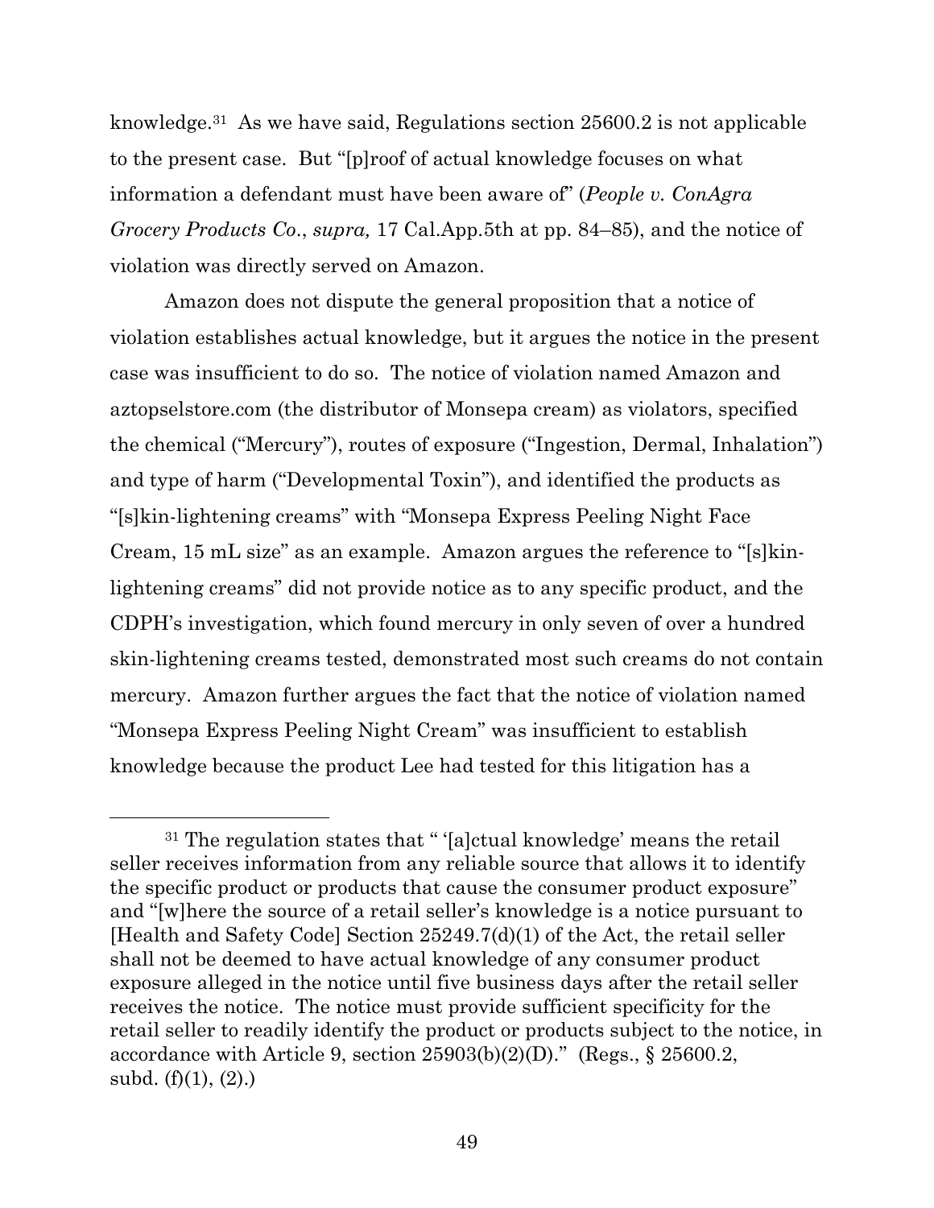knowledge.[31] As we have said, Regulations section 25600.2 is not applicable to the present case. But "[p]roof of actual knowledge focuses on what information a defendant must have been aware of" (*People v. ConAgra Grocery Products Co*., *supra,* 17 Cal.App.5th at pp. 84–85), and the notice of violation was directly served on Amazon.

Amazon does not dispute the general proposition that a notice of violation establishes actual knowledge, but it argues the notice in the present case was insufficient to do so. The notice of violation named Amazon and aztopselstore.com (the distributor of Monsepa cream) as violators, specified the chemical ("Mercury"), routes of exposure ("Ingestion, Dermal, Inhalation") and type of harm ("Developmental Toxin"), and identified the products as "[s]kin-lightening creams" with "Monsepa Express Peeling Night Face Cream, 15 mL size" as an example. Amazon argues the reference to "[s]kin-lightening creams" did not provide notice as to any specific product, and the CDPH's investigation, which found mercury in only seven of over a hundred skin-lightening creams tested, demonstrated most such creams do not contain mercury. Amazon further argues the fact that the notice of violation named "Monsepa Express Peeling Night Cream" was insufficient to establish knowledge because the product Lee had tested for this litigation has a

---

[31] The regulation states that " '[a]ctual knowledge' means the retail seller receives information from any reliable source that allows it to identify the specific product or products that cause the consumer product exposure" and "[w]here the source of a retail seller's knowledge is a notice pursuant to [Health and Safety Code] Section 25249.7(d)(1) of the Act, the retail seller shall not be deemed to have actual knowledge of any consumer product exposure alleged in the notice until five business days after the retail seller receives the notice. The notice must provide sufficient specificity for the retail seller to readily identify the product or products subject to the notice, in accordance with Article 9, section 25903(b)(2)(D)." (Regs., § 25600.2, subd. (f)(1), (2).)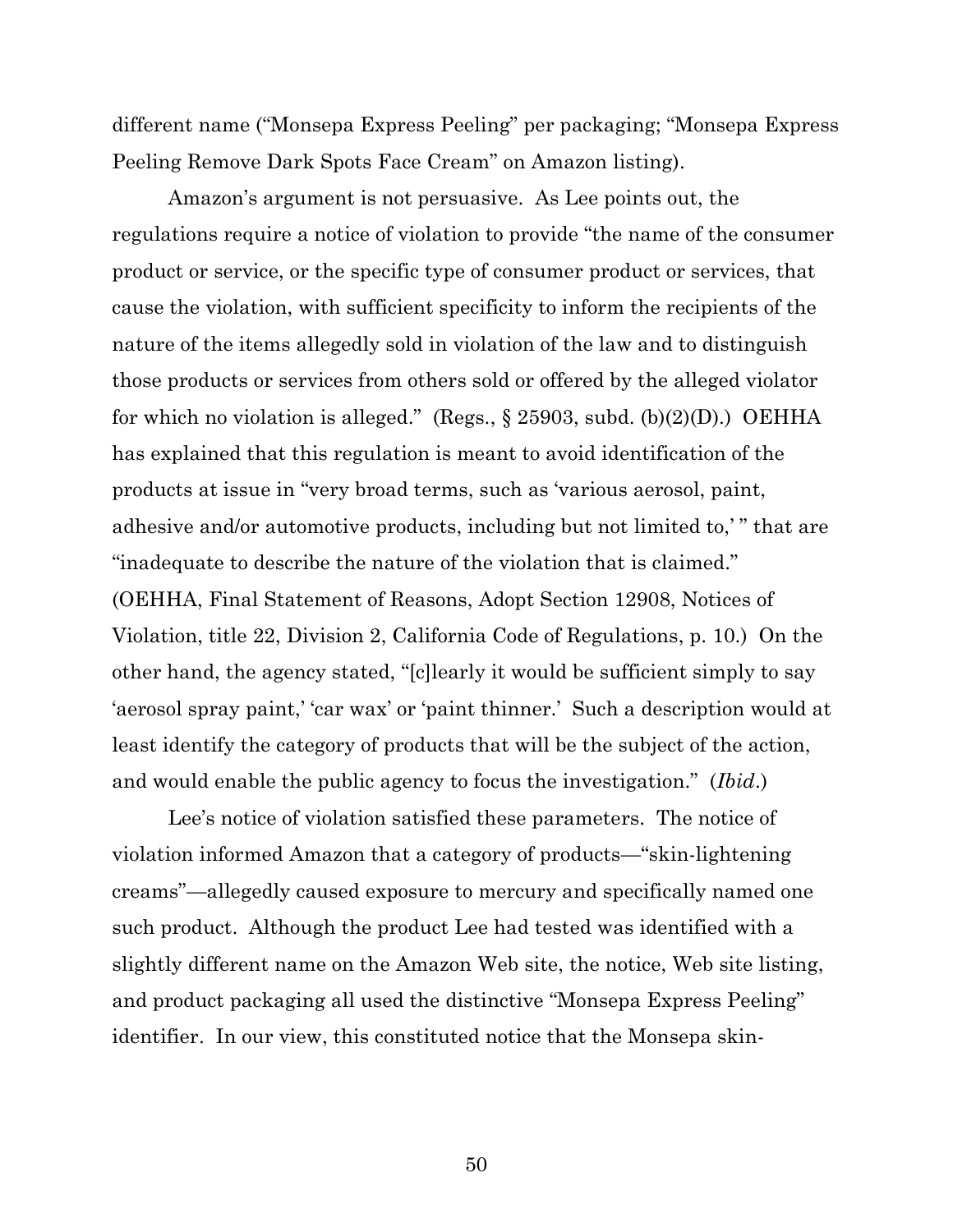different name ("Monsepa Express Peeling" per packaging; "Monsepa Express Peeling Remove Dark Spots Face Cream" on Amazon listing).

Amazon's argument is not persuasive. As Lee points out, the regulations require a notice of violation to provide "the name of the consumer product or service, or the specific type of consumer product or services, that cause the violation, with sufficient specificity to inform the recipients of the nature of the items allegedly sold in violation of the law and to distinguish those products or services from others sold or offered by the alleged violator for which no violation is alleged." (Regs., § 25903, subd. (b)(2)(D).) OEHHA has explained that this regulation is meant to avoid identification of the products at issue in "very broad terms, such as 'various aerosol, paint, adhesive and/or automotive products, including but not limited to,' " that are "inadequate to describe the nature of the violation that is claimed." (OEHHA, Final Statement of Reasons, Adopt Section 12908, Notices of Violation, title 22, Division 2, California Code of Regulations, p. 10.) On the other hand, the agency stated, "[c]learly it would be sufficient simply to say 'aerosol spray paint,' 'car wax' or 'paint thinner.' Such a description would at least identify the category of products that will be the subject of the action, and would enable the public agency to focus the investigation." (*Ibid*.)

Lee's notice of violation satisfied these parameters. The notice of violation informed Amazon that a category of products—"skin-lightening creams"—allegedly caused exposure to mercury and specifically named one such product. Although the product Lee had tested was identified with a slightly different name on the Amazon Web site, the notice, Web site listing, and product packaging all used the distinctive "Monsepa Express Peeling" identifier. In our view, this constituted notice that the Monsepa skin-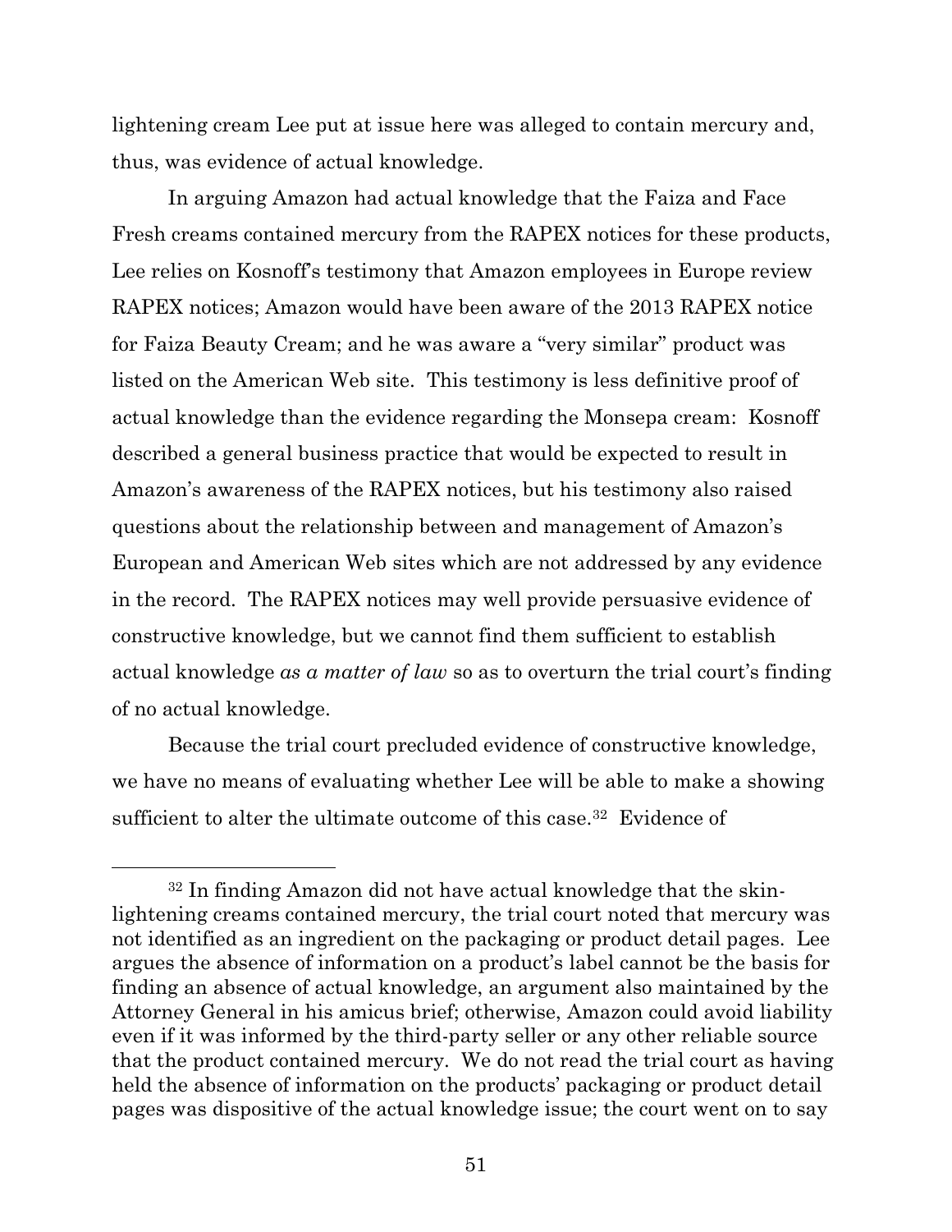lightening cream Lee put at issue here was alleged to contain mercury and, thus, was evidence of actual knowledge.

In arguing Amazon had actual knowledge that the Faiza and Face Fresh creams contained mercury from the RAPEX notices for these products, Lee relies on Kosnoff's testimony that Amazon employees in Europe review RAPEX notices; Amazon would have been aware of the 2013 RAPEX notice for Faiza Beauty Cream; and he was aware a "very similar" product was listed on the American Web site. This testimony is less definitive proof of actual knowledge than the evidence regarding the Monsepa cream: Kosnoff described a general business practice that would be expected to result in Amazon's awareness of the RAPEX notices, but his testimony also raised questions about the relationship between and management of Amazon's European and American Web sites which are not addressed by any evidence in the record. The RAPEX notices may well provide persuasive evidence of constructive knowledge, but we cannot find them sufficient to establish actual knowledge *as a matter of law* so as to overturn the trial court's finding of no actual knowledge.

Because the trial court precluded evidence of constructive knowledge, we have no means of evaluating whether Lee will be able to make a showing sufficient to alter the ultimate outcome of this case.[32] Evidence of

---

[32] In finding Amazon did not have actual knowledge that the skin-lightening creams contained mercury, the trial court noted that mercury was not identified as an ingredient on the packaging or product detail pages. Lee argues the absence of information on a product's label cannot be the basis for finding an absence of actual knowledge, an argument also maintained by the Attorney General in his amicus brief; otherwise, Amazon could avoid liability even if it was informed by the third-party seller or any other reliable source that the product contained mercury. We do not read the trial court as having held the absence of information on the products' packaging or product detail pages was dispositive of the actual knowledge issue; the court went on to say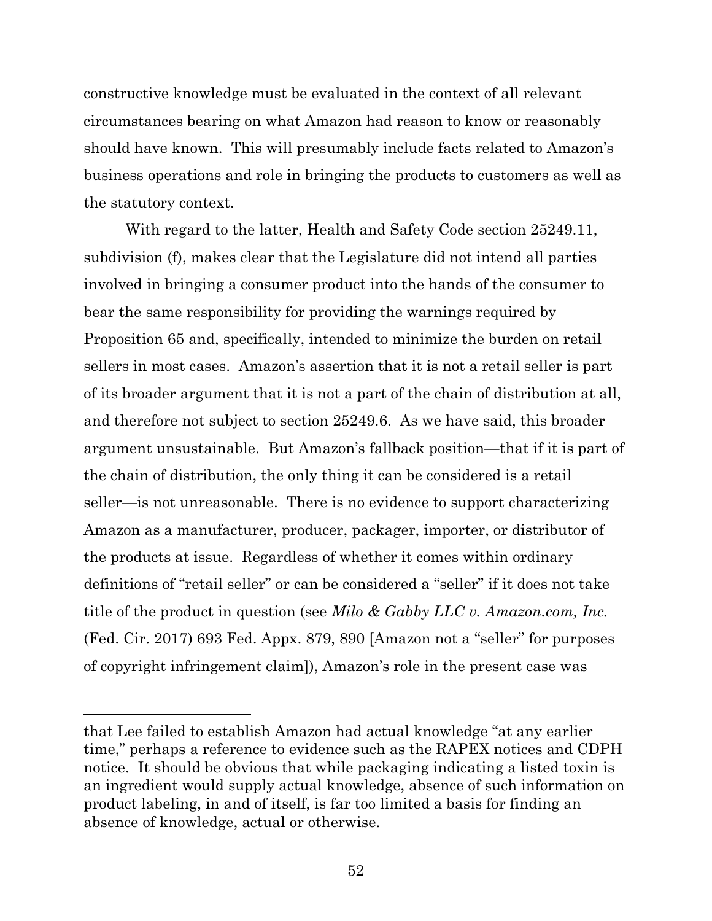constructive knowledge must be evaluated in the context of all relevant circumstances bearing on what Amazon had reason to know or reasonably should have known. This will presumably include facts related to Amazon's business operations and role in bringing the products to customers as well as the statutory context.

With regard to the latter, Health and Safety Code section 25249.11, subdivision (f), makes clear that the Legislature did not intend all parties involved in bringing a consumer product into the hands of the consumer to bear the same responsibility for providing the warnings required by Proposition 65 and, specifically, intended to minimize the burden on retail sellers in most cases. Amazon's assertion that it is not a retail seller is part of its broader argument that it is not a part of the chain of distribution at all, and therefore not subject to section 25249.6. As we have said, this broader argument unsustainable. But Amazon's fallback position—that if it is part of the chain of distribution, the only thing it can be considered is a retail seller—is not unreasonable. There is no evidence to support characterizing Amazon as a manufacturer, producer, packager, importer, or distributor of the products at issue. Regardless of whether it comes within ordinary definitions of "retail seller" or can be considered a "seller" if it does not take title of the product in question (see *Milo & Gabby LLC v. Amazon.com, Inc.* (Fed. Cir. 2017) 693 Fed. Appx. 879, 890 [Amazon not a "seller" for purposes of copyright infringement claim]), Amazon's role in the present case was

---

that Lee failed to establish Amazon had actual knowledge "at any earlier time," perhaps a reference to evidence such as the RAPEX notices and CDPH notice. It should be obvious that while packaging indicating a listed toxin is an ingredient would supply actual knowledge, absence of such information on product labeling, in and of itself, is far too limited a basis for finding an absence of knowledge, actual or otherwise.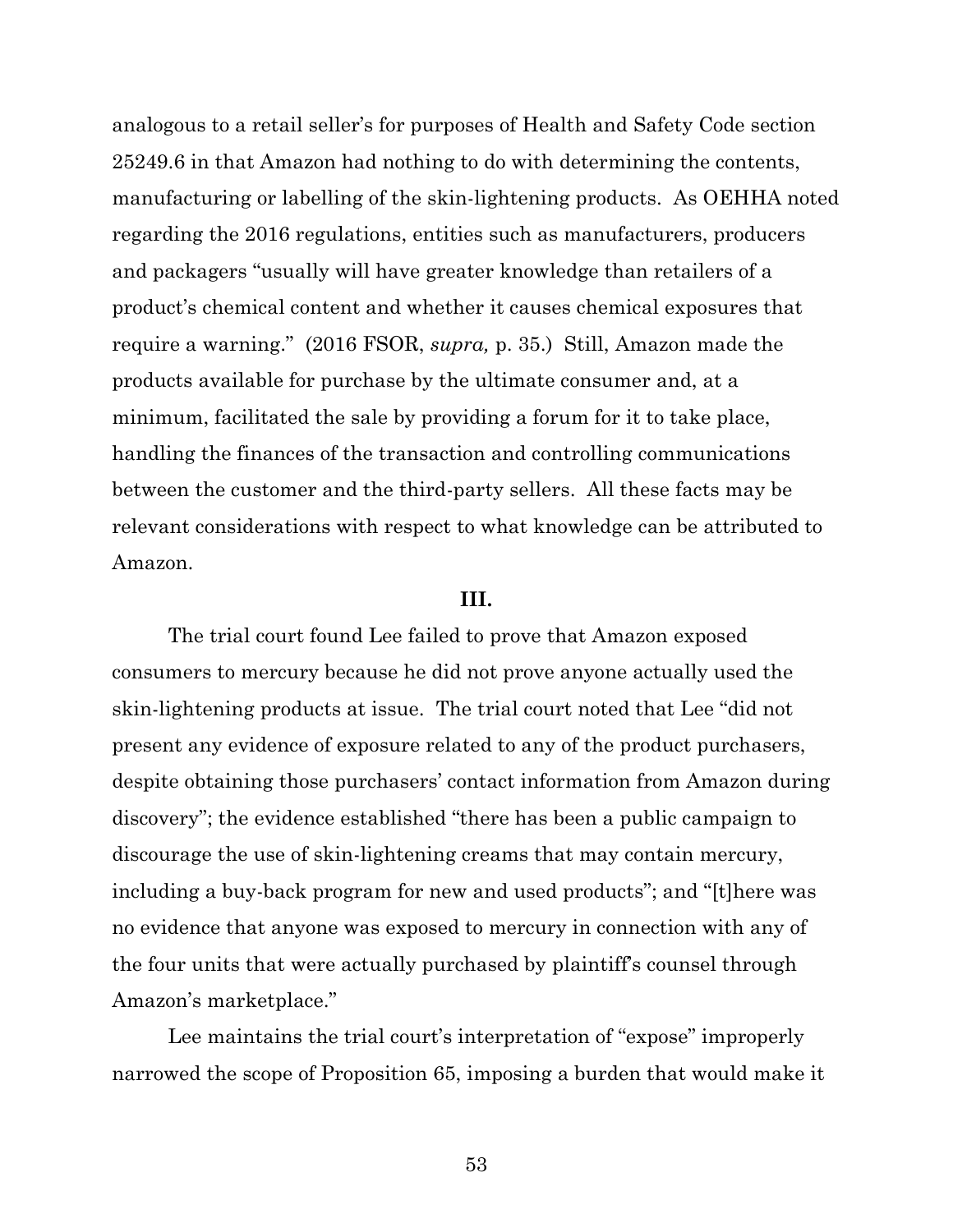analogous to a retail seller's for purposes of Health and Safety Code section 25249.6 in that Amazon had nothing to do with determining the contents, manufacturing or labelling of the skin-lightening products. As OEHHA noted regarding the 2016 regulations, entities such as manufacturers, producers and packagers "usually will have greater knowledge than retailers of a product's chemical content and whether it causes chemical exposures that require a warning." (2016 FSOR, *supra,* p. 35.) Still, Amazon made the products available for purchase by the ultimate consumer and, at a minimum, facilitated the sale by providing a forum for it to take place, handling the finances of the transaction and controlling communications between the customer and the third-party sellers. All these facts may be relevant considerations with respect to what knowledge can be attributed to Amazon.

**III.**

The trial court found Lee failed to prove that Amazon exposed consumers to mercury because he did not prove anyone actually used the skin-lightening products at issue. The trial court noted that Lee "did not present any evidence of exposure related to any of the product purchasers, despite obtaining those purchasers' contact information from Amazon during discovery"; the evidence established "there has been a public campaign to discourage the use of skin-lightening creams that may contain mercury, including a buy-back program for new and used products"; and "[t]here was no evidence that anyone was exposed to mercury in connection with any of the four units that were actually purchased by plaintiff's counsel through Amazon's marketplace."

Lee maintains the trial court's interpretation of "expose" improperly narrowed the scope of Proposition 65, imposing a burden that would make it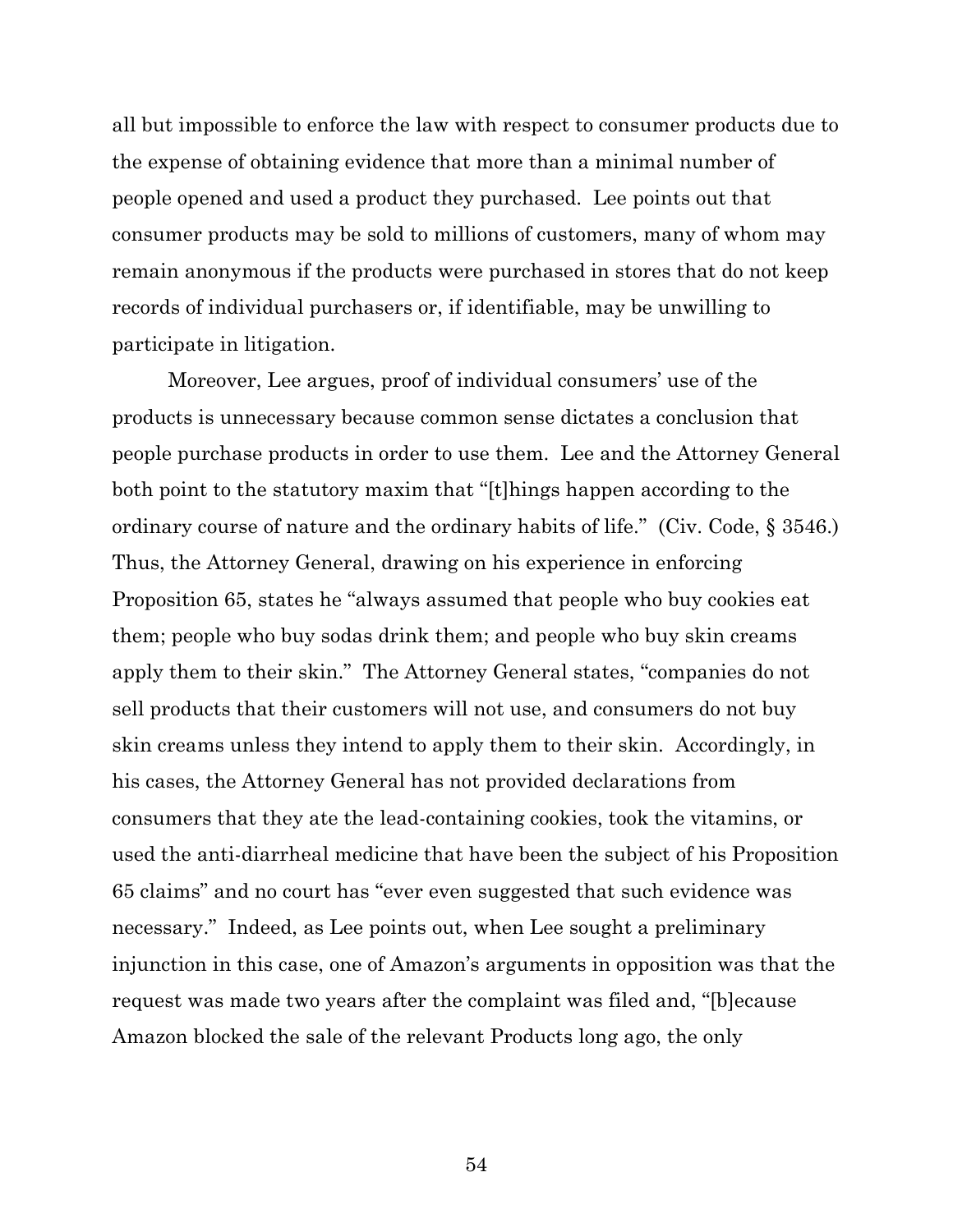all but impossible to enforce the law with respect to consumer products due to the expense of obtaining evidence that more than a minimal number of people opened and used a product they purchased. Lee points out that consumer products may be sold to millions of customers, many of whom may remain anonymous if the products were purchased in stores that do not keep records of individual purchasers or, if identifiable, may be unwilling to participate in litigation.

Moreover, Lee argues, proof of individual consumers' use of the products is unnecessary because common sense dictates a conclusion that people purchase products in order to use them. Lee and the Attorney General both point to the statutory maxim that "[t]hings happen according to the ordinary course of nature and the ordinary habits of life." (Civ. Code, § 3546.) Thus, the Attorney General, drawing on his experience in enforcing Proposition 65, states he "always assumed that people who buy cookies eat them; people who buy sodas drink them; and people who buy skin creams apply them to their skin." The Attorney General states, "companies do not sell products that their customers will not use, and consumers do not buy skin creams unless they intend to apply them to their skin. Accordingly, in his cases, the Attorney General has not provided declarations from consumers that they ate the lead-containing cookies, took the vitamins, or used the anti-diarrheal medicine that have been the subject of his Proposition 65 claims" and no court has "ever even suggested that such evidence was necessary." Indeed, as Lee points out, when Lee sought a preliminary injunction in this case, one of Amazon's arguments in opposition was that the request was made two years after the complaint was filed and, "[b]ecause Amazon blocked the sale of the relevant Products long ago, the only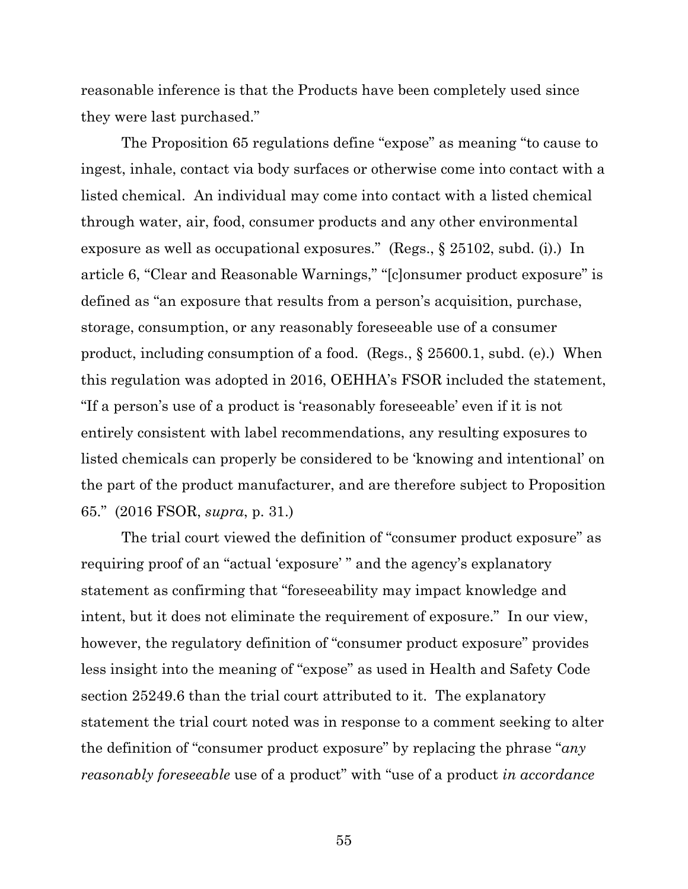reasonable inference is that the Products have been completely used since they were last purchased."

The Proposition 65 regulations define "expose" as meaning "to cause to ingest, inhale, contact via body surfaces or otherwise come into contact with a listed chemical. An individual may come into contact with a listed chemical through water, air, food, consumer products and any other environmental exposure as well as occupational exposures." (Regs., § 25102, subd. (i).) In article 6, "Clear and Reasonable Warnings," "[c]onsumer product exposure" is defined as "an exposure that results from a person's acquisition, purchase, storage, consumption, or any reasonably foreseeable use of a consumer product, including consumption of a food. (Regs., § 25600.1, subd. (e).) When this regulation was adopted in 2016, OEHHA's FSOR included the statement, "If a person's use of a product is 'reasonably foreseeable' even if it is not entirely consistent with label recommendations, any resulting exposures to listed chemicals can properly be considered to be 'knowing and intentional' on the part of the product manufacturer, and are therefore subject to Proposition 65." (2016 FSOR, *supra*, p. 31.)

The trial court viewed the definition of "consumer product exposure" as requiring proof of an "actual 'exposure' " and the agency's explanatory statement as confirming that "foreseeability may impact knowledge and intent, but it does not eliminate the requirement of exposure." In our view, however, the regulatory definition of "consumer product exposure" provides less insight into the meaning of "expose" as used in Health and Safety Code section 25249.6 than the trial court attributed to it. The explanatory statement the trial court noted was in response to a comment seeking to alter the definition of "consumer product exposure" by replacing the phrase "*any reasonably foreseeable* use of a product" with "use of a product *in accordance*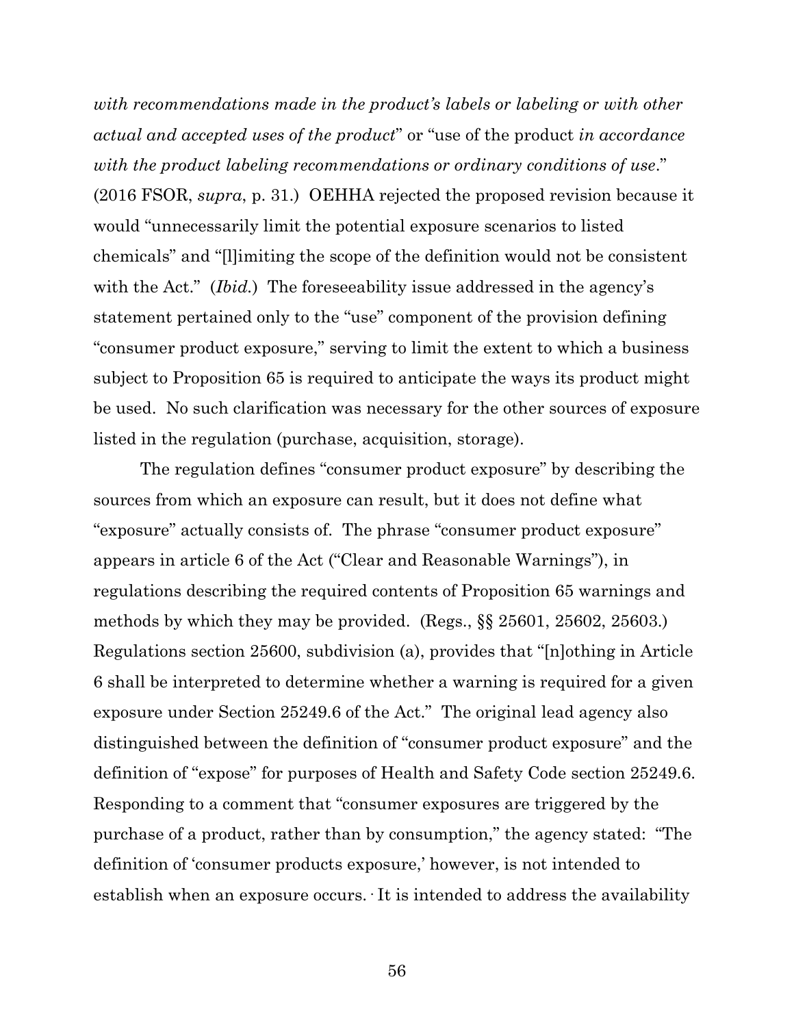*with recommendations made in the product's labels or labeling or with other actual and accepted uses of the product*" or "use of the product *in accordance with the product labeling recommendations or ordinary conditions of use*." (2016 FSOR, *supra*, p. 31.) OEHHA rejected the proposed revision because it would "unnecessarily limit the potential exposure scenarios to listed chemicals" and "[l]imiting the scope of the definition would not be consistent with the Act." (*Ibid.*) The foreseeability issue addressed in the agency's statement pertained only to the "use" component of the provision defining "consumer product exposure," serving to limit the extent to which a business subject to Proposition 65 is required to anticipate the ways its product might be used. No such clarification was necessary for the other sources of exposure listed in the regulation (purchase, acquisition, storage).

The regulation defines "consumer product exposure" by describing the sources from which an exposure can result, but it does not define what "exposure" actually consists of. The phrase "consumer product exposure" appears in article 6 of the Act ("Clear and Reasonable Warnings"), in regulations describing the required contents of Proposition 65 warnings and methods by which they may be provided. (Regs., §§ 25601, 25602, 25603.) Regulations section 25600, subdivision (a), provides that "[n]othing in Article 6 shall be interpreted to determine whether a warning is required for a given exposure under Section 25249.6 of the Act." The original lead agency also distinguished between the definition of "consumer product exposure" and the definition of "expose" for purposes of Health and Safety Code section 25249.6. Responding to a comment that "consumer exposures are triggered by the purchase of a product, rather than by consumption," the agency stated: "The definition of 'consumer products exposure,' however, is not intended to establish when an exposure occurs. It is intended to address the availability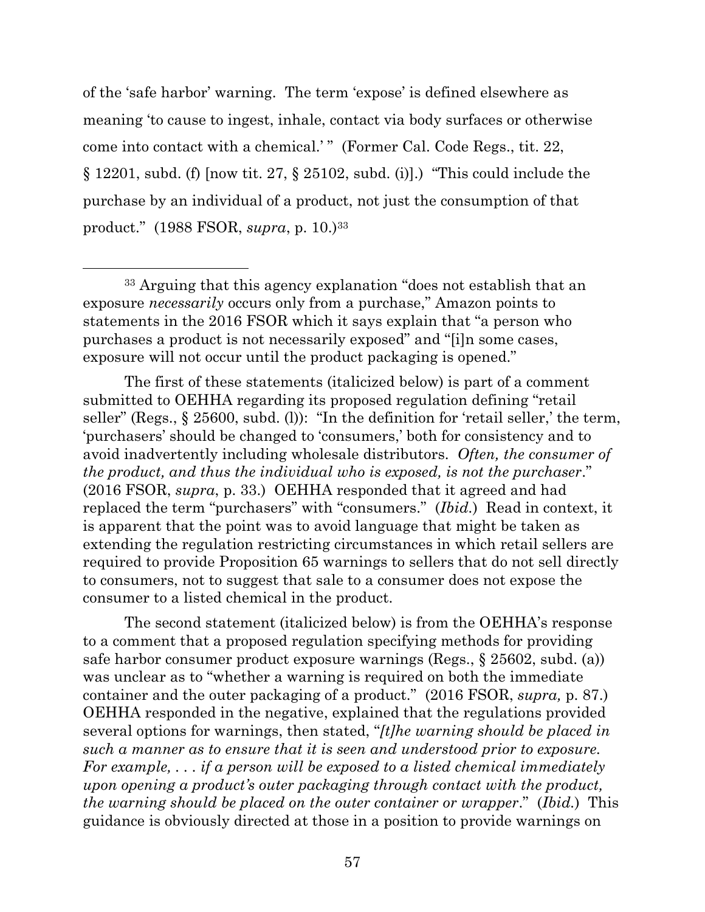of the 'safe harbor' warning. The term 'expose' is defined elsewhere as meaning 'to cause to ingest, inhale, contact via body surfaces or otherwise come into contact with a chemical.' " (Former Cal. Code Regs., tit. 22, § 12201, subd. (f) [now tit. 27, § 25102, subd. (i)].) "This could include the purchase by an individual of a product, not just the consumption of that product." (1988 FSOR, *supra*, p. 10.)[33]

---

[33] Arguing that this agency explanation "does not establish that an exposure *necessarily* occurs only from a purchase," Amazon points to statements in the 2016 FSOR which it says explain that "a person who purchases a product is not necessarily exposed" and "[i]n some cases, exposure will not occur until the product packaging is opened."

The first of these statements (italicized below) is part of a comment submitted to OEHHA regarding its proposed regulation defining "retail seller" (Regs., § 25600, subd. (l)): "In the definition for 'retail seller,' the term, 'purchasers' should be changed to 'consumers,' both for consistency and to avoid inadvertently including wholesale distributors. *Often, the consumer of the product, and thus the individual who is exposed, is not the purchaser*." (2016 FSOR, *supra*, p. 33.) OEHHA responded that it agreed and had replaced the term "purchasers" with "consumers." (*Ibid.*) Read in context, it is apparent that the point was to avoid language that might be taken as extending the regulation restricting circumstances in which retail sellers are required to provide Proposition 65 warnings to sellers that do not sell directly to consumers, not to suggest that sale to a consumer does not expose the consumer to a listed chemical in the product.

The second statement (italicized below) is from the OEHHA's response to a comment that a proposed regulation specifying methods for providing safe harbor consumer product exposure warnings (Regs., § 25602, subd. (a)) was unclear as to "whether a warning is required on both the immediate container and the outer packaging of a product." (2016 FSOR, *supra,* p. 87.) OEHHA responded in the negative, explained that the regulations provided several options for warnings, then stated, "*[t]he warning should be placed in such a manner as to ensure that it is seen and understood prior to exposure. For example, . . . if a person will be exposed to a listed chemical immediately upon opening a product's outer packaging through contact with the product, the warning should be placed on the outer container or wrapper*." (*Ibid.*) This guidance is obviously directed at those in a position to provide warnings on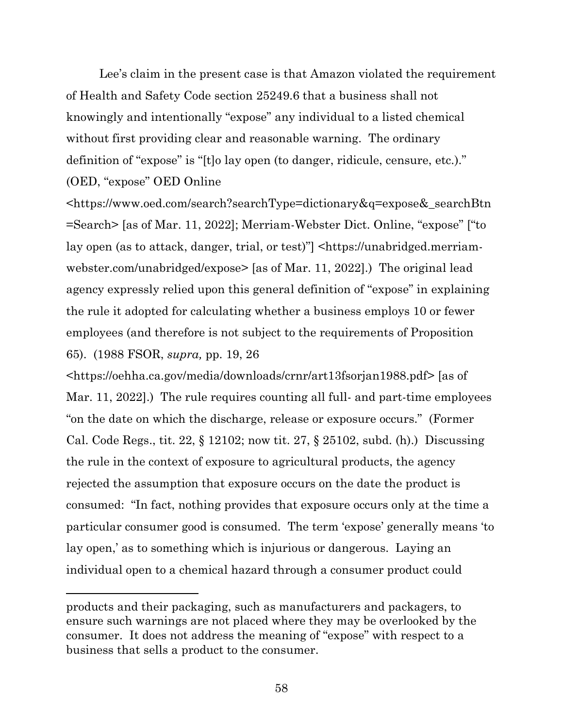Lee's claim in the present case is that Amazon violated the requirement of Health and Safety Code section 25249.6 that a business shall not knowingly and intentionally "expose" any individual to a listed chemical without first providing clear and reasonable warning. The ordinary definition of "expose" is "[t]o lay open (to danger, ridicule, censure, etc.)." (OED, "expose" OED Online <https://www.oed.com/search?searchType=dictionary&q=expose&_searchBtn=Search> [as of Mar. 11, 2022]; Merriam-Webster Dict. Online, "expose" ["to lay open (as to attack, danger, trial, or test)"] <https://unabridged.merriam-webster.com/unabridged/expose> [as of Mar. 11, 2022].) The original lead agency expressly relied upon this general definition of "expose" in explaining the rule it adopted for calculating whether a business employs 10 or fewer employees (and therefore is not subject to the requirements of Proposition 65). (1988 FSOR, *supra,* pp. 19, 26 <https://oehha.ca.gov/media/downloads/crnr/art13fsorjan1988.pdf> [as of Mar. 11, 2022].) The rule requires counting all full- and part-time employees "on the date on which the discharge, release or exposure occurs." (Former Cal. Code Regs., tit. 22, § 12102; now tit. 27, § 25102, subd. (h).) Discussing the rule in the context of exposure to agricultural products, the agency rejected the assumption that exposure occurs on the date the product is consumed: "In fact, nothing provides that exposure occurs only at the time a particular consumer good is consumed. The term 'expose' generally means 'to lay open,' as to something which is injurious or dangerous. Laying an individual open to a chemical hazard through a consumer product could

---

products and their packaging, such as manufacturers and packagers, to ensure such warnings are not placed where they may be overlooked by the consumer. It does not address the meaning of "expose" with respect to a business that sells a product to the consumer.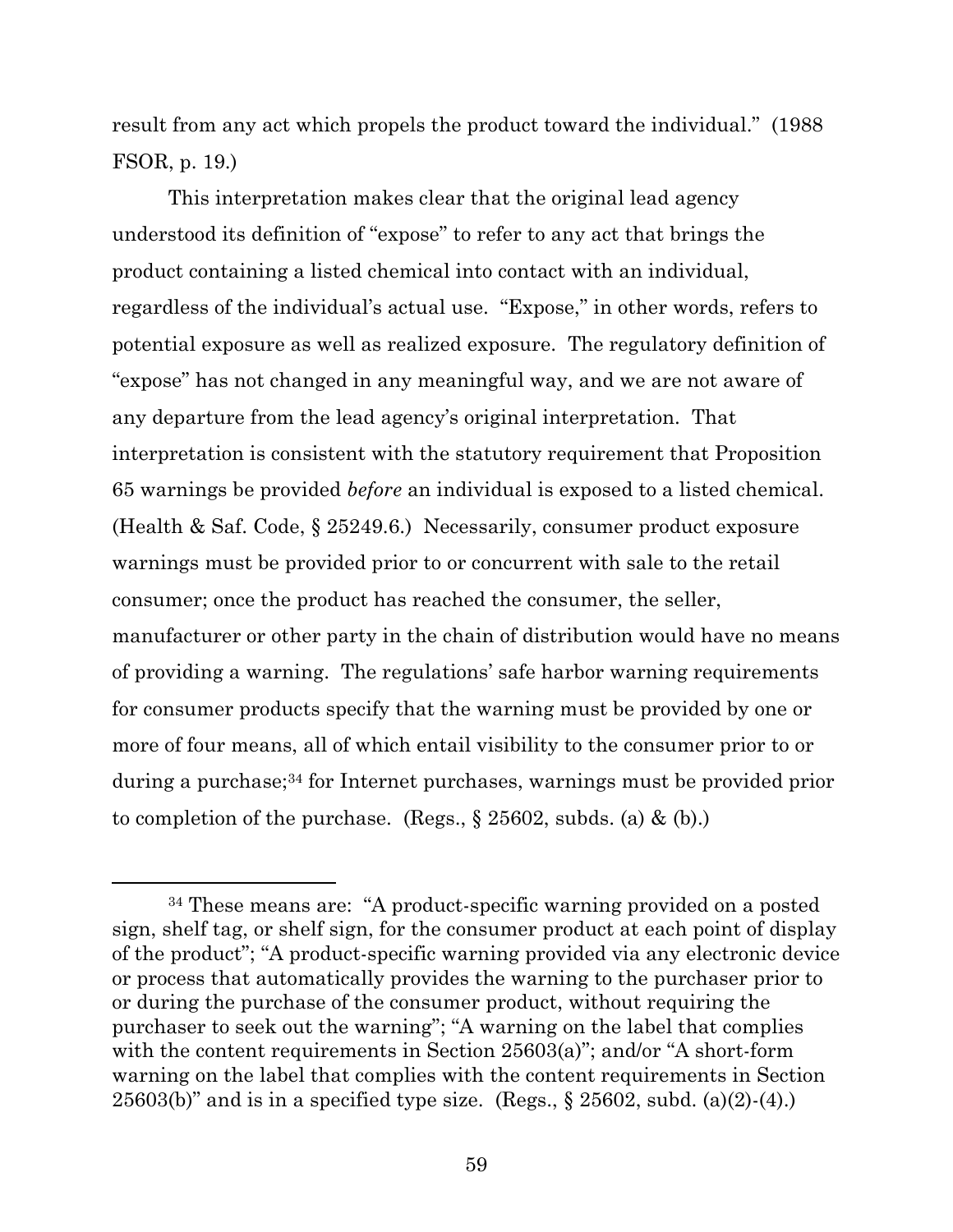result from any act which propels the product toward the individual." (1988 FSOR, p. 19.)

This interpretation makes clear that the original lead agency understood its definition of "expose" to refer to any act that brings the product containing a listed chemical into contact with an individual, regardless of the individual's actual use. "Expose," in other words, refers to potential exposure as well as realized exposure. The regulatory definition of "expose" has not changed in any meaningful way, and we are not aware of any departure from the lead agency's original interpretation. That interpretation is consistent with the statutory requirement that Proposition 65 warnings be provided *before* an individual is exposed to a listed chemical. (Health & Saf. Code, § 25249.6.) Necessarily, consumer product exposure warnings must be provided prior to or concurrent with sale to the retail consumer; once the product has reached the consumer, the seller, manufacturer or other party in the chain of distribution would have no means of providing a warning. The regulations' safe harbor warning requirements for consumer products specify that the warning must be provided by one or more of four means, all of which entail visibility to the consumer prior to or during a purchase;[34] for Internet purchases, warnings must be provided prior to completion of the purchase. (Regs., § 25602, subds. (a) & (b).)

---

[34] These means are: "A product-specific warning provided on a posted sign, shelf tag, or shelf sign, for the consumer product at each point of display of the product"; "A product-specific warning provided via any electronic device or process that automatically provides the warning to the purchaser prior to or during the purchase of the consumer product, without requiring the purchaser to seek out the warning"; "A warning on the label that complies with the content requirements in Section 25603(a)"; and/or "A short-form warning on the label that complies with the content requirements in Section 25603(b)" and is in a specified type size. (Regs., § 25602, subd. (a)(2)-(4).)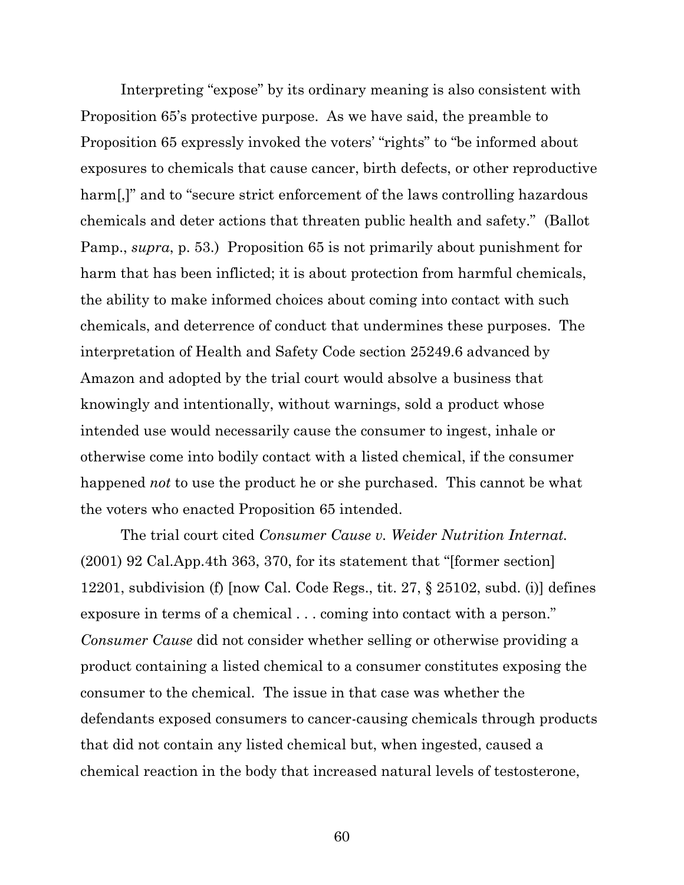Interpreting "expose" by its ordinary meaning is also consistent with Proposition 65's protective purpose. As we have said, the preamble to Proposition 65 expressly invoked the voters' "rights" to "be informed about exposures to chemicals that cause cancer, birth defects, or other reproductive harm[,]" and to "secure strict enforcement of the laws controlling hazardous chemicals and deter actions that threaten public health and safety." (Ballot Pamp., *supra*, p. 53.) Proposition 65 is not primarily about punishment for harm that has been inflicted; it is about protection from harmful chemicals, the ability to make informed choices about coming into contact with such chemicals, and deterrence of conduct that undermines these purposes. The interpretation of Health and Safety Code section 25249.6 advanced by Amazon and adopted by the trial court would absolve a business that knowingly and intentionally, without warnings, sold a product whose intended use would necessarily cause the consumer to ingest, inhale or otherwise come into bodily contact with a listed chemical, if the consumer happened *not* to use the product he or she purchased. This cannot be what the voters who enacted Proposition 65 intended.

The trial court cited *Consumer Cause v. Weider Nutrition Internat.* (2001) 92 Cal.App.4th 363, 370, for its statement that "[former section] 12201, subdivision (f) [now Cal. Code Regs., tit. 27, § 25102, subd. (i)] defines exposure in terms of a chemical . . . coming into contact with a person." *Consumer Cause* did not consider whether selling or otherwise providing a product containing a listed chemical to a consumer constitutes exposing the consumer to the chemical. The issue in that case was whether the defendants exposed consumers to cancer-causing chemicals through products that did not contain any listed chemical but, when ingested, caused a chemical reaction in the body that increased natural levels of testosterone,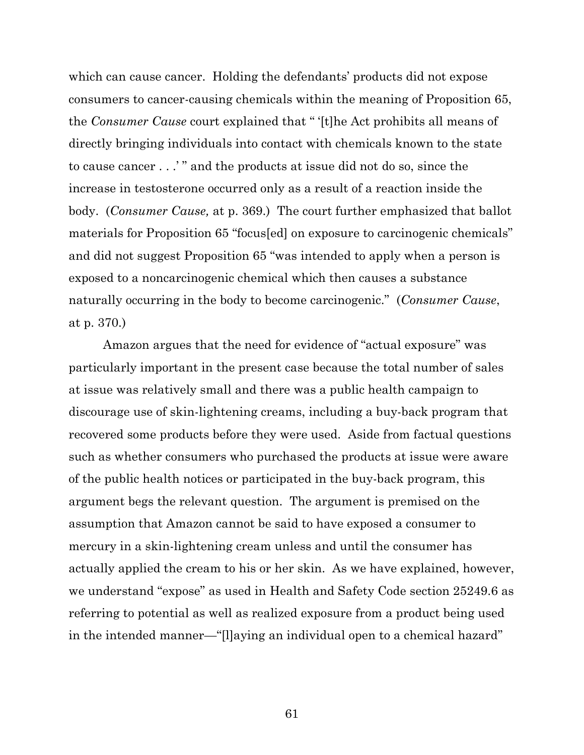which can cause cancer. Holding the defendants' products did not expose consumers to cancer-causing chemicals within the meaning of Proposition 65, the *Consumer Cause* court explained that " '[t]he Act prohibits all means of directly bringing individuals into contact with chemicals known to the state to cause cancer . . .' " and the products at issue did not do so, since the increase in testosterone occurred only as a result of a reaction inside the body. (*Consumer Cause,* at p. 369.) The court further emphasized that ballot materials for Proposition 65 "focus[ed] on exposure to carcinogenic chemicals" and did not suggest Proposition 65 "was intended to apply when a person is exposed to a noncarcinogenic chemical which then causes a substance naturally occurring in the body to become carcinogenic." (*Consumer Cause*, at p. 370.)

Amazon argues that the need for evidence of "actual exposure" was particularly important in the present case because the total number of sales at issue was relatively small and there was a public health campaign to discourage use of skin-lightening creams, including a buy-back program that recovered some products before they were used. Aside from factual questions such as whether consumers who purchased the products at issue were aware of the public health notices or participated in the buy-back program, this argument begs the relevant question. The argument is premised on the assumption that Amazon cannot be said to have exposed a consumer to mercury in a skin-lightening cream unless and until the consumer has actually applied the cream to his or her skin. As we have explained, however, we understand "expose" as used in Health and Safety Code section 25249.6 as referring to potential as well as realized exposure from a product being used in the intended manner—"[l]aying an individual open to a chemical hazard"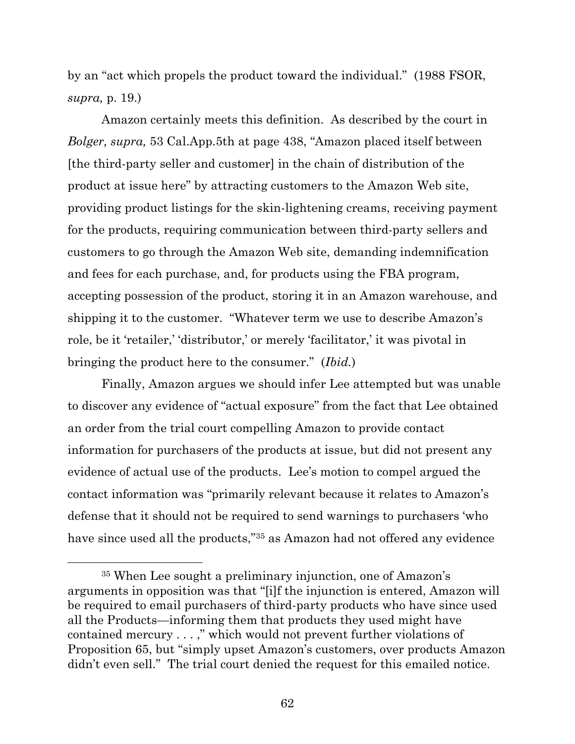by an "act which propels the product toward the individual." (1988 FSOR, *supra,* p. 19.)

Amazon certainly meets this definition. As described by the court in *Bolger, supra,* 53 Cal.App.5th at page 438, "Amazon placed itself between [the third-party seller and customer] in the chain of distribution of the product at issue here" by attracting customers to the Amazon Web site, providing product listings for the skin-lightening creams, receiving payment for the products, requiring communication between third-party sellers and customers to go through the Amazon Web site, demanding indemnification and fees for each purchase, and, for products using the FBA program, accepting possession of the product, storing it in an Amazon warehouse, and shipping it to the customer. "Whatever term we use to describe Amazon's role, be it 'retailer,' 'distributor,' or merely 'facilitator,' it was pivotal in bringing the product here to the consumer." (*Ibid.*)

Finally, Amazon argues we should infer Lee attempted but was unable to discover any evidence of "actual exposure" from the fact that Lee obtained an order from the trial court compelling Amazon to provide contact information for purchasers of the products at issue, but did not present any evidence of actual use of the products. Lee's motion to compel argued the contact information was "primarily relevant because it relates to Amazon's defense that it should not be required to send warnings to purchasers 'who have since used all the products,"[35] as Amazon had not offered any evidence

[35] When Lee sought a preliminary injunction, one of Amazon's arguments in opposition was that "[i]f the injunction is entered, Amazon will be required to email purchasers of third-party products who have since used all the Products—informing them that products they used might have contained mercury . . . ," which would not prevent further violations of Proposition 65, but "simply upset Amazon's customers, over products Amazon didn't even sell." The trial court denied the request for this emailed notice.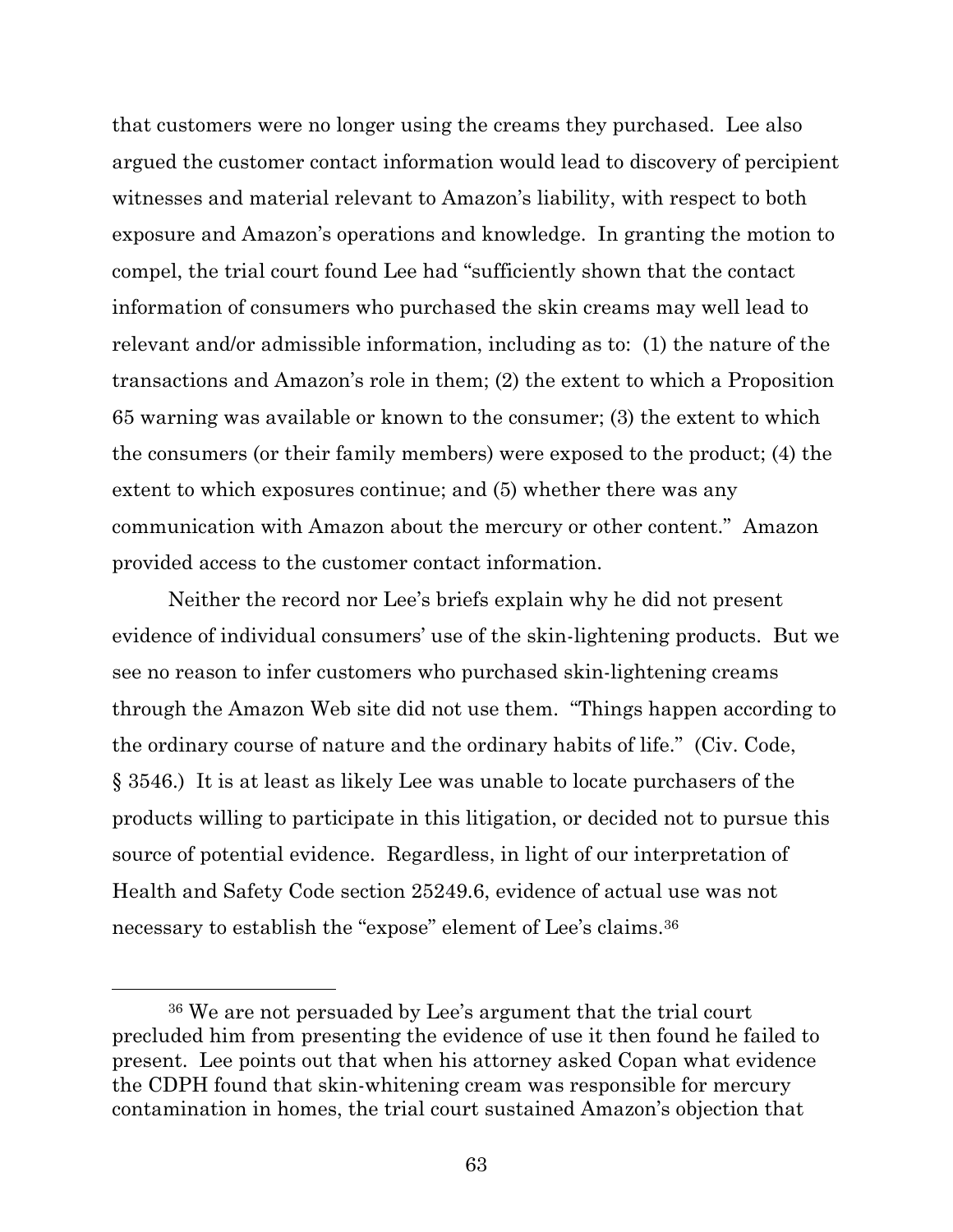that customers were no longer using the creams they purchased. Lee also argued the customer contact information would lead to discovery of percipient witnesses and material relevant to Amazon's liability, with respect to both exposure and Amazon's operations and knowledge. In granting the motion to compel, the trial court found Lee had "sufficiently shown that the contact information of consumers who purchased the skin creams may well lead to relevant and/or admissible information, including as to: (1) the nature of the transactions and Amazon's role in them; (2) the extent to which a Proposition 65 warning was available or known to the consumer; (3) the extent to which the consumers (or their family members) were exposed to the product; (4) the extent to which exposures continue; and (5) whether there was any communication with Amazon about the mercury or other content." Amazon provided access to the customer contact information.

Neither the record nor Lee's briefs explain why he did not present evidence of individual consumers' use of the skin-lightening products. But we see no reason to infer customers who purchased skin-lightening creams through the Amazon Web site did not use them. "Things happen according to the ordinary course of nature and the ordinary habits of life." (Civ. Code, § 3546.) It is at least as likely Lee was unable to locate purchasers of the products willing to participate in this litigation, or decided not to pursue this source of potential evidence. Regardless, in light of our interpretation of Health and Safety Code section 25249.6, evidence of actual use was not necessary to establish the "expose" element of Lee's claims.[36]

---

[36] We are not persuaded by Lee's argument that the trial court precluded him from presenting the evidence of use it then found he failed to present. Lee points out that when his attorney asked Copan what evidence the CDPH found that skin-whitening cream was responsible for mercury contamination in homes, the trial court sustained Amazon's objection that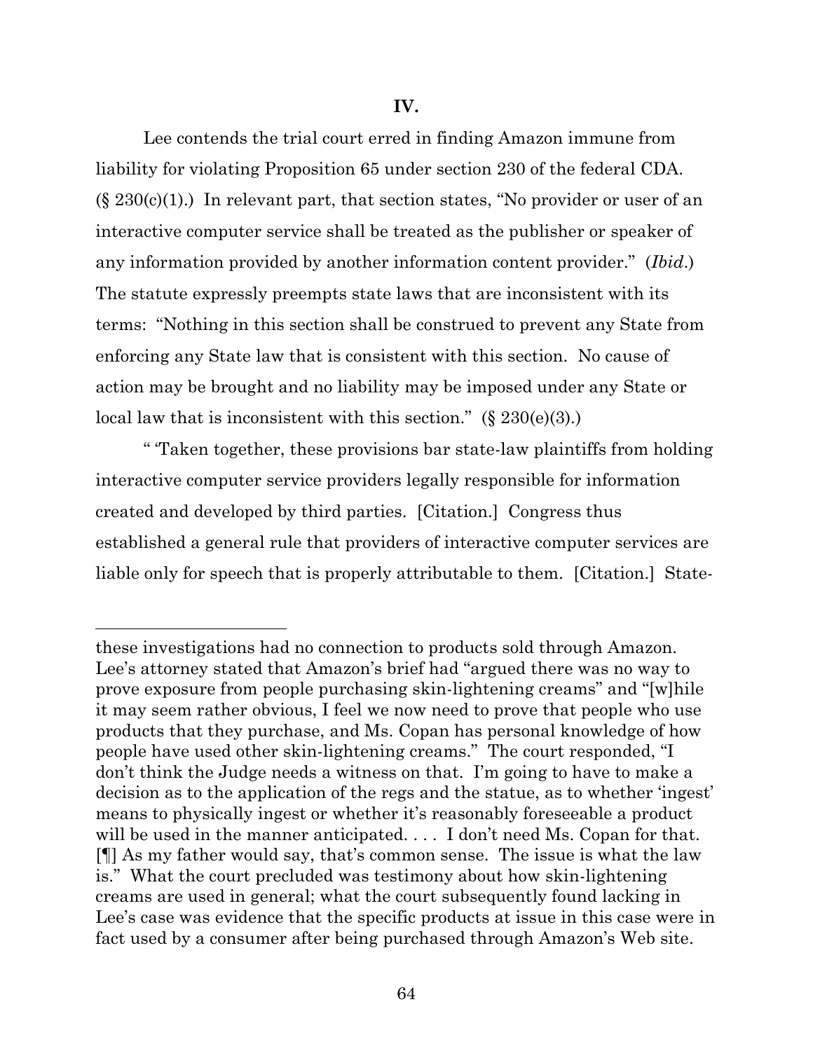## IV.

Lee contends the trial court erred in finding Amazon immune from liability for violating Proposition 65 under section 230 of the federal CDA. (§ 230(c)(1).) In relevant part, that section states, "No provider or user of an interactive computer service shall be treated as the publisher or speaker of any information provided by another information content provider." (*Ibid*.) The statute expressly preempts state laws that are inconsistent with its terms: "Nothing in this section shall be construed to prevent any State from enforcing any State law that is consistent with this section. No cause of action may be brought and no liability may be imposed under any State or local law that is inconsistent with this section." (§ 230(e)(3).)

" 'Taken together, these provisions bar state-law plaintiffs from holding interactive computer service providers legally responsible for information created and developed by third parties. [Citation.] Congress thus established a general rule that providers of interactive computer services are liable only for speech that is properly attributable to them. [Citation.] State-

---

these investigations had no connection to products sold through Amazon. Lee's attorney stated that Amazon's brief had "argued there was no way to prove exposure from people purchasing skin-lightening creams" and "[w]hile it may seem rather obvious, I feel we now need to prove that people who use products that they purchase, and Ms. Copan has personal knowledge of how people have used other skin-lightening creams." The court responded, "I don't think the Judge needs a witness on that. I'm going to have to make a decision as to the application of the regs and the statue, as to whether 'ingest' means to physically ingest or whether it's reasonably foreseeable a product will be used in the manner anticipated. . . . I don't need Ms. Copan for that. [¶] As my father would say, that's common sense. The issue is what the law is." What the court precluded was testimony about how skin-lightening creams are used in general; what the court subsequently found lacking in Lee's case was evidence that the specific products at issue in this case were in fact used by a consumer after being purchased through Amazon's Web site.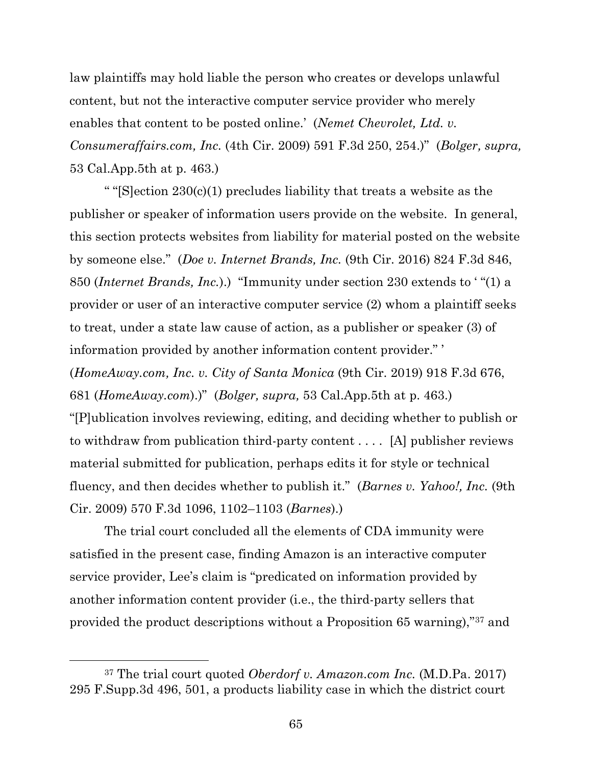law plaintiffs may hold liable the person who creates or develops unlawful content, but not the interactive computer service provider who merely enables that content to be posted online.' (*Nemet Chevrolet, Ltd. v. Consumeraffairs.com, Inc.* (4th Cir. 2009) 591 F.3d 250, 254.)" (*Bolger, supra,* 53 Cal.App.5th at p. 463.)

" "[S]ection 230(c)(1) precludes liability that treats a website as the publisher or speaker of information users provide on the website. In general, this section protects websites from liability for material posted on the website by someone else." (*Doe v. Internet Brands, Inc.* (9th Cir. 2016) 824 F.3d 846, 850 (*Internet Brands, Inc.*).) "Immunity under section 230 extends to ' "(1) a provider or user of an interactive computer service (2) whom a plaintiff seeks to treat, under a state law cause of action, as a publisher or speaker (3) of information provided by another information content provider." ' (*HomeAway.com, Inc. v. City of Santa Monica* (9th Cir. 2019) 918 F.3d 676, 681 (*HomeAway.com*).)" (*Bolger, supra,* 53 Cal.App.5th at p. 463.) "[P]ublication involves reviewing, editing, and deciding whether to publish or to withdraw from publication third-party content . . . . [A] publisher reviews material submitted for publication, perhaps edits it for style or technical fluency, and then decides whether to publish it." (*Barnes v. Yahoo!, Inc.* (9th Cir. 2009) 570 F.3d 1096, 1102–1103 (*Barnes*).)

The trial court concluded all the elements of CDA immunity were satisfied in the present case, finding Amazon is an interactive computer service provider, Lee's claim is "predicated on information provided by another information content provider (i.e., the third-party sellers that provided the product descriptions without a Proposition 65 warning),"[37] and

---

[37] The trial court quoted *Oberdorf v. Amazon.com Inc.* (M.D.Pa. 2017) 295 F.Supp.3d 496, 501, a products liability case in which the district court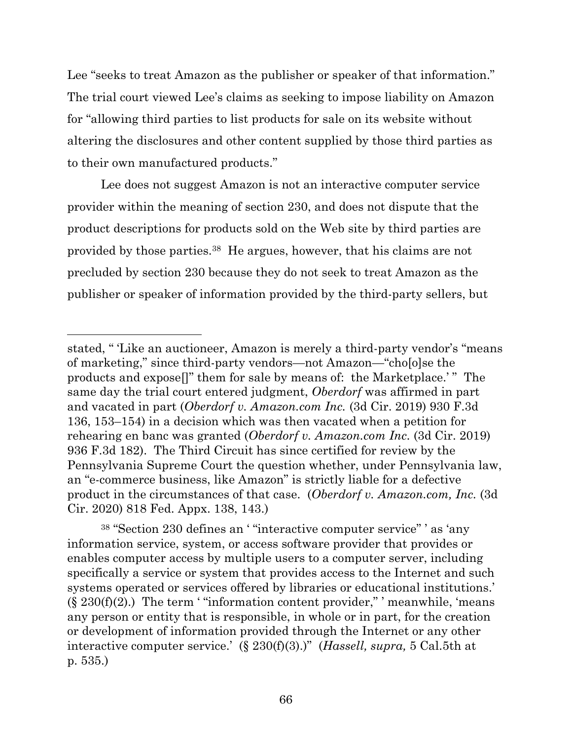Lee "seeks to treat Amazon as the publisher or speaker of that information." The trial court viewed Lee's claims as seeking to impose liability on Amazon for "allowing third parties to list products for sale on its website without altering the disclosures and other content supplied by those third parties as to their own manufactured products."

Lee does not suggest Amazon is not an interactive computer service provider within the meaning of section 230, and does not dispute that the product descriptions for products sold on the Web site by third parties are provided by those parties.[38] He argues, however, that his claims are not precluded by section 230 because they do not seek to treat Amazon as the publisher or speaker of information provided by the third-party sellers, but

---

stated, " 'Like an auctioneer, Amazon is merely a third-party vendor's "means of marketing," since third-party vendors—not Amazon—"cho[o]se the products and expose[]" them for sale by means of: the Marketplace.' " The same day the trial court entered judgment, *Oberdorf* was affirmed in part and vacated in part (*Oberdorf v. Amazon.com Inc.* (3d Cir. 2019) 930 F.3d 136, 153–154) in a decision which was then vacated when a petition for rehearing en banc was granted (*Oberdorf v. Amazon.com Inc.* (3d Cir. 2019) 936 F.3d 182). The Third Circuit has since certified for review by the Pennsylvania Supreme Court the question whether, under Pennsylvania law, an "e-commerce business, like Amazon" is strictly liable for a defective product in the circumstances of that case. (*Oberdorf v. Amazon.com, Inc.* (3d Cir. 2020) 818 Fed. Appx. 138, 143.)

[38] "Section 230 defines an ' "interactive computer service" ' as 'any information service, system, or access software provider that provides or enables computer access by multiple users to a computer server, including specifically a service or system that provides access to the Internet and such systems operated or services offered by libraries or educational institutions.' (§ 230(f)(2).) The term ' "information content provider," ' meanwhile, 'means any person or entity that is responsible, in whole or in part, for the creation or development of information provided through the Internet or any other interactive computer service.' (§ 230(f)(3).)" (*Hassell, supra,* 5 Cal.5th at p. 535.)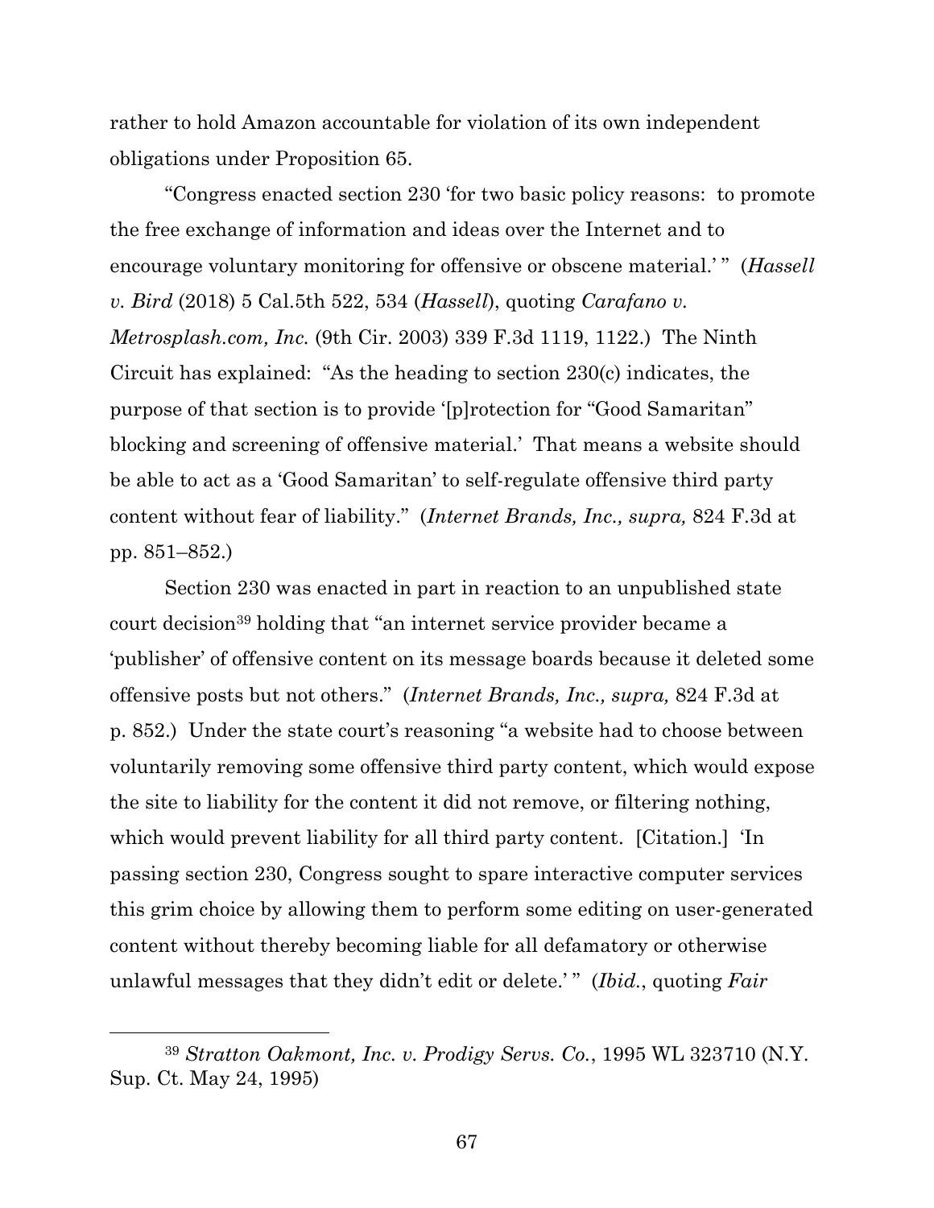rather to hold Amazon accountable for violation of its own independent obligations under Proposition 65.

"Congress enacted section 230 'for two basic policy reasons: to promote the free exchange of information and ideas over the Internet and to encourage voluntary monitoring for offensive or obscene material.' " (*Hassell v. Bird* (2018) 5 Cal.5th 522, 534 (*Hassell*), quoting *Carafano v. Metrosplash.com, Inc.* (9th Cir. 2003) 339 F.3d 1119, 1122.) The Ninth Circuit has explained: "As the heading to section 230(c) indicates, the purpose of that section is to provide '[p]rotection for "Good Samaritan" blocking and screening of offensive material.' That means a website should be able to act as a 'Good Samaritan' to self-regulate offensive third party content without fear of liability." (*Internet Brands, Inc., supra,* 824 F.3d at pp. 851–852.)

Section 230 was enacted in part in reaction to an unpublished state court decision[39] holding that "an internet service provider became a 'publisher' of offensive content on its message boards because it deleted some offensive posts but not others." (*Internet Brands, Inc., supra,* 824 F.3d at p. 852.) Under the state court's reasoning "a website had to choose between voluntarily removing some offensive third party content, which would expose the site to liability for the content it did not remove, or filtering nothing, which would prevent liability for all third party content. [Citation.] 'In passing section 230, Congress sought to spare interactive computer services this grim choice by allowing them to perform some editing on user-generated content without thereby becoming liable for all defamatory or otherwise unlawful messages that they didn't edit or delete.' " (*Ibid.*, quoting *Fair*

---

[39] *Stratton Oakmont, Inc. v. Prodigy Servs. Co.*, 1995 WL 323710 (N.Y. Sup. Ct. May 24, 1995)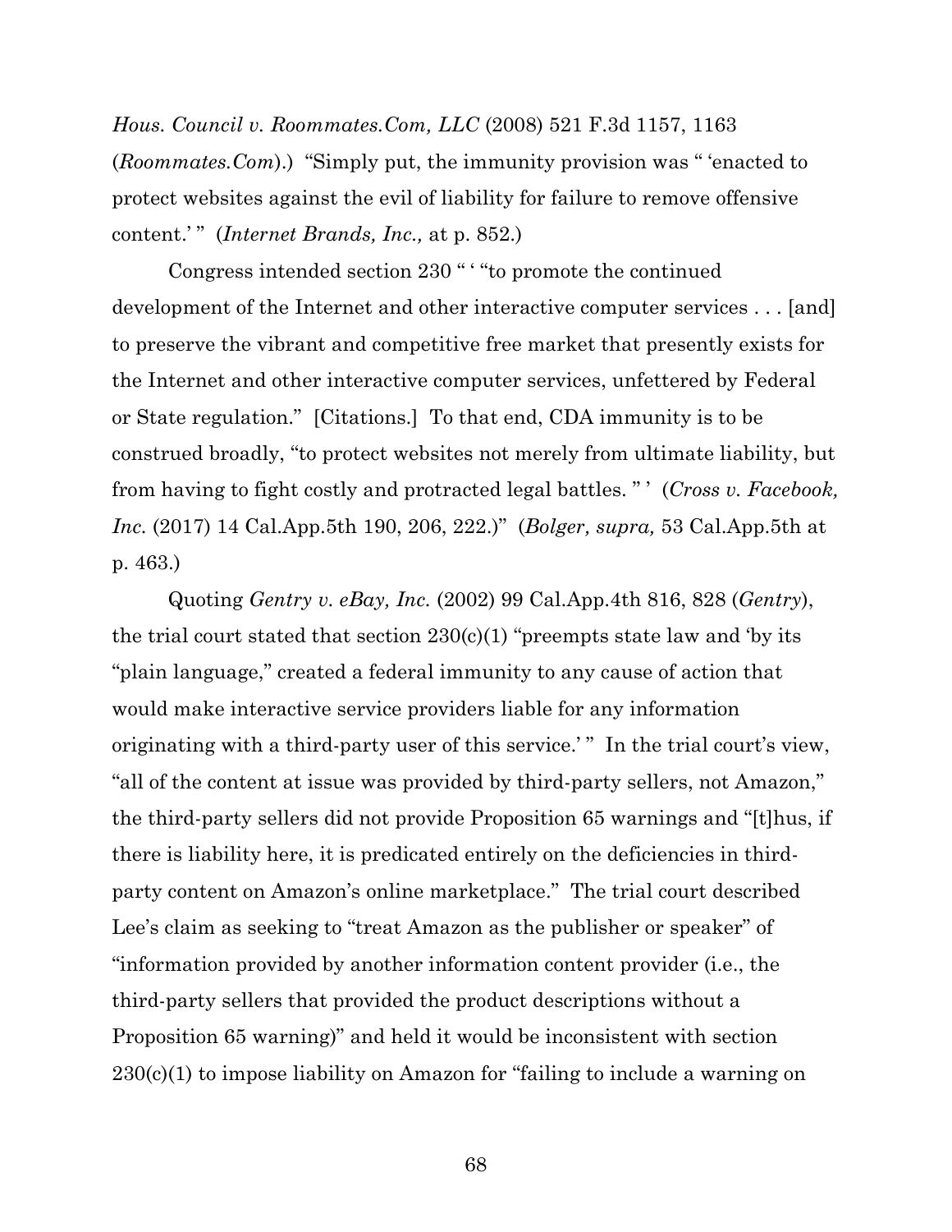*Hous. Council v. Roommates.Com, LLC* (2008) 521 F.3d 1157, 1163 (*Roommates.Com*).) "Simply put, the immunity provision was " 'enacted to protect websites against the evil of liability for failure to remove offensive content.' " (*Internet Brands, Inc.,* at p. 852.)

Congress intended section 230 " ' "to promote the continued development of the Internet and other interactive computer services . . . [and] to preserve the vibrant and competitive free market that presently exists for the Internet and other interactive computer services, unfettered by Federal or State regulation." [Citations.] To that end, CDA immunity is to be construed broadly, "to protect websites not merely from ultimate liability, but from having to fight costly and protracted legal battles. " ' (*Cross v. Facebook, Inc.* (2017) 14 Cal.App.5th 190, 206, 222.)" (*Bolger, supra,* 53 Cal.App.5th at p. 463.)

Quoting *Gentry v. eBay, Inc.* (2002) 99 Cal.App.4th 816, 828 (*Gentry*), the trial court stated that section 230(c)(1) "preempts state law and 'by its "plain language," created a federal immunity to any cause of action that would make interactive service providers liable for any information originating with a third-party user of this service.' " In the trial court's view, "all of the content at issue was provided by third-party sellers, not Amazon," the third-party sellers did not provide Proposition 65 warnings and "[t]hus, if there is liability here, it is predicated entirely on the deficiencies in third-party content on Amazon's online marketplace." The trial court described Lee's claim as seeking to "treat Amazon as the publisher or speaker" of "information provided by another information content provider (i.e., the third-party sellers that provided the product descriptions without a Proposition 65 warning)" and held it would be inconsistent with section 230(c)(1) to impose liability on Amazon for "failing to include a warning on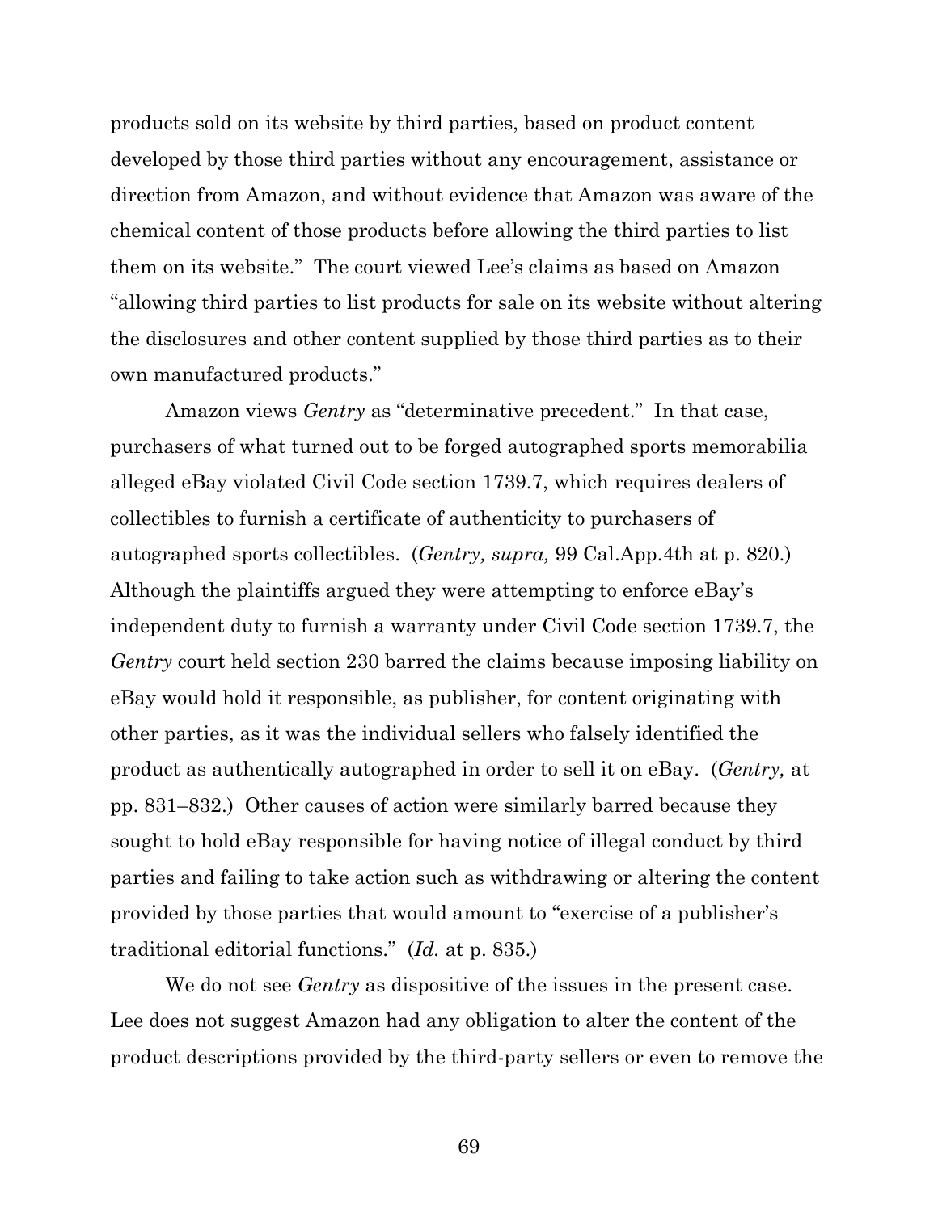products sold on its website by third parties, based on product content developed by those third parties without any encouragement, assistance or direction from Amazon, and without evidence that Amazon was aware of the chemical content of those products before allowing the third parties to list them on its website." The court viewed Lee's claims as based on Amazon "allowing third parties to list products for sale on its website without altering the disclosures and other content supplied by those third parties as to their own manufactured products."

Amazon views *Gentry* as "determinative precedent." In that case, purchasers of what turned out to be forged autographed sports memorabilia alleged eBay violated Civil Code section 1739.7, which requires dealers of collectibles to furnish a certificate of authenticity to purchasers of autographed sports collectibles. (*Gentry, supra,* 99 Cal.App.4th at p. 820.) Although the plaintiffs argued they were attempting to enforce eBay's independent duty to furnish a warranty under Civil Code section 1739.7, the *Gentry* court held section 230 barred the claims because imposing liability on eBay would hold it responsible, as publisher, for content originating with other parties, as it was the individual sellers who falsely identified the product as authentically autographed in order to sell it on eBay. (*Gentry,* at pp. 831–832.) Other causes of action were similarly barred because they sought to hold eBay responsible for having notice of illegal conduct by third parties and failing to take action such as withdrawing or altering the content provided by those parties that would amount to "exercise of a publisher's traditional editorial functions." (*Id.* at p. 835.)

We do not see *Gentry* as dispositive of the issues in the present case. Lee does not suggest Amazon had any obligation to alter the content of the product descriptions provided by the third-party sellers or even to remove the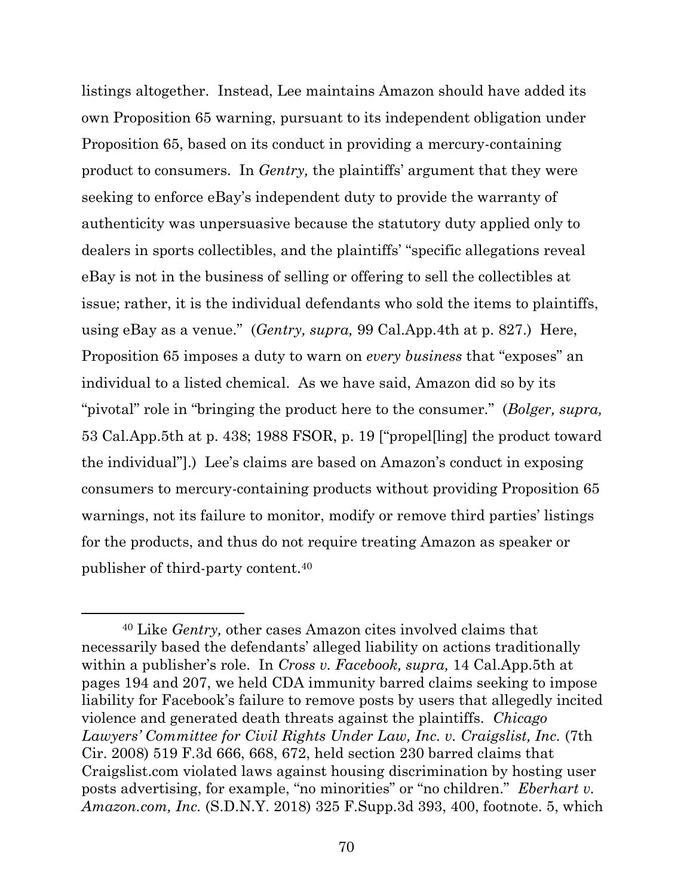listings altogether. Instead, Lee maintains Amazon should have added its own Proposition 65 warning, pursuant to its independent obligation under Proposition 65, based on its conduct in providing a mercury-containing product to consumers. In *Gentry,* the plaintiffs' argument that they were seeking to enforce eBay's independent duty to provide the warranty of authenticity was unpersuasive because the statutory duty applied only to dealers in sports collectibles, and the plaintiffs' "specific allegations reveal eBay is not in the business of selling or offering to sell the collectibles at issue; rather, it is the individual defendants who sold the items to plaintiffs, using eBay as a venue." (*Gentry, supra,* 99 Cal.App.4th at p. 827.) Here, Proposition 65 imposes a duty to warn on *every business* that "exposes" an individual to a listed chemical. As we have said, Amazon did so by its "pivotal" role in "bringing the product here to the consumer." (*Bolger, supra,* 53 Cal.App.5th at p. 438; 1988 FSOR, p. 19 ["propel[ling] the product toward the individual"].) Lee's claims are based on Amazon's conduct in exposing consumers to mercury-containing products without providing Proposition 65 warnings, not its failure to monitor, modify or remove third parties' listings for the products, and thus do not require treating Amazon as speaker or publisher of third-party content.[40]

---

[40] Like *Gentry,* other cases Amazon cites involved claims that necessarily based the defendants' alleged liability on actions traditionally within a publisher's role. In *Cross v. Facebook, supra,* 14 Cal.App.5th at pages 194 and 207, we held CDA immunity barred claims seeking to impose liability for Facebook's failure to remove posts by users that allegedly incited violence and generated death threats against the plaintiffs. *Chicago Lawyers' Committee for Civil Rights Under Law, Inc. v. Craigslist, Inc.* (7th Cir. 2008) 519 F.3d 666, 668, 672, held section 230 barred claims that Craigslist.com violated laws against housing discrimination by hosting user posts advertising, for example, "no minorities" or "no children." *Eberhart v. Amazon.com, Inc.* (S.D.N.Y. 2018) 325 F.Supp.3d 393, 400, footnote. 5, which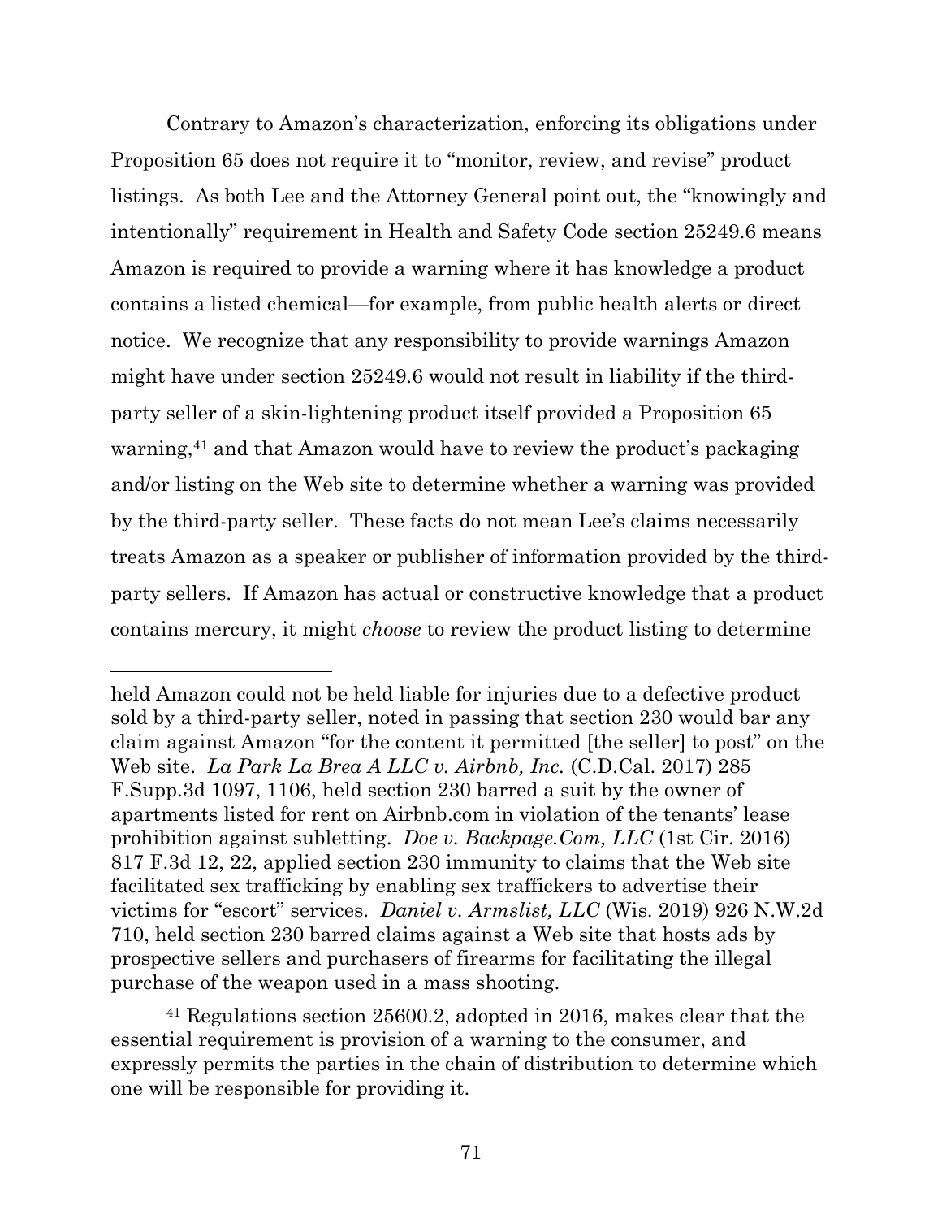Contrary to Amazon's characterization, enforcing its obligations under Proposition 65 does not require it to "monitor, review, and revise" product listings. As both Lee and the Attorney General point out, the "knowingly and intentionally" requirement in Health and Safety Code section 25249.6 means Amazon is required to provide a warning where it has knowledge a product contains a listed chemical—for example, from public health alerts or direct notice. We recognize that any responsibility to provide warnings Amazon might have under section 25249.6 would not result in liability if the third-party seller of a skin-lightening product itself provided a Proposition 65 warning,[41] and that Amazon would have to review the product's packaging and/or listing on the Web site to determine whether a warning was provided by the third-party seller. These facts do not mean Lee's claims necessarily treats Amazon as a speaker or publisher of information provided by the third-party sellers. If Amazon has actual or constructive knowledge that a product contains mercury, it might *choose* to review the product listing to determine

---

held Amazon could not be held liable for injuries due to a defective product sold by a third-party seller, noted in passing that section 230 would bar any claim against Amazon "for the content it permitted [the seller] to post" on the Web site. *La Park La Brea A LLC v. Airbnb, Inc.* (C.D.Cal. 2017) 285 F.Supp.3d 1097, 1106, held section 230 barred a suit by the owner of apartments listed for rent on Airbnb.com in violation of the tenants' lease prohibition against subletting. *Doe v. Backpage.Com, LLC* (1st Cir. 2016) 817 F.3d 12, 22, applied section 230 immunity to claims that the Web site facilitated sex trafficking by enabling sex traffickers to advertise their victims for "escort" services. *Daniel v. Armslist, LLC* (Wis. 2019) 926 N.W.2d 710, held section 230 barred claims against a Web site that hosts ads by prospective sellers and purchasers of firearms for facilitating the illegal purchase of the weapon used in a mass shooting.

[41] Regulations section 25600.2, adopted in 2016, makes clear that the essential requirement is provision of a warning to the consumer, and expressly permits the parties in the chain of distribution to determine which one will be responsible for providing it.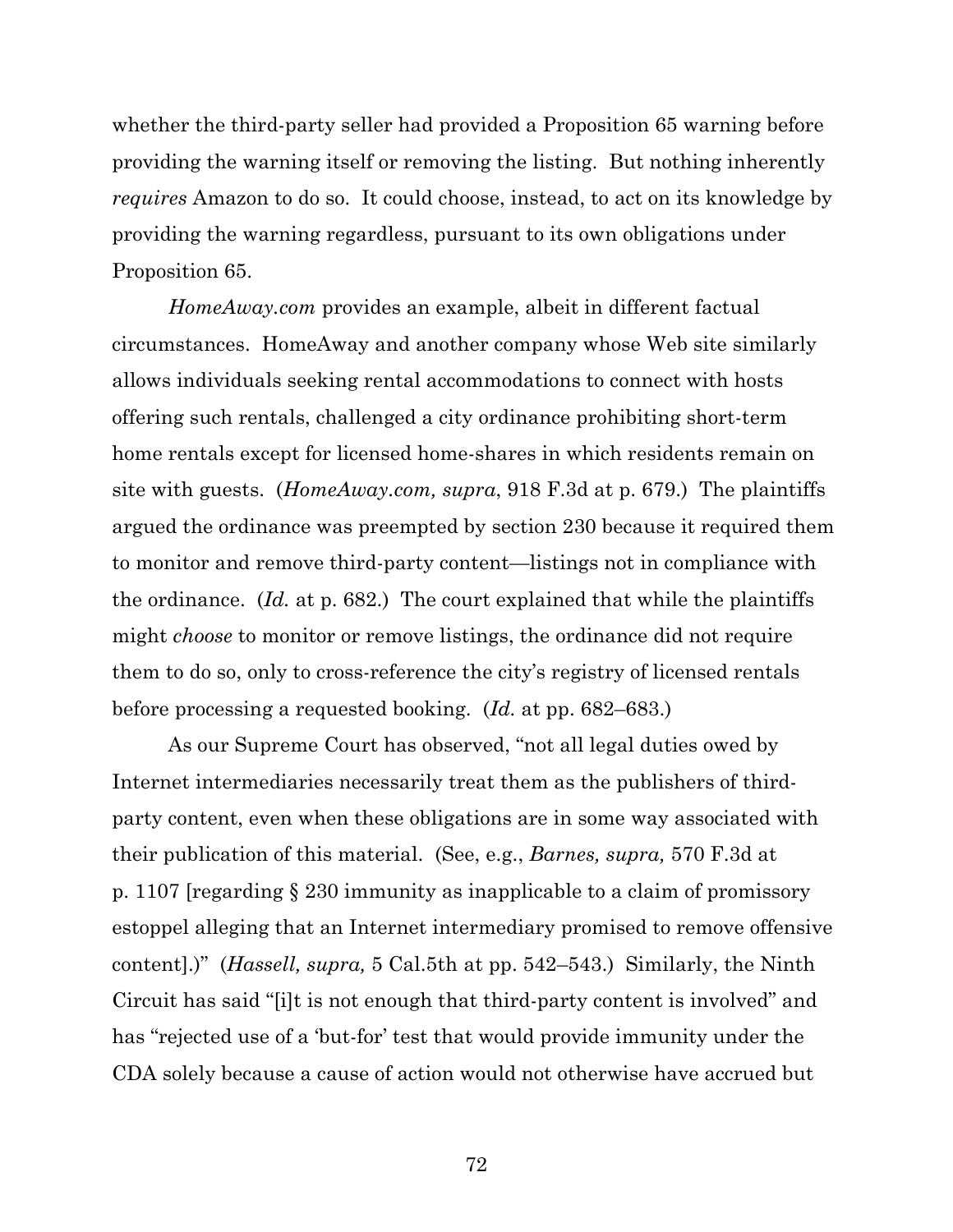whether the third-party seller had provided a Proposition 65 warning before providing the warning itself or removing the listing. But nothing inherently *requires* Amazon to do so. It could choose, instead, to act on its knowledge by providing the warning regardless, pursuant to its own obligations under Proposition 65.

*HomeAway.com* provides an example, albeit in different factual circumstances. HomeAway and another company whose Web site similarly allows individuals seeking rental accommodations to connect with hosts offering such rentals, challenged a city ordinance prohibiting short-term home rentals except for licensed home-shares in which residents remain on site with guests. (*HomeAway.com, supra*, 918 F.3d at p. 679.) The plaintiffs argued the ordinance was preempted by section 230 because it required them to monitor and remove third-party content—listings not in compliance with the ordinance. (*Id.* at p. 682.) The court explained that while the plaintiffs might *choose* to monitor or remove listings, the ordinance did not require them to do so, only to cross-reference the city's registry of licensed rentals before processing a requested booking. (*Id.* at pp. 682–683.)

As our Supreme Court has observed, "not all legal duties owed by Internet intermediaries necessarily treat them as the publishers of third-party content, even when these obligations are in some way associated with their publication of this material. (See, e.g., *Barnes, supra,* 570 F.3d at p. 1107 [regarding § 230 immunity as inapplicable to a claim of promissory estoppel alleging that an Internet intermediary promised to remove offensive content].)" (*Hassell, supra,* 5 Cal.5th at pp. 542–543.) Similarly, the Ninth Circuit has said "[i]t is not enough that third-party content is involved" and has "rejected use of a 'but-for' test that would provide immunity under the CDA solely because a cause of action would not otherwise have accrued but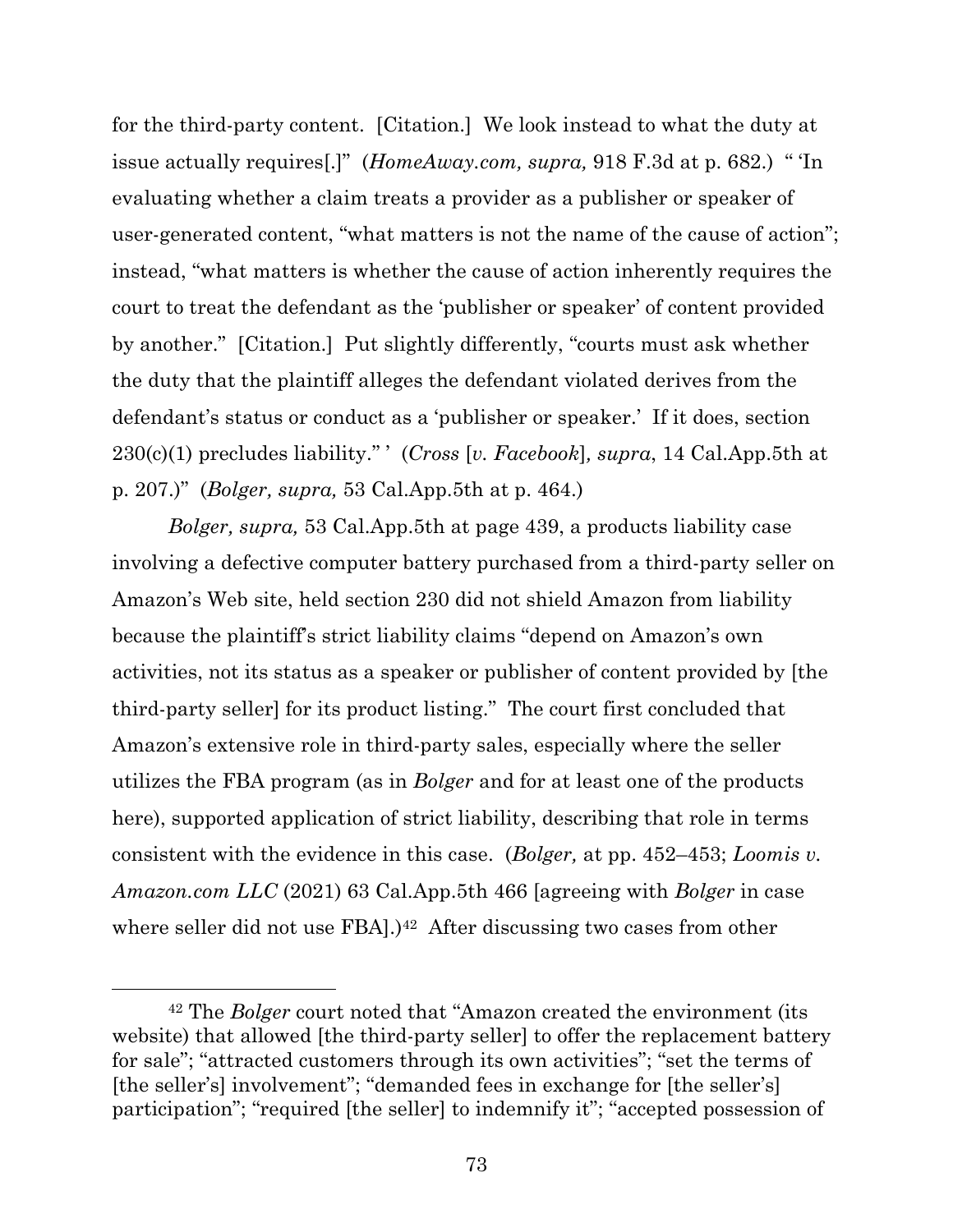for the third-party content. [Citation.] We look instead to what the duty at issue actually requires[.]" (*HomeAway.com, supra,* 918 F.3d at p. 682.) " 'In evaluating whether a claim treats a provider as a publisher or speaker of user-generated content, "what matters is not the name of the cause of action"; instead, "what matters is whether the cause of action inherently requires the court to treat the defendant as the 'publisher or speaker' of content provided by another." [Citation.] Put slightly differently, "courts must ask whether the duty that the plaintiff alleges the defendant violated derives from the defendant's status or conduct as a 'publisher or speaker.' If it does, section 230(c)(1) precludes liability." ' (*Cross* [*v. Facebook*]*, supra*, 14 Cal.App.5th at p. 207.)" (*Bolger, supra,* 53 Cal.App.5th at p. 464.)

*Bolger, supra,* 53 Cal.App.5th at page 439, a products liability case involving a defective computer battery purchased from a third-party seller on Amazon's Web site, held section 230 did not shield Amazon from liability because the plaintiff's strict liability claims "depend on Amazon's own activities, not its status as a speaker or publisher of content provided by [the third-party seller] for its product listing." The court first concluded that Amazon's extensive role in third-party sales, especially where the seller utilizes the FBA program (as in *Bolger* and for at least one of the products here), supported application of strict liability, describing that role in terms consistent with the evidence in this case. (*Bolger,* at pp. 452–453; *Loomis v. Amazon.com LLC* (2021) 63 Cal.App.5th 466 [agreeing with *Bolger* in case where seller did not use FBA].)[42] After discussing two cases from other

[42] The *Bolger* court noted that "Amazon created the environment (its website) that allowed [the third-party seller] to offer the replacement battery for sale"; "attracted customers through its own activities"; "set the terms of [the seller's] involvement"; "demanded fees in exchange for [the seller's] participation"; "required [the seller] to indemnify it"; "accepted possession of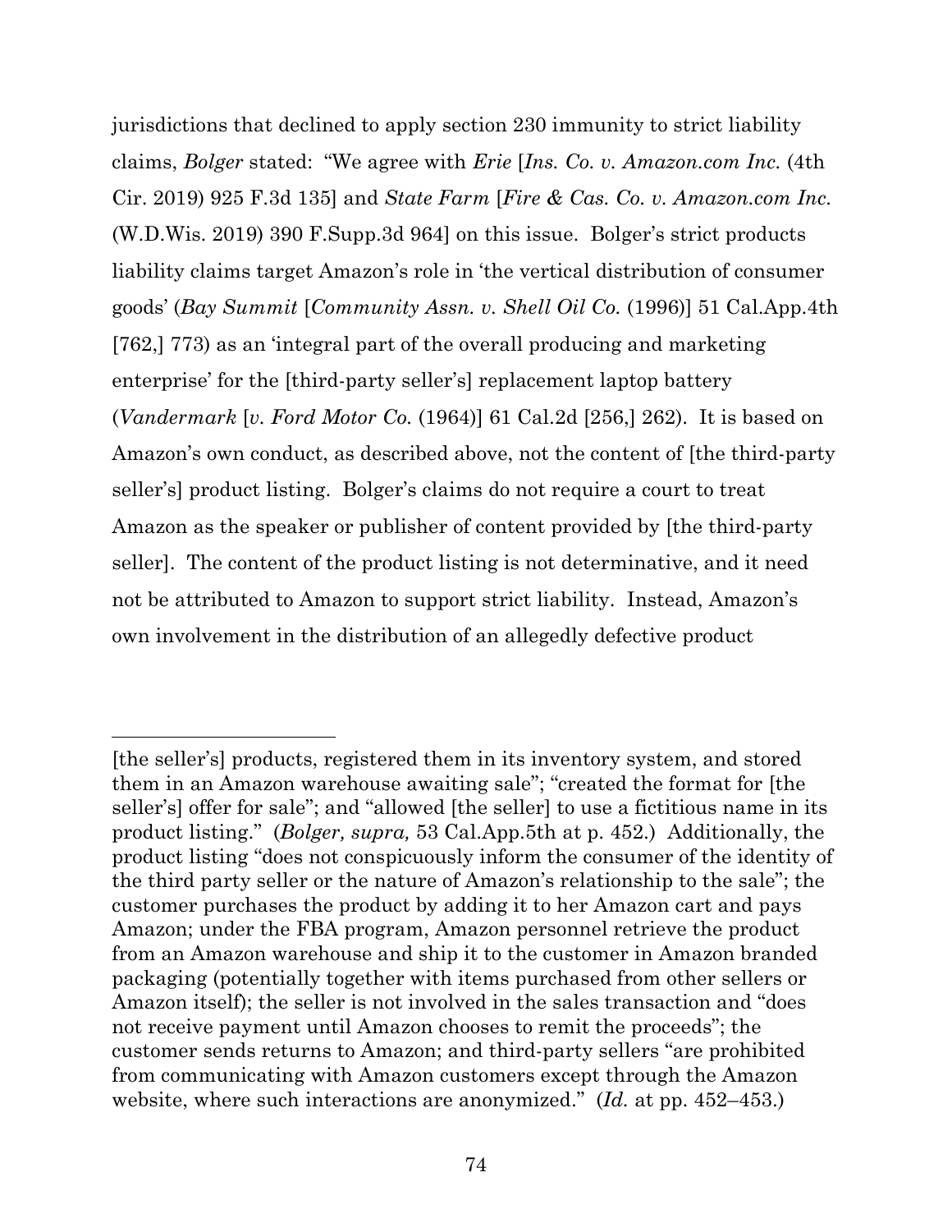jurisdictions that declined to apply section 230 immunity to strict liability claims, *Bolger* stated: "We agree with *Erie* [*Ins. Co. v. Amazon.com Inc.* (4th Cir. 2019) 925 F.3d 135] and *State Farm* [*Fire & Cas. Co. v. Amazon.com Inc.* (W.D.Wis. 2019) 390 F.Supp.3d 964] on this issue. Bolger's strict products liability claims target Amazon's role in 'the vertical distribution of consumer goods' (*Bay Summit* [*Community Assn. v. Shell Oil Co.* (1996)] 51 Cal.App.4th [762,] 773) as an 'integral part of the overall producing and marketing enterprise' for the [third-party seller's] replacement laptop battery (*Vandermark* [*v. Ford Motor Co.* (1964)] 61 Cal.2d [256,] 262). It is based on Amazon's own conduct, as described above, not the content of [the third-party seller's] product listing. Bolger's claims do not require a court to treat Amazon as the speaker or publisher of content provided by [the third-party seller]. The content of the product listing is not determinative, and it need not be attributed to Amazon to support strict liability. Instead, Amazon's own involvement in the distribution of an allegedly defective product

---

[the seller's] products, registered them in its inventory system, and stored them in an Amazon warehouse awaiting sale"; "created the format for [the seller's] offer for sale"; and "allowed [the seller] to use a fictitious name in its product listing." (*Bolger, supra,* 53 Cal.App.5th at p. 452.) Additionally, the product listing "does not conspicuously inform the consumer of the identity of the third party seller or the nature of Amazon's relationship to the sale"; the customer purchases the product by adding it to her Amazon cart and pays Amazon; under the FBA program, Amazon personnel retrieve the product from an Amazon warehouse and ship it to the customer in Amazon branded packaging (potentially together with items purchased from other sellers or Amazon itself); the seller is not involved in the sales transaction and "does not receive payment until Amazon chooses to remit the proceeds"; the customer sends returns to Amazon; and third-party sellers "are prohibited from communicating with Amazon customers except through the Amazon website, where such interactions are anonymized." (*Id.* at pp. 452–453.)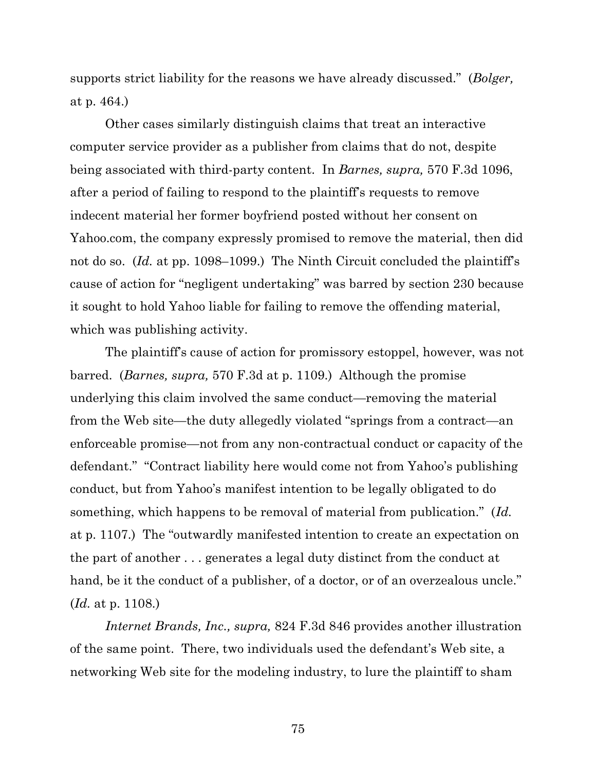supports strict liability for the reasons we have already discussed." (*Bolger,* at p. 464.)

Other cases similarly distinguish claims that treat an interactive computer service provider as a publisher from claims that do not, despite being associated with third-party content. In *Barnes, supra,* 570 F.3d 1096, after a period of failing to respond to the plaintiff's requests to remove indecent material her former boyfriend posted without her consent on Yahoo.com, the company expressly promised to remove the material, then did not do so. (*Id.* at pp. 1098–1099.) The Ninth Circuit concluded the plaintiff's cause of action for "negligent undertaking" was barred by section 230 because it sought to hold Yahoo liable for failing to remove the offending material, which was publishing activity.

The plaintiff's cause of action for promissory estoppel, however, was not barred. (*Barnes, supra,* 570 F.3d at p. 1109.) Although the promise underlying this claim involved the same conduct—removing the material from the Web site—the duty allegedly violated "springs from a contract—an enforceable promise—not from any non-contractual conduct or capacity of the defendant." "Contract liability here would come not from Yahoo's publishing conduct, but from Yahoo's manifest intention to be legally obligated to do something, which happens to be removal of material from publication." (*Id.* at p. 1107.) The "outwardly manifested intention to create an expectation on the part of another . . . generates a legal duty distinct from the conduct at hand, be it the conduct of a publisher, of a doctor, or of an overzealous uncle." (*Id.* at p. 1108.)

*Internet Brands, Inc., supra,* 824 F.3d 846 provides another illustration of the same point. There, two individuals used the defendant's Web site, a networking Web site for the modeling industry, to lure the plaintiff to sham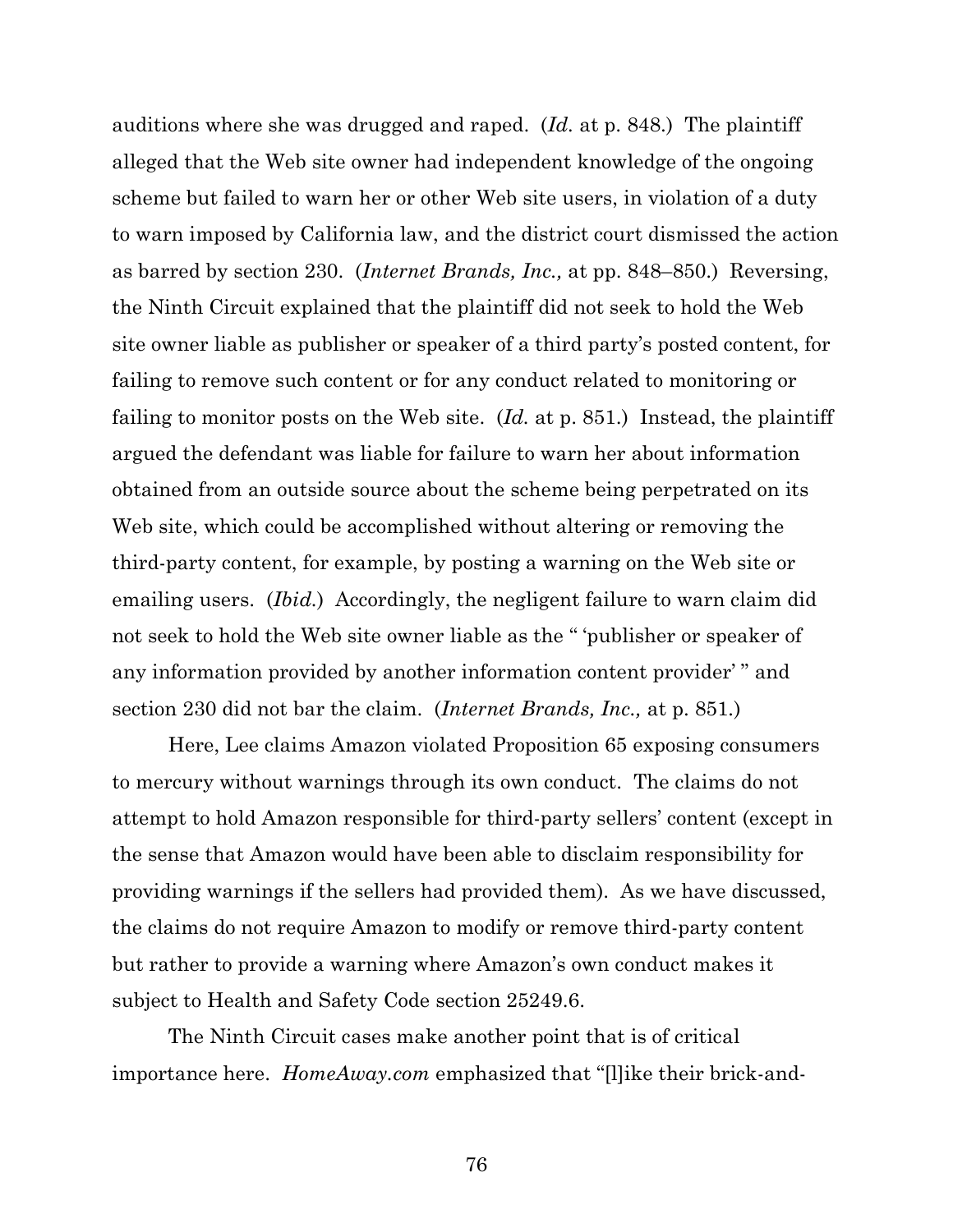auditions where she was drugged and raped. (*Id.* at p. 848.) The plaintiff alleged that the Web site owner had independent knowledge of the ongoing scheme but failed to warn her or other Web site users, in violation of a duty to warn imposed by California law, and the district court dismissed the action as barred by section 230. (*Internet Brands, Inc.,* at pp. 848–850.) Reversing, the Ninth Circuit explained that the plaintiff did not seek to hold the Web site owner liable as publisher or speaker of a third party's posted content, for failing to remove such content or for any conduct related to monitoring or failing to monitor posts on the Web site. (*Id.* at p. 851.) Instead, the plaintiff argued the defendant was liable for failure to warn her about information obtained from an outside source about the scheme being perpetrated on its Web site, which could be accomplished without altering or removing the third-party content, for example, by posting a warning on the Web site or emailing users. (*Ibid.*) Accordingly, the negligent failure to warn claim did not seek to hold the Web site owner liable as the " 'publisher or speaker of any information provided by another information content provider' " and section 230 did not bar the claim. (*Internet Brands, Inc.,* at p. 851.)

Here, Lee claims Amazon violated Proposition 65 exposing consumers to mercury without warnings through its own conduct. The claims do not attempt to hold Amazon responsible for third-party sellers' content (except in the sense that Amazon would have been able to disclaim responsibility for providing warnings if the sellers had provided them). As we have discussed, the claims do not require Amazon to modify or remove third-party content but rather to provide a warning where Amazon's own conduct makes it subject to Health and Safety Code section 25249.6.

The Ninth Circuit cases make another point that is of critical importance here. *HomeAway.com* emphasized that "[l]ike their brick-and-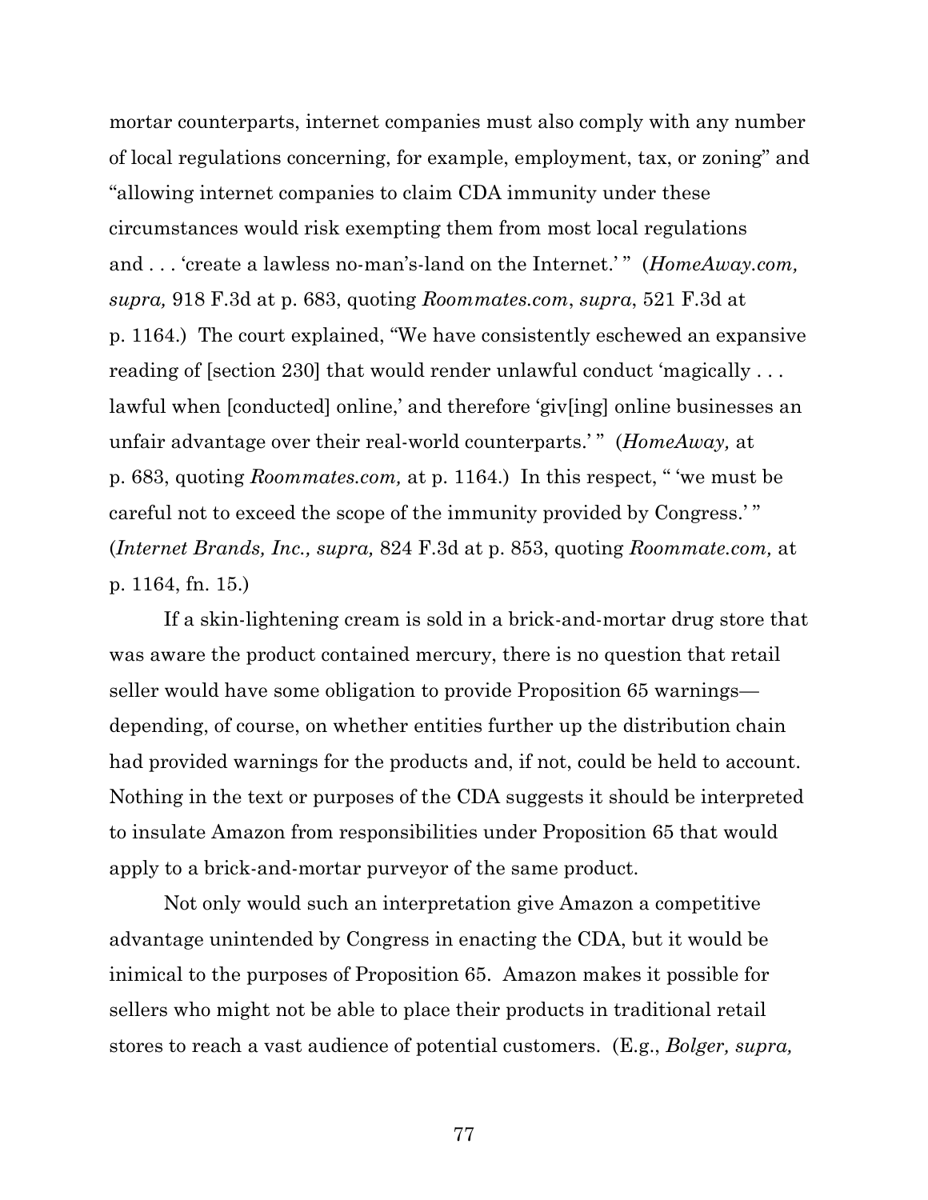mortar counterparts, internet companies must also comply with any number of local regulations concerning, for example, employment, tax, or zoning" and "allowing internet companies to claim CDA immunity under these circumstances would risk exempting them from most local regulations and . . . 'create a lawless no-man's-land on the Internet.' " (*HomeAway.com, supra,* 918 F.3d at p. 683, quoting *Roommates.com*, *supra*, 521 F.3d at p. 1164.) The court explained, "We have consistently eschewed an expansive reading of [section 230] that would render unlawful conduct 'magically . . . lawful when [conducted] online,' and therefore 'giv[ing] online businesses an unfair advantage over their real-world counterparts.' " (*HomeAway,* at p. 683, quoting *Roommates.com,* at p. 1164.) In this respect, " 'we must be careful not to exceed the scope of the immunity provided by Congress.' " (*Internet Brands, Inc., supra,* 824 F.3d at p. 853, quoting *Roommate.com,* at p. 1164, fn. 15.)

If a skin-lightening cream is sold in a brick-and-mortar drug store that was aware the product contained mercury, there is no question that retail seller would have some obligation to provide Proposition 65 warnings—depending, of course, on whether entities further up the distribution chain had provided warnings for the products and, if not, could be held to account. Nothing in the text or purposes of the CDA suggests it should be interpreted to insulate Amazon from responsibilities under Proposition 65 that would apply to a brick-and-mortar purveyor of the same product.

Not only would such an interpretation give Amazon a competitive advantage unintended by Congress in enacting the CDA, but it would be inimical to the purposes of Proposition 65. Amazon makes it possible for sellers who might not be able to place their products in traditional retail stores to reach a vast audience of potential customers. (E.g., *Bolger, supra,*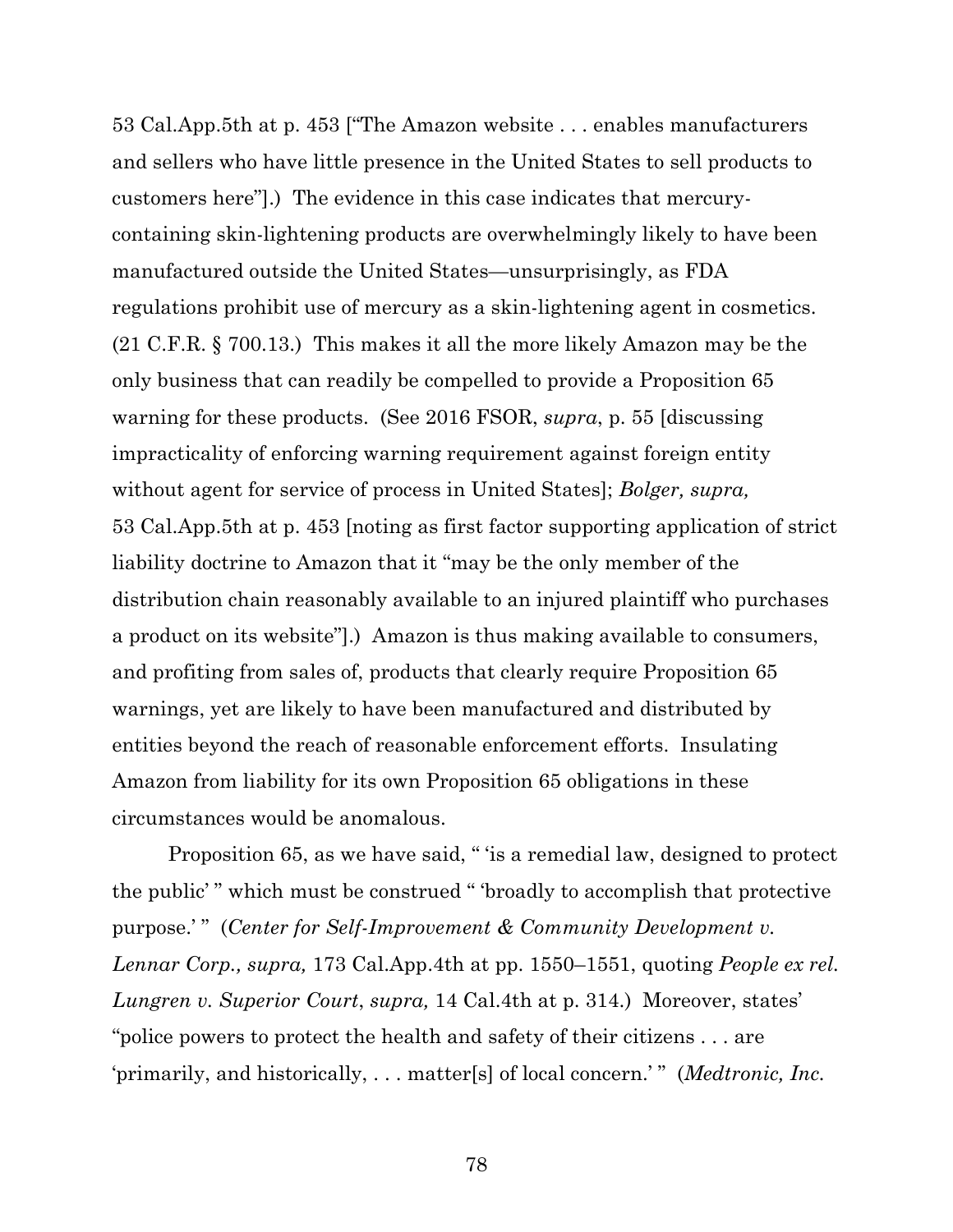53 Cal.App.5th at p. 453 ["The Amazon website . . . enables manufacturers and sellers who have little presence in the United States to sell products to customers here"].) The evidence in this case indicates that mercury-containing skin-lightening products are overwhelmingly likely to have been manufactured outside the United States—unsurprisingly, as FDA regulations prohibit use of mercury as a skin-lightening agent in cosmetics. (21 C.F.R. § 700.13.) This makes it all the more likely Amazon may be the only business that can readily be compelled to provide a Proposition 65 warning for these products. (See 2016 FSOR, *supra*, p. 55 [discussing impracticality of enforcing warning requirement against foreign entity without agent for service of process in United States]; *Bolger, supra,* 53 Cal.App.5th at p. 453 [noting as first factor supporting application of strict liability doctrine to Amazon that it "may be the only member of the distribution chain reasonably available to an injured plaintiff who purchases a product on its website"].) Amazon is thus making available to consumers, and profiting from sales of, products that clearly require Proposition 65 warnings, yet are likely to have been manufactured and distributed by entities beyond the reach of reasonable enforcement efforts. Insulating Amazon from liability for its own Proposition 65 obligations in these circumstances would be anomalous.

Proposition 65, as we have said, " 'is a remedial law, designed to protect the public' " which must be construed " 'broadly to accomplish that protective purpose.' " (*Center for Self-Improvement & Community Development v. Lennar Corp., supra,* 173 Cal.App.4th at pp. 1550–1551, quoting *People ex rel. Lungren v. Superior Court*, *supra,* 14 Cal.4th at p. 314.) Moreover, states' "police powers to protect the health and safety of their citizens . . . are 'primarily, and historically, . . . matter[s] of local concern.' " (*Medtronic, Inc.*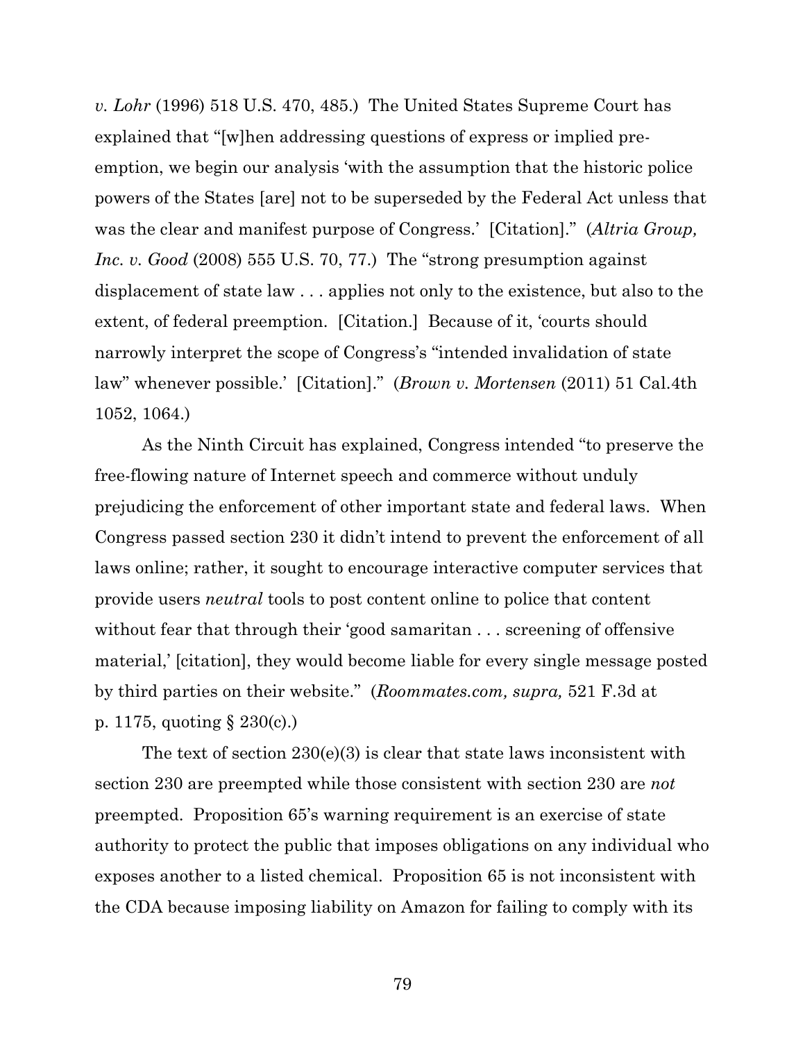*v. Lohr* (1996) 518 U.S. 470, 485.) The United States Supreme Court has explained that "[w]hen addressing questions of express or implied pre-emption, we begin our analysis 'with the assumption that the historic police powers of the States [are] not to be superseded by the Federal Act unless that was the clear and manifest purpose of Congress.' [Citation]." (*Altria Group, Inc. v. Good* (2008) 555 U.S. 70, 77.) The "strong presumption against displacement of state law . . . applies not only to the existence, but also to the extent, of federal preemption. [Citation.] Because of it, 'courts should narrowly interpret the scope of Congress's "intended invalidation of state law" whenever possible.' [Citation]." (*Brown v. Mortensen* (2011) 51 Cal.4th 1052, 1064.)

As the Ninth Circuit has explained, Congress intended "to preserve the free-flowing nature of Internet speech and commerce without unduly prejudicing the enforcement of other important state and federal laws. When Congress passed section 230 it didn't intend to prevent the enforcement of all laws online; rather, it sought to encourage interactive computer services that provide users *neutral* tools to post content online to police that content without fear that through their 'good samaritan . . . screening of offensive material,' [citation], they would become liable for every single message posted by third parties on their website." (*Roommates.com, supra,* 521 F.3d at p. 1175, quoting § 230(c).)

The text of section 230(e)(3) is clear that state laws inconsistent with section 230 are preempted while those consistent with section 230 are *not* preempted. Proposition 65's warning requirement is an exercise of state authority to protect the public that imposes obligations on any individual who exposes another to a listed chemical. Proposition 65 is not inconsistent with the CDA because imposing liability on Amazon for failing to comply with its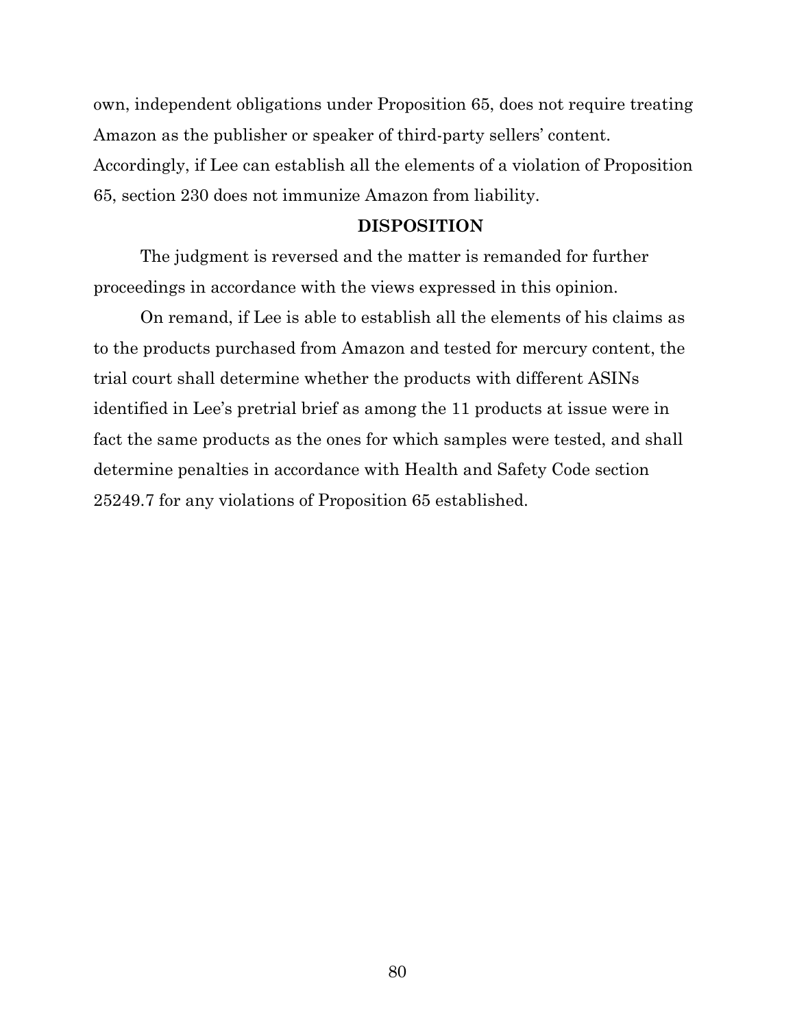own, independent obligations under Proposition 65, does not require treating Amazon as the publisher or speaker of third-party sellers' content. Accordingly, if Lee can establish all the elements of a violation of Proposition 65, section 230 does not immunize Amazon from liability.

## DISPOSITION

The judgment is reversed and the matter is remanded for further proceedings in accordance with the views expressed in this opinion.

On remand, if Lee is able to establish all the elements of his claims as to the products purchased from Amazon and tested for mercury content, the trial court shall determine whether the products with different ASINs identified in Lee's pretrial brief as among the 11 products at issue were in fact the same products as the ones for which samples were tested, and shall determine penalties in accordance with Health and Safety Code section 25249.7 for any violations of Proposition 65 established.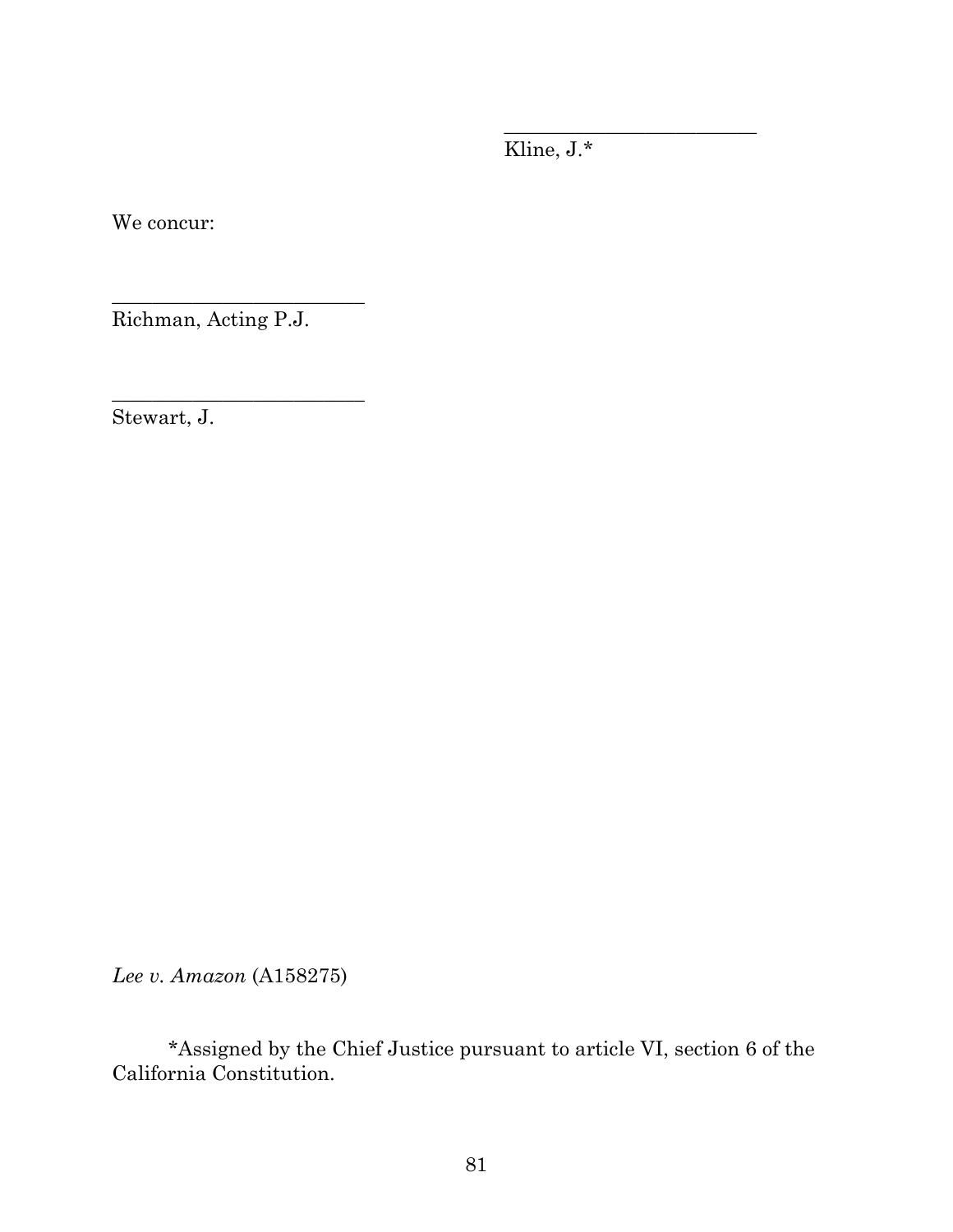_________________________
Kline, J.*

We concur:

_________________________
Richman, Acting P.J.

_________________________
Stewart, J.

*Lee v. Amazon* (A158275)

*Assigned by the Chief Justice pursuant to article VI, section 6 of the California Constitution.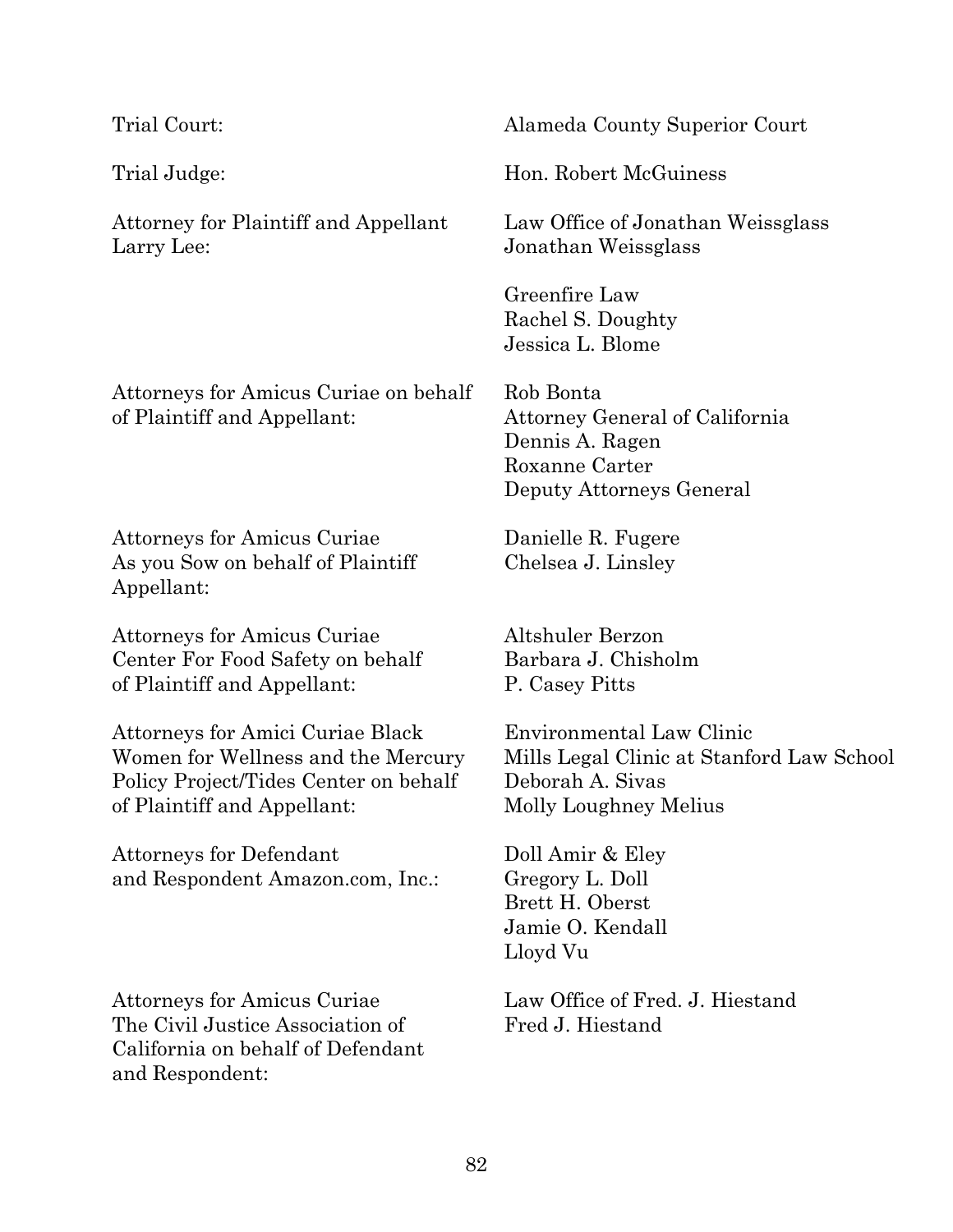| | |
|---|---|
| Trial Court: | Alameda County Superior Court |
| Trial Judge: | Hon. Robert McGuiness |
| Attorney for Plaintiff and Appellant Larry Lee: | Law Office of Jonathan Weissglass<br>Jonathan Weissglass<br><br>Greenfire Law<br>Rachel S. Doughty<br>Jessica L. Blome |
| Attorneys for Amicus Curiae on behalf of Plaintiff and Appellant: | Rob Bonta<br>Attorney General of California<br>Dennis A. Ragen<br>Roxanne Carter<br>Deputy Attorneys General |
| Attorneys for Amicus Curiae As you Sow on behalf of Plaintiff Appellant: | Danielle R. Fugere<br>Chelsea J. Linsley |
| Attorneys for Amicus Curiae Center For Food Safety on behalf of Plaintiff and Appellant: | Altshuler Berzon<br>Barbara J. Chisholm<br>P. Casey Pitts |
| Attorneys for Amici Curiae Black Women for Wellness and the Mercury Policy Project/Tides Center on behalf of Plaintiff and Appellant: | Environmental Law Clinic<br>Mills Legal Clinic at Stanford Law School<br>Deborah A. Sivas<br>Molly Loughney Melius |
| Attorneys for Defendant and Respondent Amazon.com, Inc.: | Doll Amir & Eley<br>Gregory L. Doll<br>Brett H. Oberst<br>Jamie O. Kendall<br>Lloyd Vu |
| Attorneys for Amicus Curiae The Civil Justice Association of California on behalf of Defendant and Respondent: | Law Office of Fred. J. Hiestand<br>Fred J. Hiestand |